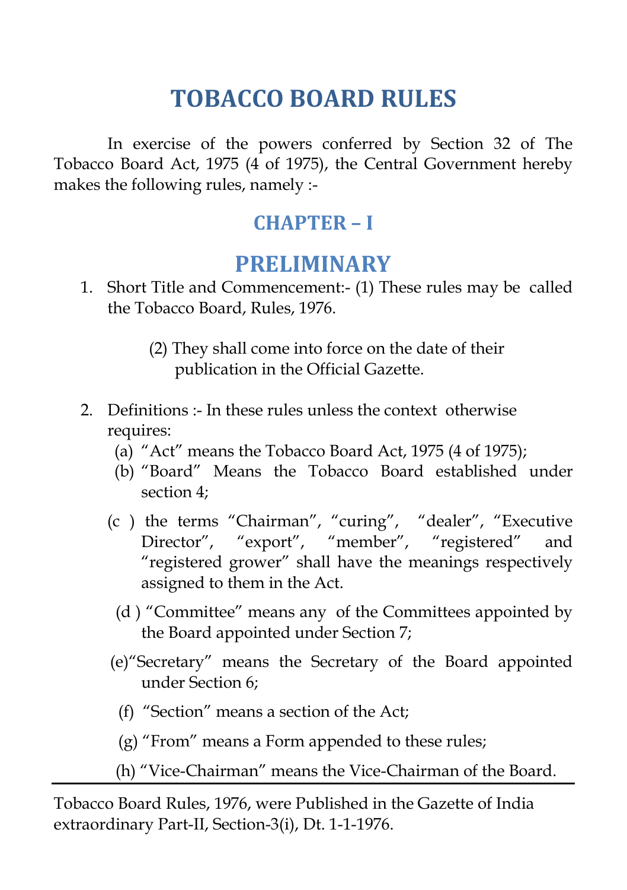# TOBACCO BOARD RULES

In exercise of the powers conferred by Section 32 of The Tobacco Board Act, 1975 (4 of 1975), the Central Government hereby makes the following rules, namely :-

## CHAPTER – I

## PRELIMINARY

1. Short Title and Commencement:- (1) These rules may be called the Tobacco Board, Rules, 1976.

   (2) They shall come into force on the date of their publication in the Official Gazette.

2. Definitions :- In these rules unless the context otherwise requires:
   - (a) "Act" means the Tobacco Board Act, 1975 (4 of 1975);
   - (b) "Board" Means the Tobacco Board established under section 4;
   - (c ) the terms "Chairman", "curing", "dealer", "Executive Director", "export", "member", "registered" and "registered grower" shall have the meanings respectively assigned to them in the Act.
   - (d ) "Committee" means any of the Committees appointed by the Board appointed under Section 7;
   - (e)"Secretary" means the Secretary of the Board appointed under Section 6;
   - (f) "Section" means a section of the Act;
   - (g) "From" means a Form appended to these rules;
   - (h) "Vice-Chairman" means the Vice-Chairman of the Board.

---

Tobacco Board Rules, 1976, were Published in the Gazette of India extraordinary Part-II, Section-3(i), Dt. 1-1-1976.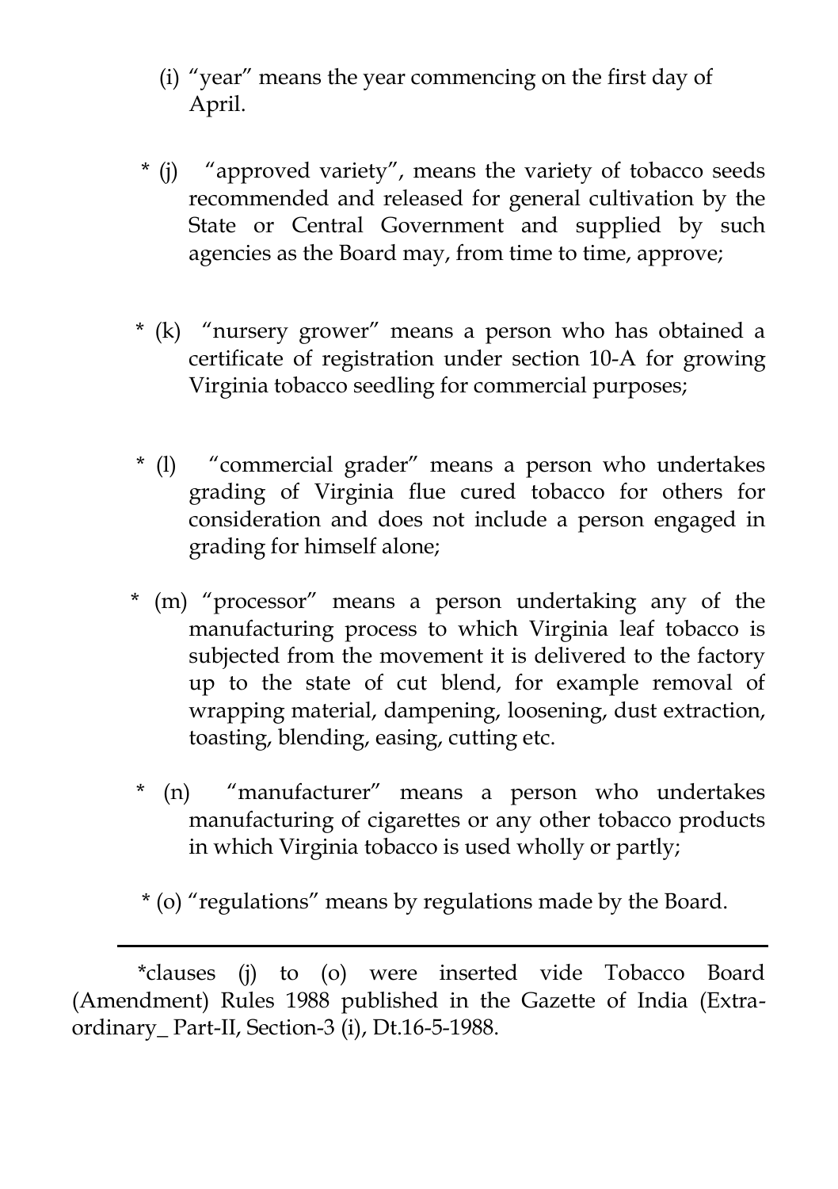(i) "year" means the year commencing on the first day of April.

\* (j) "approved variety", means the variety of tobacco seeds recommended and released for general cultivation by the State or Central Government and supplied by such agencies as the Board may, from time to time, approve;

\* (k) "nursery grower" means a person who has obtained a certificate of registration under section 10-A for growing Virginia tobacco seedling for commercial purposes;

\* (l) "commercial grader" means a person who undertakes grading of Virginia flue cured tobacco for others for consideration and does not include a person engaged in grading for himself alone;

\* (m) "processor" means a person undertaking any of the manufacturing process to which Virginia leaf tobacco is subjected from the movement it is delivered to the factory up to the state of cut blend, for example removal of wrapping material, dampening, loosening, dust extraction, toasting, blending, easing, cutting etc.

\* (n) "manufacturer" means a person who undertakes manufacturing of cigarettes or any other tobacco products in which Virginia tobacco is used wholly or partly;

\* (o) "regulations" means by regulations made by the Board.

---

*clauses (j) to (o) were inserted vide Tobacco Board (Amendment) Rules 1988 published in the Gazette of India (Extra-ordinary_ Part-II, Section-3 (i), Dt.16-5-1988.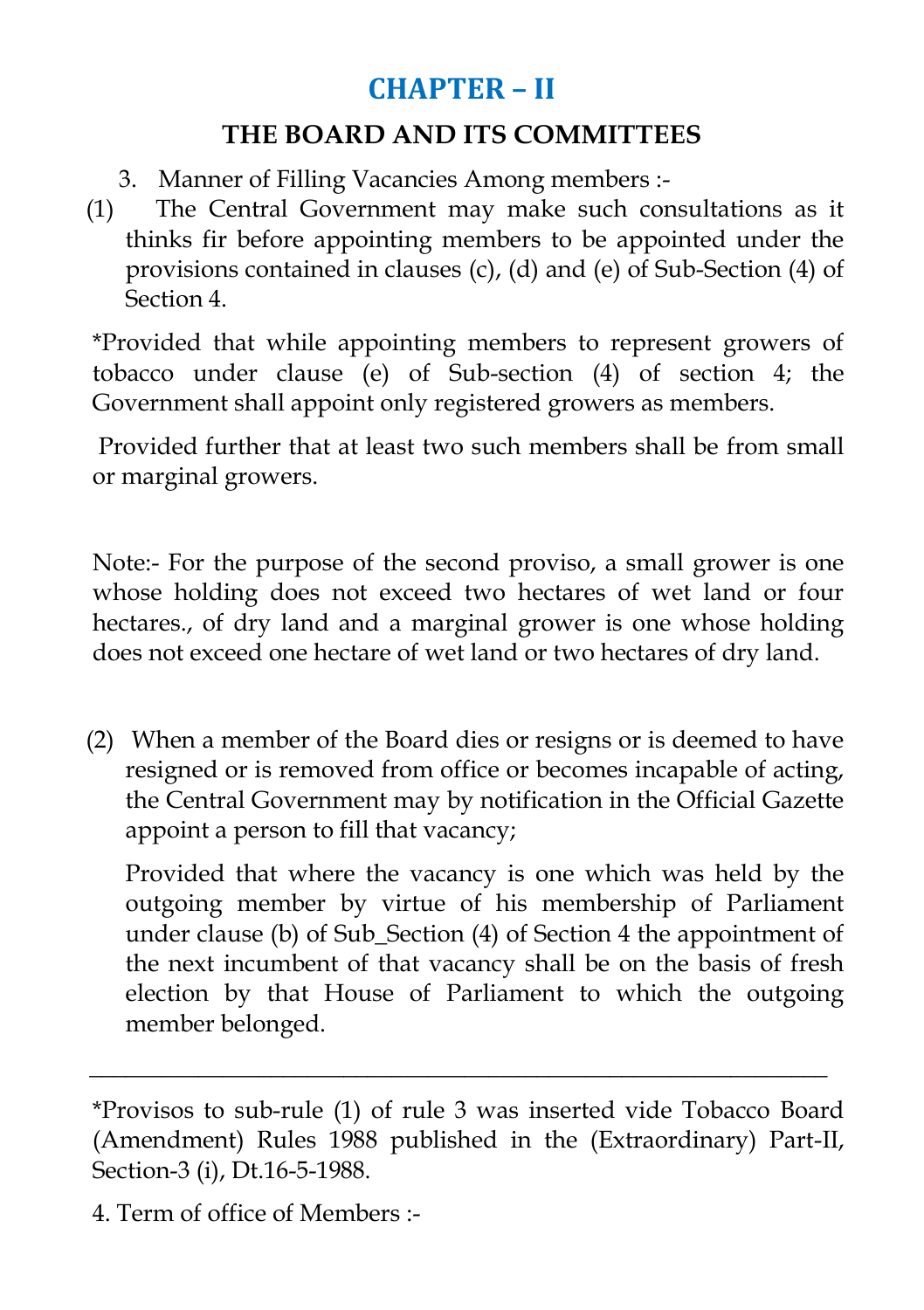# CHAPTER – II

## THE BOARD AND ITS COMMITTEES

3. Manner of Filling Vacancies Among members :-

(1) The Central Government may make such consultations as it thinks fir before appointing members to be appointed under the provisions contained in clauses (c), (d) and (e) of Sub-Section (4) of Section 4.

*Provided that while appointing members to represent growers of tobacco under clause (e) of Sub-section (4) of section 4; the Government shall appoint only registered growers as members.

Provided further that at least two such members shall be from small or marginal growers.

Note:- For the purpose of the second proviso, a small grower is one whose holding does not exceed two hectares of wet land or four hectares., of dry land and a marginal grower is one whose holding does not exceed one hectare of wet land or two hectares of dry land.

(2) When a member of the Board dies or resigns or is deemed to have resigned or is removed from office or becomes incapable of acting, the Central Government may by notification in the Official Gazette appoint a person to fill that vacancy;

Provided that where the vacancy is one which was held by the outgoing member by virtue of his membership of Parliament under clause (b) of Sub_Section (4) of Section 4 the appointment of the next incumbent of that vacancy shall be on the basis of fresh election by that House of Parliament to which the outgoing member belonged.

---

*Provisos to sub-rule (1) of rule 3 was inserted vide Tobacco Board (Amendment) Rules 1988 published in the (Extraordinary) Part-II, Section-3 (i), Dt.16-5-1988.

4. Term of office of Members :-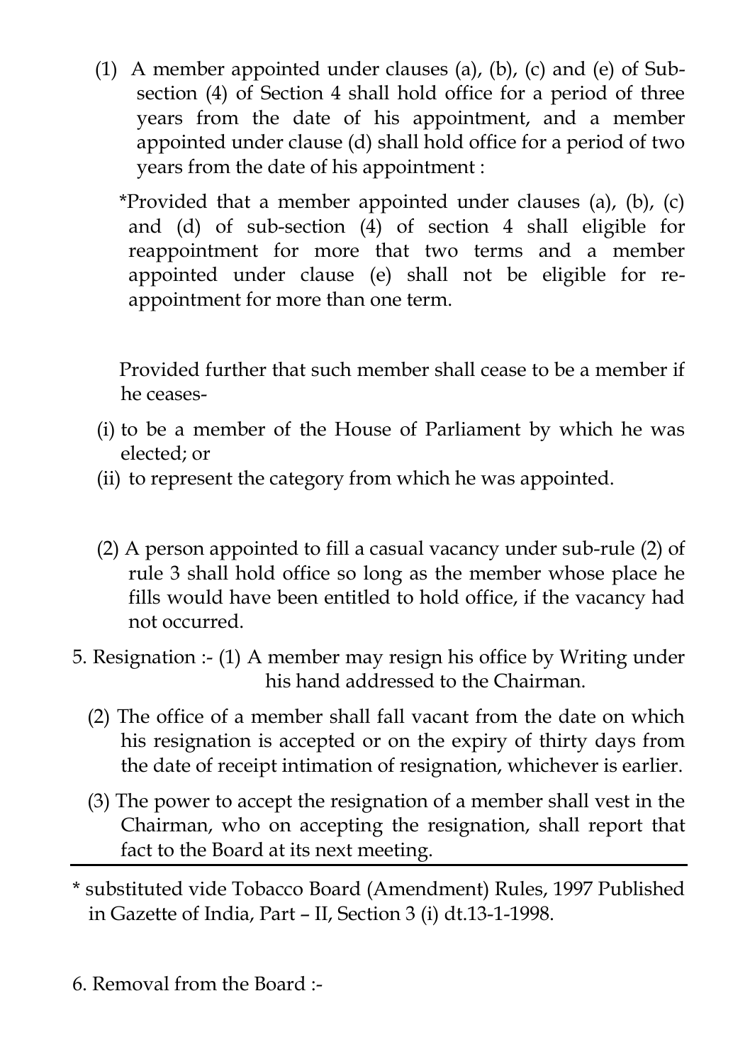(1) A member appointed under clauses (a), (b), (c) and (e) of Sub-section (4) of Section 4 shall hold office for a period of three years from the date of his appointment, and a member appointed under clause (d) shall hold office for a period of two years from the date of his appointment :

*Provided that a member appointed under clauses (a), (b), (c) and (d) of sub-section (4) of section 4 shall eligible for reappointment for more that two terms and a member appointed under clause (e) shall not be eligible for re-appointment for more than one term.

Provided further that such member shall cease to be a member if he ceases-

(i) to be a member of the House of Parliament by which he was elected; or

(ii) to represent the category from which he was appointed.

(2) A person appointed to fill a casual vacancy under sub-rule (2) of rule 3 shall hold office so long as the member whose place he fills would have been entitled to hold office, if the vacancy had not occurred.

5. Resignation :- (1) A member may resign his office by Writing under his hand addressed to the Chairman.

(2) The office of a member shall fall vacant from the date on which his resignation is accepted or on the expiry of thirty days from the date of receipt intimation of resignation, whichever is earlier.

(3) The power to accept the resignation of a member shall vest in the Chairman, who on accepting the resignation, shall report that fact to the Board at its next meeting.

---

* substituted vide Tobacco Board (Amendment) Rules, 1997 Published in Gazette of India, Part – II, Section 3 (i) dt.13-1-1998.

6. Removal from the Board :-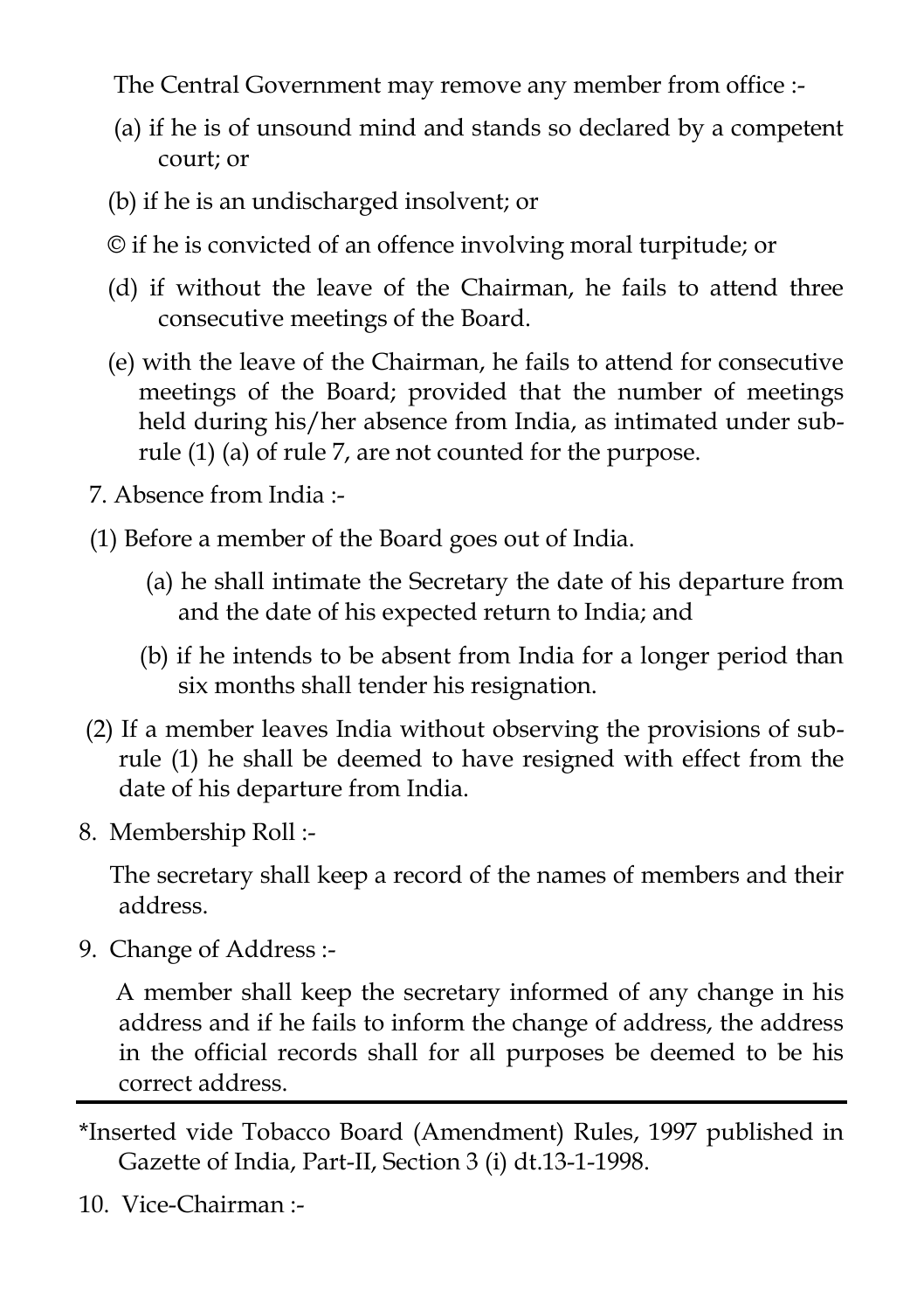The Central Government may remove any member from office :-

(a) if he is of unsound mind and stands so declared by a competent court; or

(b) if he is an undischarged insolvent; or

© if he is convicted of an offence involving moral turpitude; or

(d) if without the leave of the Chairman, he fails to attend three consecutive meetings of the Board.

(e) with the leave of the Chairman, he fails to attend for consecutive meetings of the Board; provided that the number of meetings held during his/her absence from India, as intimated under sub-rule (1) (a) of rule 7, are not counted for the purpose.

7. Absence from India :-

(1) Before a member of the Board goes out of India.

(a) he shall intimate the Secretary the date of his departure from and the date of his expected return to India; and

(b) if he intends to be absent from India for a longer period than six months shall tender his resignation.

(2) If a member leaves India without observing the provisions of sub-rule (1) he shall be deemed to have resigned with effect from the date of his departure from India.

8. Membership Roll :-

The secretary shall keep a record of the names of members and their address.

9. Change of Address :-

A member shall keep the secretary informed of any change in his address and if he fails to inform the change of address, the address in the official records shall for all purposes be deemed to be his correct address.

---

*Inserted vide Tobacco Board (Amendment) Rules, 1997 published in Gazette of India, Part-II, Section 3 (i) dt.13-1-1998.

10. Vice-Chairman :-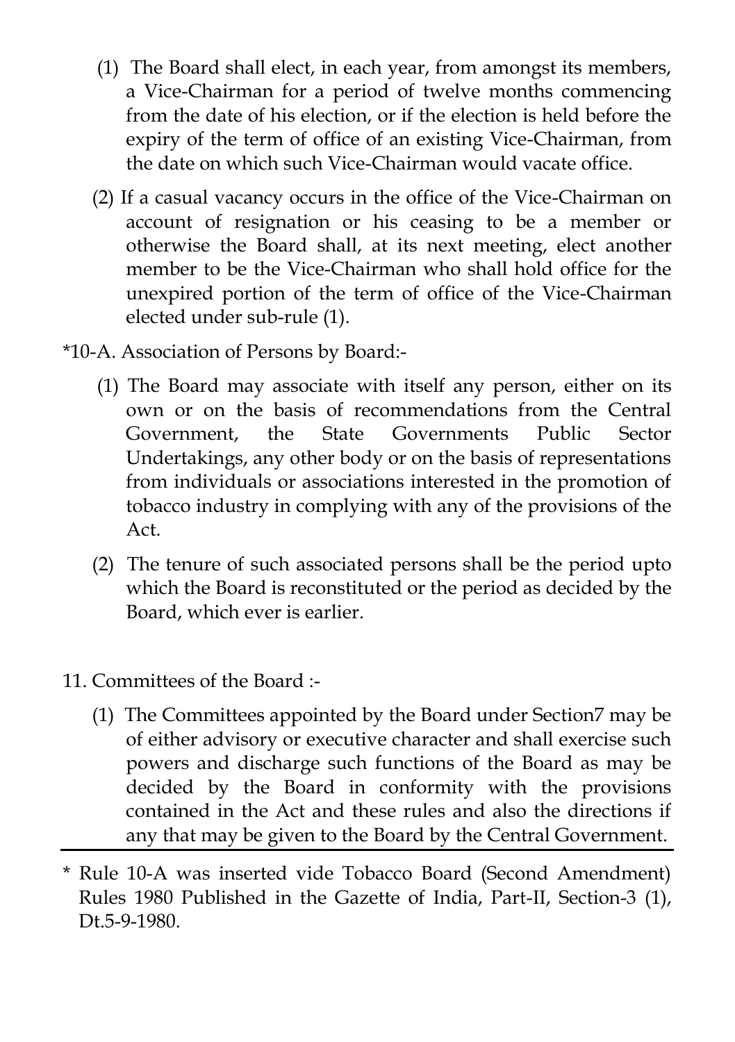(1) The Board shall elect, in each year, from amongst its members, a Vice-Chairman for a period of twelve months commencing from the date of his election, or if the election is held before the expiry of the term of office of an existing Vice-Chairman, from the date on which such Vice-Chairman would vacate office.

(2) If a casual vacancy occurs in the office of the Vice-Chairman on account of resignation or his ceasing to be a member or otherwise the Board shall, at its next meeting, elect another member to be the Vice-Chairman who shall hold office for the unexpired portion of the term of office of the Vice-Chairman elected under sub-rule (1).

*10-A. Association of Persons by Board:-

(1) The Board may associate with itself any person, either on its own or on the basis of recommendations from the Central Government, the State Governments Public Sector Undertakings, any other body or on the basis of representations from individuals or associations interested in the promotion of tobacco industry in complying with any of the provisions of the Act.

(2) The tenure of such associated persons shall be the period upto which the Board is reconstituted or the period as decided by the Board, which ever is earlier.

11. Committees of the Board :-

(1) The Committees appointed by the Board under Section7 may be of either advisory or executive character and shall exercise such powers and discharge such functions of the Board as may be decided by the Board in conformity with the provisions contained in the Act and these rules and also the directions if any that may be given to the Board by the Central Government.

---

* Rule 10-A was inserted vide Tobacco Board (Second Amendment) Rules 1980 Published in the Gazette of India, Part-II, Section-3 (1), Dt.5-9-1980.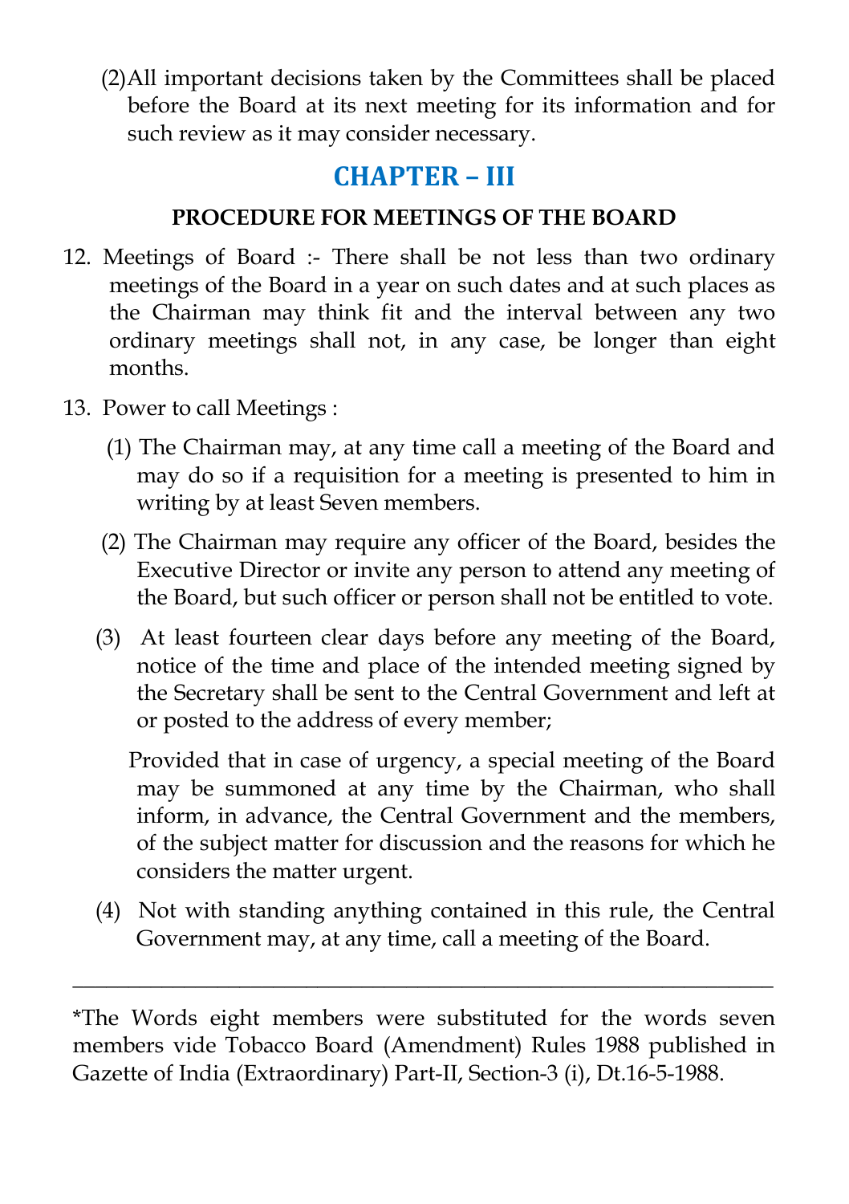(2) All important decisions taken by the Committees shall be placed before the Board at its next meeting for its information and for such review as it may consider necessary.

## CHAPTER – III

### PROCEDURE FOR MEETINGS OF THE BOARD

12. Meetings of Board :- There shall be not less than two ordinary meetings of the Board in a year on such dates and at such places as the Chairman may think fit and the interval between any two ordinary meetings shall not, in any case, be longer than eight months.

13. Power to call Meetings :

   (1) The Chairman may, at any time call a meeting of the Board and may do so if a requisition for a meeting is presented to him in writing by at least Seven members.

   (2) The Chairman may require any officer of the Board, besides the Executive Director or invite any person to attend any meeting of the Board, but such officer or person shall not be entitled to vote.

   (3) At least fourteen clear days before any meeting of the Board, notice of the time and place of the intended meeting signed by the Secretary shall be sent to the Central Government and left at or posted to the address of every member;

   Provided that in case of urgency, a special meeting of the Board may be summoned at any time by the Chairman, who shall inform, in advance, the Central Government and the members, of the subject matter for discussion and the reasons for which he considers the matter urgent.

   (4) Not with standing anything contained in this rule, the Central Government may, at any time, call a meeting of the Board.

---

*The Words eight members were substituted for the words seven members vide Tobacco Board (Amendment) Rules 1988 published in Gazette of India (Extraordinary) Part-II, Section-3 (i), Dt.16-5-1988.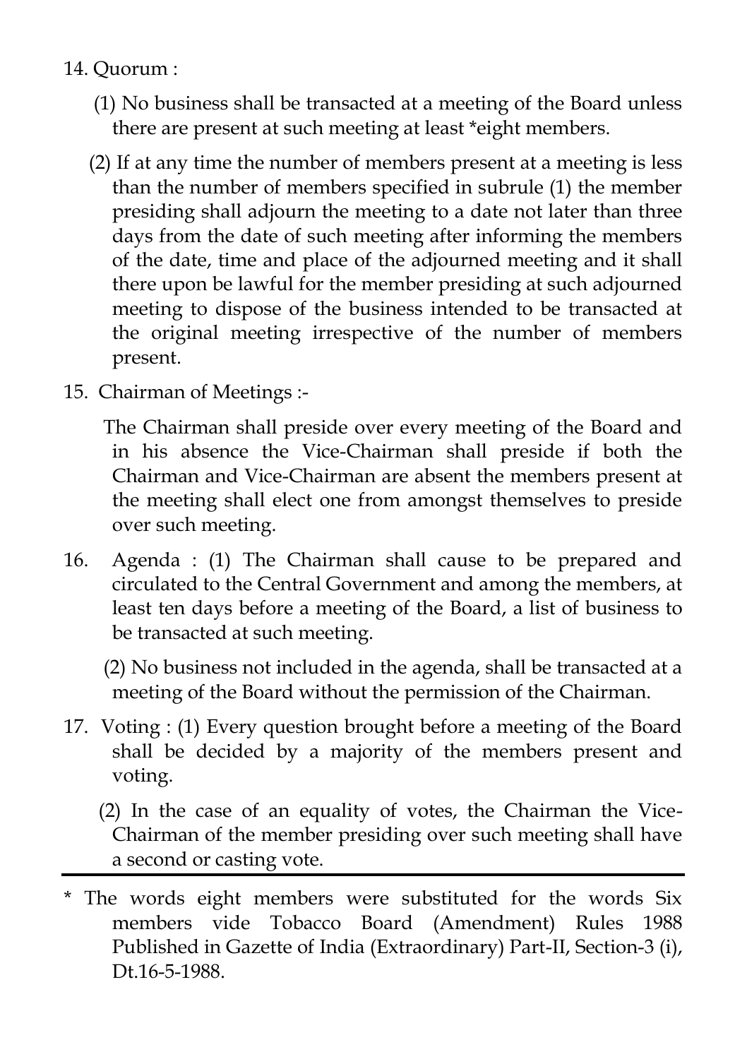14. Quorum :

(1) No business shall be transacted at a meeting of the Board unless there are present at such meeting at least *eight members.

(2) If at any time the number of members present at a meeting is less than the number of members specified in subrule (1) the member presiding shall adjourn the meeting to a date not later than three days from the date of such meeting after informing the members of the date, time and place of the adjourned meeting and it shall there upon be lawful for the member presiding at such adjourned meeting to dispose of the business intended to be transacted at the original meeting irrespective of the number of members present.

15. Chairman of Meetings :-

The Chairman shall preside over every meeting of the Board and in his absence the Vice-Chairman shall preside if both the Chairman and Vice-Chairman are absent the members present at the meeting shall elect one from amongst themselves to preside over such meeting.

16. Agenda : (1) The Chairman shall cause to be prepared and circulated to the Central Government and among the members, at least ten days before a meeting of the Board, a list of business to be transacted at such meeting.

(2) No business not included in the agenda, shall be transacted at a meeting of the Board without the permission of the Chairman.

17. Voting : (1) Every question brought before a meeting of the Board shall be decided by a majority of the members present and voting.

(2) In the case of an equality of votes, the Chairman the Vice-Chairman of the member presiding over such meeting shall have a second or casting vote.

---

* The words eight members were substituted for the words Six members vide Tobacco Board (Amendment) Rules 1988 Published in Gazette of India (Extraordinary) Part-II, Section-3 (i), Dt.16-5-1988.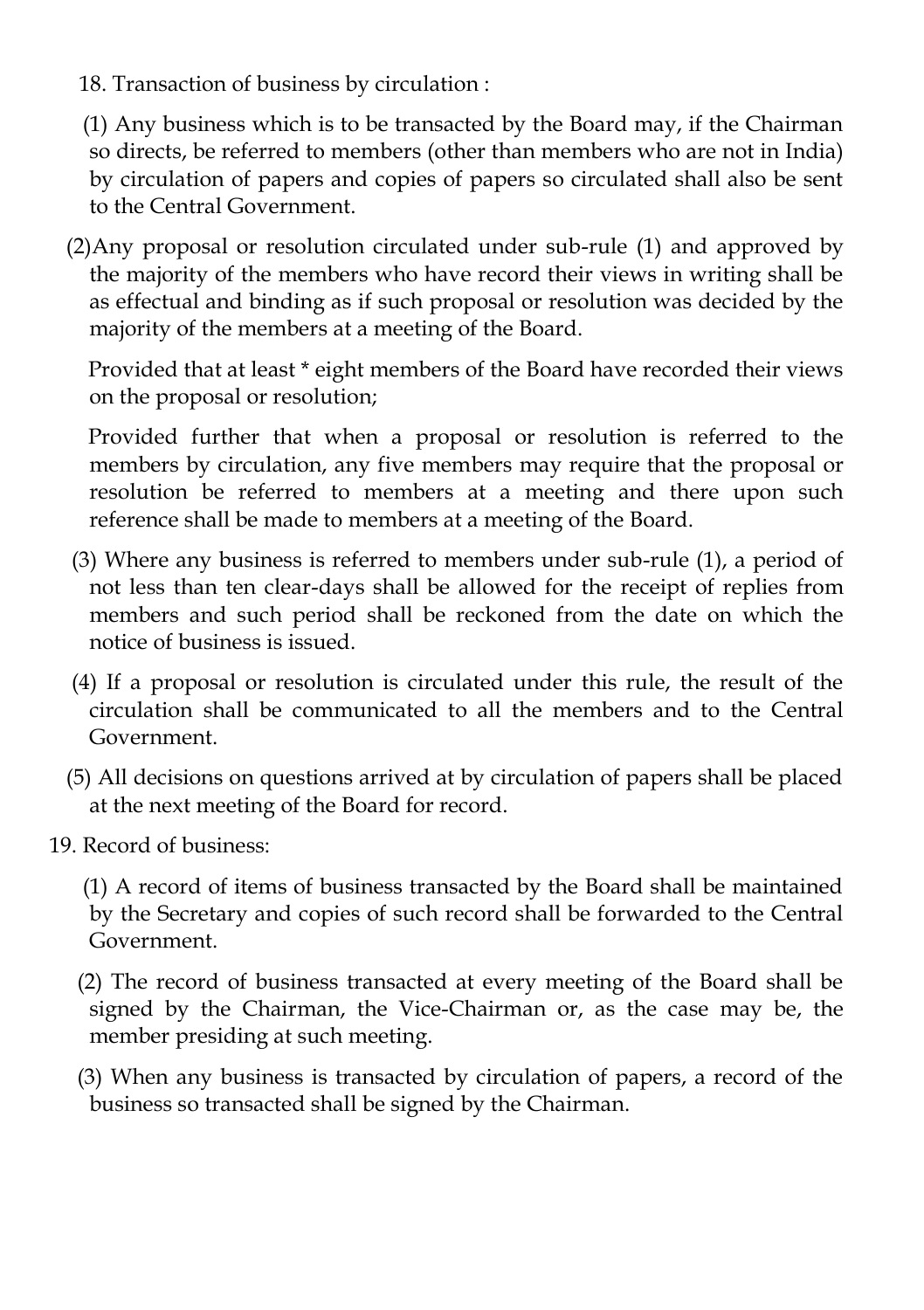18. Transaction of business by circulation :

(1) Any business which is to be transacted by the Board may, if the Chairman so directs, be referred to members (other than members who are not in India) by circulation of papers and copies of papers so circulated shall also be sent to the Central Government.

(2)Any proposal or resolution circulated under sub-rule (1) and approved by the majority of the members who have record their views in writing shall be as effectual and binding as if such proposal or resolution was decided by the majority of the members at a meeting of the Board.

Provided that at least * eight members of the Board have recorded their views on the proposal or resolution;

Provided further that when a proposal or resolution is referred to the members by circulation, any five members may require that the proposal or resolution be referred to members at a meeting and there upon such reference shall be made to members at a meeting of the Board.

(3) Where any business is referred to members under sub-rule (1), a period of not less than ten clear-days shall be allowed for the receipt of replies from members and such period shall be reckoned from the date on which the notice of business is issued.

(4) If a proposal or resolution is circulated under this rule, the result of the circulation shall be communicated to all the members and to the Central Government.

(5) All decisions on questions arrived at by circulation of papers shall be placed at the next meeting of the Board for record.

19. Record of business:

(1) A record of items of business transacted by the Board shall be maintained by the Secretary and copies of such record shall be forwarded to the Central Government.

(2) The record of business transacted at every meeting of the Board shall be signed by the Chairman, the Vice-Chairman or, as the case may be, the member presiding at such meeting.

(3) When any business is transacted by circulation of papers, a record of the business so transacted shall be signed by the Chairman.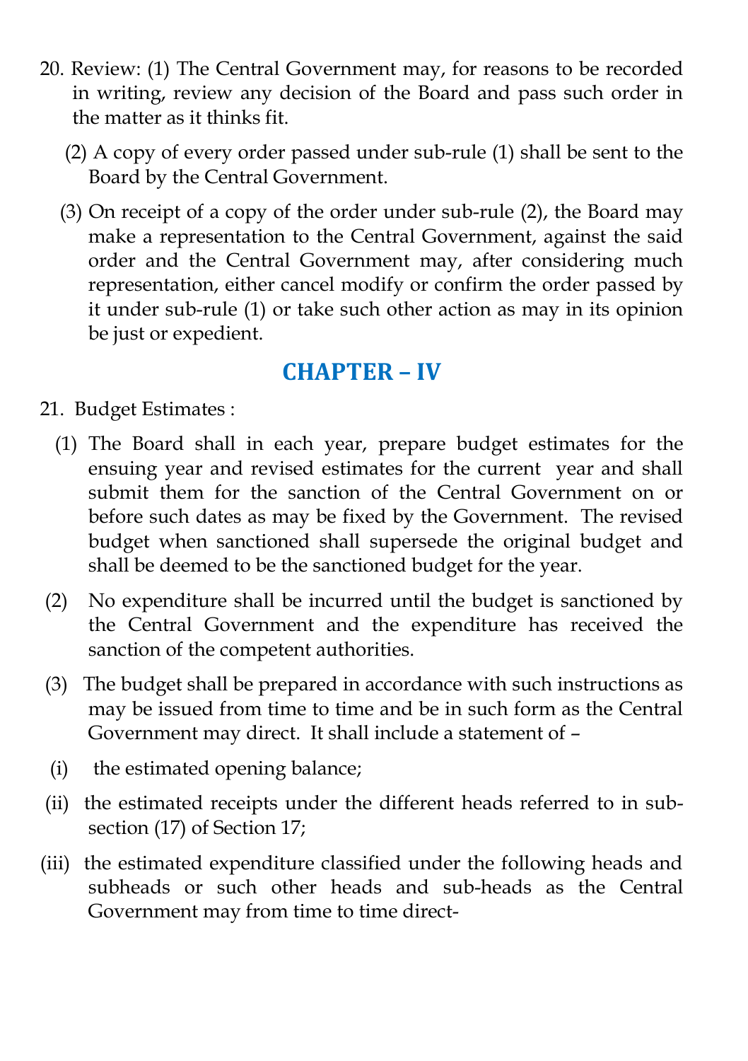20. Review: (1) The Central Government may, for reasons to be recorded in writing, review any decision of the Board and pass such order in the matter as it thinks fit.

(2) A copy of every order passed under sub-rule (1) shall be sent to the Board by the Central Government.

(3) On receipt of a copy of the order under sub-rule (2), the Board may make a representation to the Central Government, against the said order and the Central Government may, after considering much representation, either cancel modify or confirm the order passed by it under sub-rule (1) or take such other action as may in its opinion be just or expedient.

## CHAPTER – IV

21. Budget Estimates :

(1) The Board shall in each year, prepare budget estimates for the ensuing year and revised estimates for the current year and shall submit them for the sanction of the Central Government on or before such dates as may be fixed by the Government. The revised budget when sanctioned shall supersede the original budget and shall be deemed to be the sanctioned budget for the year.

(2) No expenditure shall be incurred until the budget is sanctioned by the Central Government and the expenditure has received the sanction of the competent authorities.

(3) The budget shall be prepared in accordance with such instructions as may be issued from time to time and be in such form as the Central Government may direct. It shall include a statement of –

(i) the estimated opening balance;

(ii) the estimated receipts under the different heads referred to in sub-section (17) of Section 17;

(iii) the estimated expenditure classified under the following heads and subheads or such other heads and sub-heads as the Central Government may from time to time direct-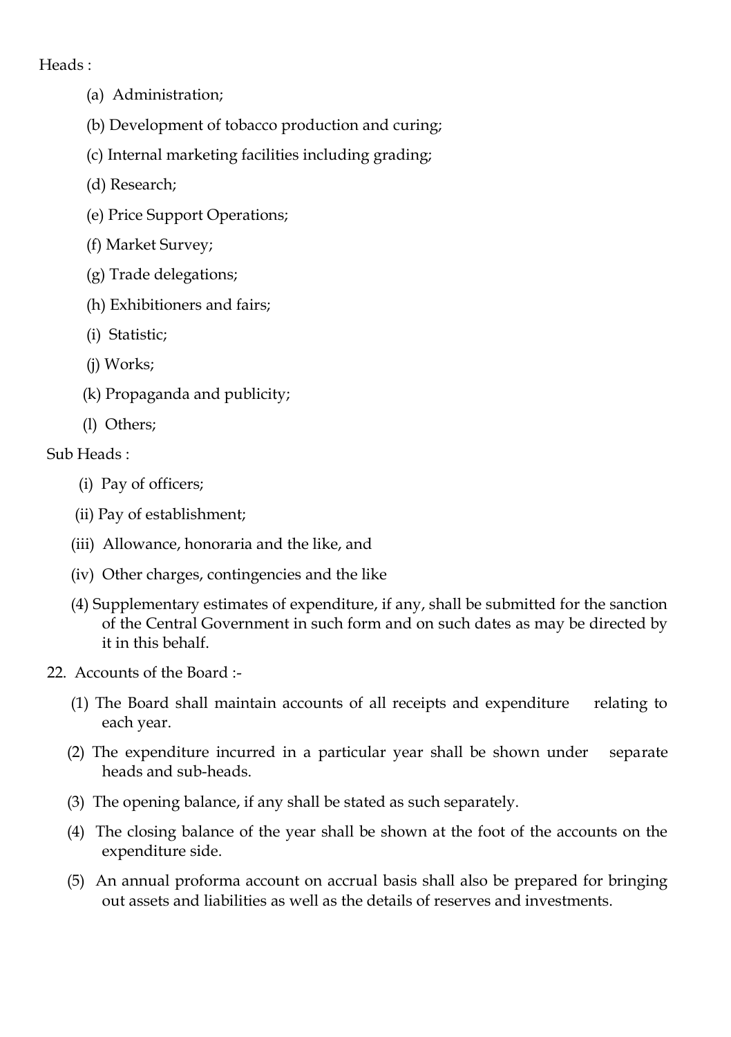Heads :

(a) Administration;

(b) Development of tobacco production and curing;

(c) Internal marketing facilities including grading;

(d) Research;

(e) Price Support Operations;

(f) Market Survey;

(g) Trade delegations;

(h) Exhibitioners and fairs;

(i) Statistic;

(j) Works;

(k) Propaganda and publicity;

(l) Others;

Sub Heads :

(i) Pay of officers;

(ii) Pay of establishment;

(iii) Allowance, honoraria and the like, and

(iv) Other charges, contingencies and the like

(4) Supplementary estimates of expenditure, if any, shall be submitted for the sanction of the Central Government in such form and on such dates as may be directed by it in this behalf.

22. Accounts of the Board :-

(1) The Board shall maintain accounts of all receipts and expenditure relating to each year.

(2) The expenditure incurred in a particular year shall be shown under separate heads and sub-heads.

(3) The opening balance, if any shall be stated as such separately.

(4) The closing balance of the year shall be shown at the foot of the accounts on the expenditure side.

(5) An annual proforma account on accrual basis shall also be prepared for bringing out assets and liabilities as well as the details of reserves and investments.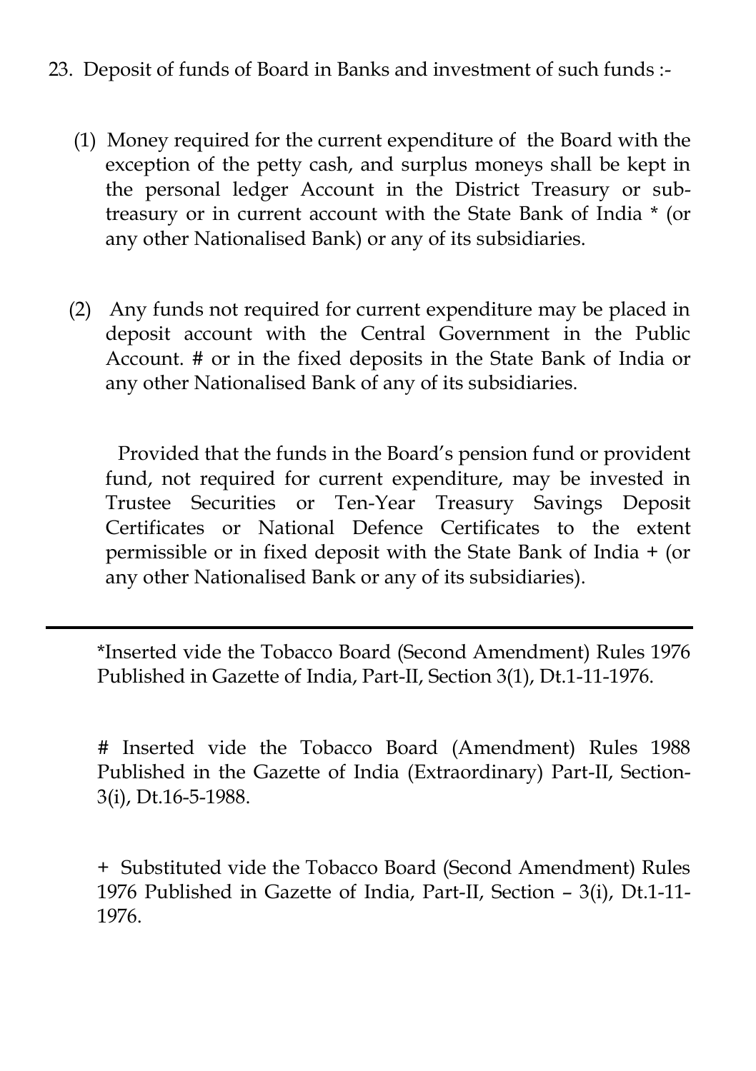23. Deposit of funds of Board in Banks and investment of such funds :-

(1) Money required for the current expenditure of the Board with the exception of the petty cash, and surplus moneys shall be kept in the personal ledger Account in the District Treasury or sub-treasury or in current account with the State Bank of India * (or any other Nationalised Bank) or any of its subsidiaries.

(2) Any funds not required for current expenditure may be placed in deposit account with the Central Government in the Public Account. # or in the fixed deposits in the State Bank of India or any other Nationalised Bank of any of its subsidiaries.

Provided that the funds in the Board's pension fund or provident fund, not required for current expenditure, may be invested in Trustee Securities or Ten-Year Treasury Savings Deposit Certificates or National Defence Certificates to the extent permissible or in fixed deposit with the State Bank of India + (or any other Nationalised Bank or any of its subsidiaries).

---

*Inserted vide the Tobacco Board (Second Amendment) Rules 1976 Published in Gazette of India, Part-II, Section 3(1), Dt.1-11-1976.

# Inserted vide the Tobacco Board (Amendment) Rules 1988 Published in the Gazette of India (Extraordinary) Part-II, Section-3(i), Dt.16-5-1988.

+ Substituted vide the Tobacco Board (Second Amendment) Rules 1976 Published in Gazette of India, Part-II, Section – 3(i), Dt.1-11-1976.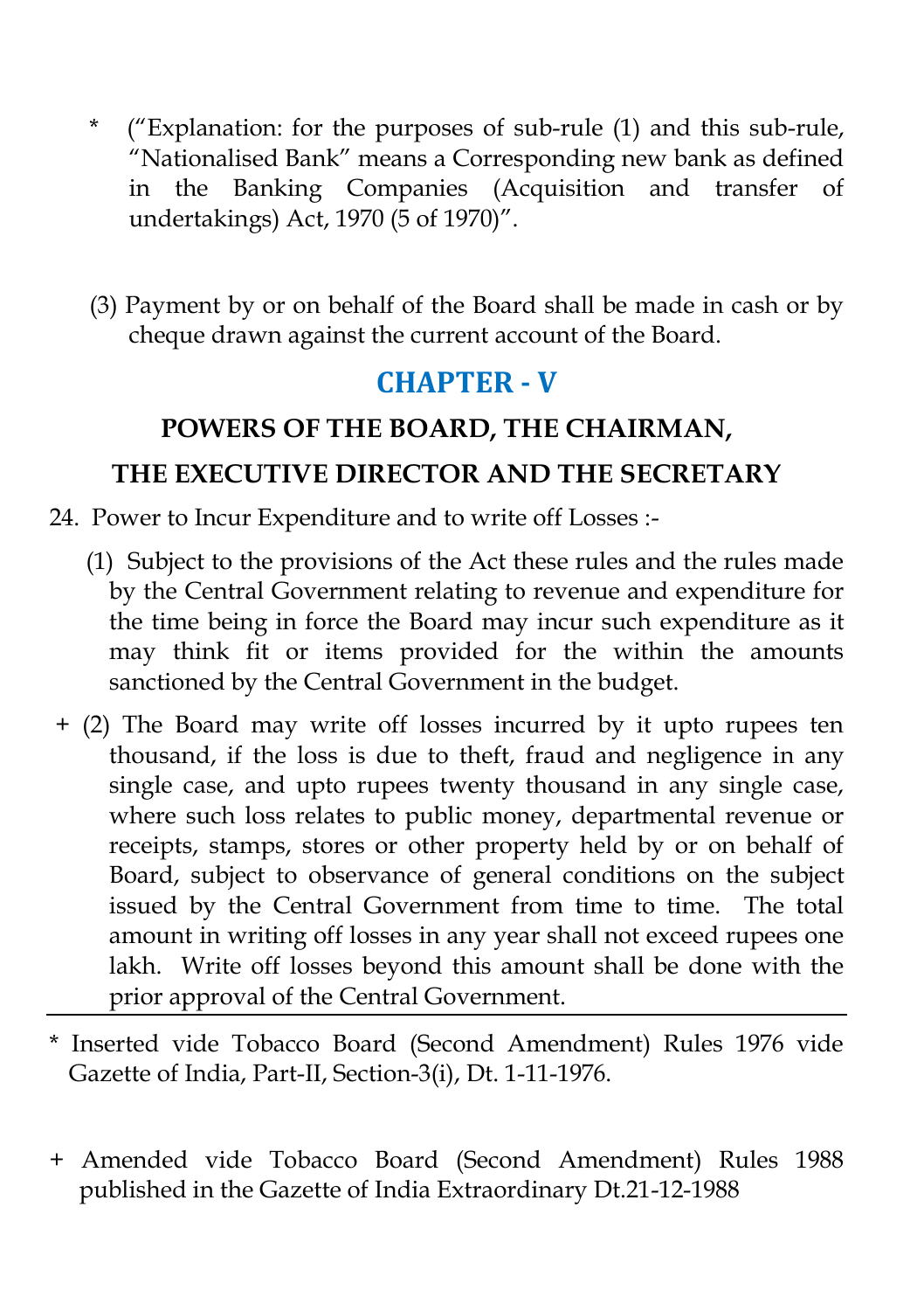\* (“Explanation: for the purposes of sub-rule (1) and this sub-rule, “Nationalised Bank” means a Corresponding new bank as defined in the Banking Companies (Acquisition and transfer of undertakings) Act, 1970 (5 of 1970)”.

(3) Payment by or on behalf of the Board shall be made in cash or by cheque drawn against the current account of the Board.

## CHAPTER - V

### POWERS OF THE BOARD, THE CHAIRMAN, THE EXECUTIVE DIRECTOR AND THE SECRETARY

24. Power to Incur Expenditure and to write off Losses :-

(1) Subject to the provisions of the Act these rules and the rules made by the Central Government relating to revenue and expenditure for the time being in force the Board may incur such expenditure as it may think fit or items provided for the within the amounts sanctioned by the Central Government in the budget.

\+ (2) The Board may write off losses incurred by it upto rupees ten thousand, if the loss is due to theft, fraud and negligence in any single case, and upto rupees twenty thousand in any single case, where such loss relates to public money, departmental revenue or receipts, stamps, stores or other property held by or on behalf of Board, subject to observance of general conditions on the subject issued by the Central Government from time to time. The total amount in writing off losses in any year shall not exceed rupees one lakh. Write off losses beyond this amount shall be done with the prior approval of the Central Government.

---

\* Inserted vide Tobacco Board (Second Amendment) Rules 1976 vide Gazette of India, Part-II, Section-3(i), Dt. 1-11-1976.

\+ Amended vide Tobacco Board (Second Amendment) Rules 1988 published in the Gazette of India Extraordinary Dt.21-12-1988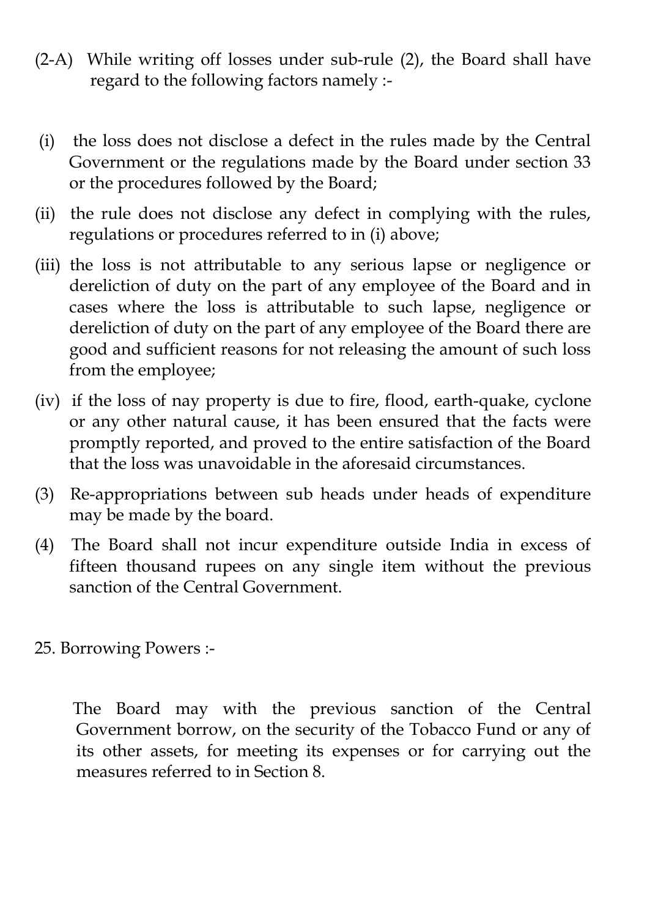(2-A) While writing off losses under sub-rule (2), the Board shall have regard to the following factors namely :-

(i) the loss does not disclose a defect in the rules made by the Central Government or the regulations made by the Board under section 33 or the procedures followed by the Board;

(ii) the rule does not disclose any defect in complying with the rules, regulations or procedures referred to in (i) above;

(iii) the loss is not attributable to any serious lapse or negligence or dereliction of duty on the part of any employee of the Board and in cases where the loss is attributable to such lapse, negligence or dereliction of duty on the part of any employee of the Board there are good and sufficient reasons for not releasing the amount of such loss from the employee;

(iv) if the loss of nay property is due to fire, flood, earth-quake, cyclone or any other natural cause, it has been ensured that the facts were promptly reported, and proved to the entire satisfaction of the Board that the loss was unavoidable in the aforesaid circumstances.

(3) Re-appropriations between sub heads under heads of expenditure may be made by the board.

(4) The Board shall not incur expenditure outside India in excess of fifteen thousand rupees on any single item without the previous sanction of the Central Government.

25. Borrowing Powers :-

The Board may with the previous sanction of the Central Government borrow, on the security of the Tobacco Fund or any of its other assets, for meeting its expenses or for carrying out the measures referred to in Section 8.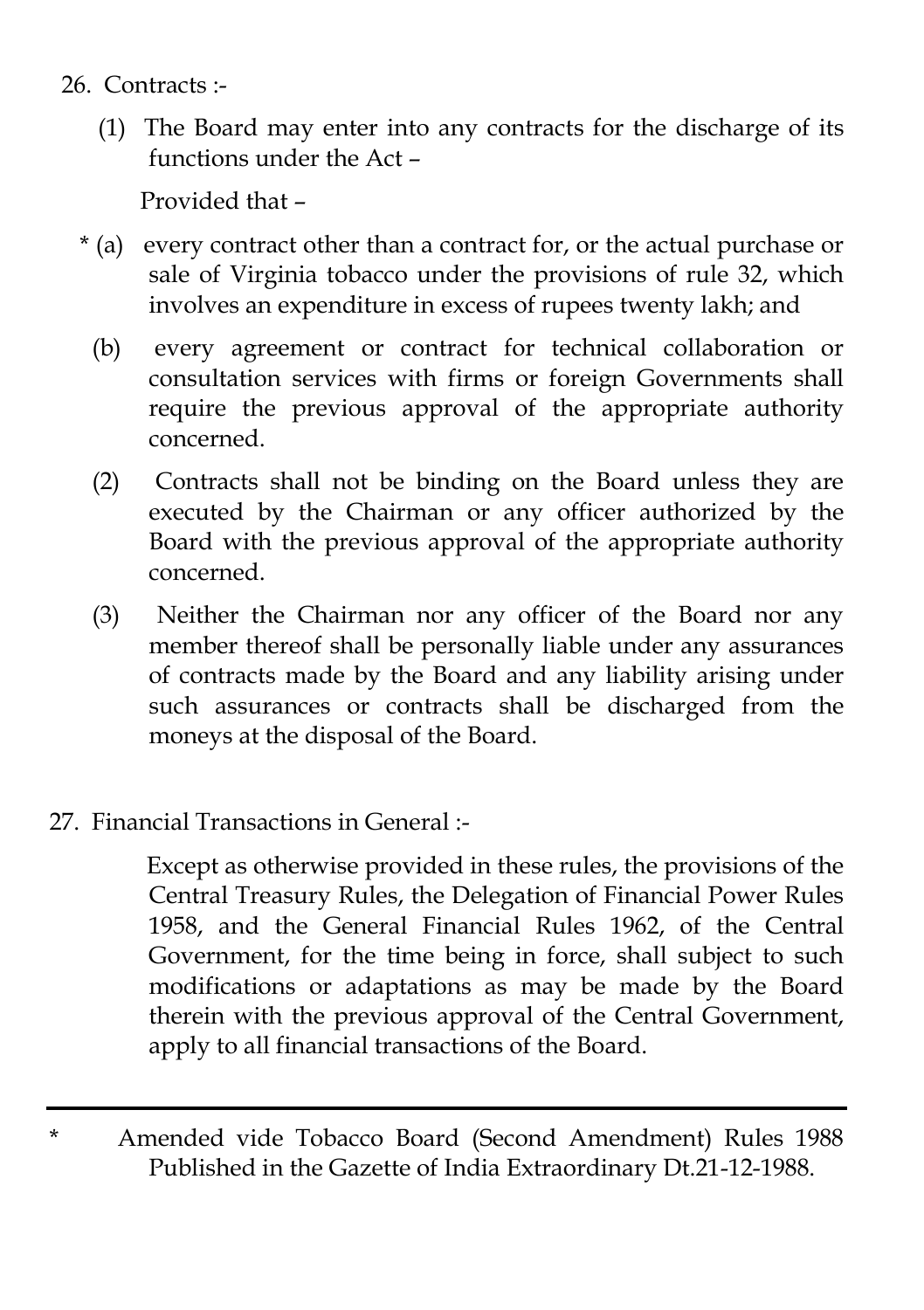26. Contracts :-

(1) The Board may enter into any contracts for the discharge of its functions under the Act –

Provided that –

* (a) every contract other than a contract for, or the actual purchase or sale of Virginia tobacco under the provisions of rule 32, which involves an expenditure in excess of rupees twenty lakh; and

(b) every agreement or contract for technical collaboration or consultation services with firms or foreign Governments shall require the previous approval of the appropriate authority concerned.

(2) Contracts shall not be binding on the Board unless they are executed by the Chairman or any officer authorized by the Board with the previous approval of the appropriate authority concerned.

(3) Neither the Chairman nor any officer of the Board nor any member thereof shall be personally liable under any assurances of contracts made by the Board and any liability arising under such assurances or contracts shall be discharged from the moneys at the disposal of the Board.

27. Financial Transactions in General :-

Except as otherwise provided in these rules, the provisions of the Central Treasury Rules, the Delegation of Financial Power Rules 1958, and the General Financial Rules 1962, of the Central Government, for the time being in force, shall subject to such modifications or adaptations as may be made by the Board therein with the previous approval of the Central Government, apply to all financial transactions of the Board.

---

* Amended vide Tobacco Board (Second Amendment) Rules 1988 Published in the Gazette of India Extraordinary Dt.21-12-1988.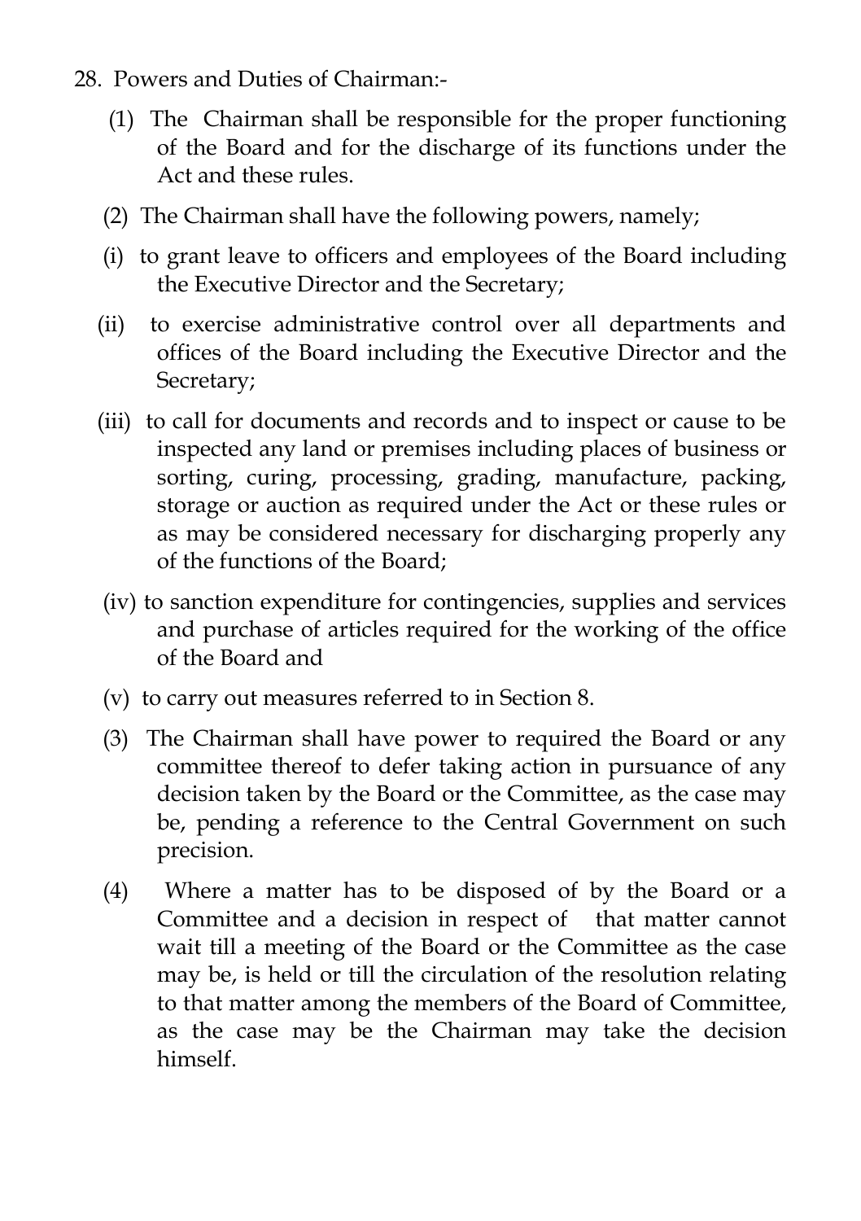28. Powers and Duties of Chairman:-

(1) The Chairman shall be responsible for the proper functioning of the Board and for the discharge of its functions under the Act and these rules.

(2) The Chairman shall have the following powers, namely;

(i) to grant leave to officers and employees of the Board including the Executive Director and the Secretary;

(ii) to exercise administrative control over all departments and offices of the Board including the Executive Director and the Secretary;

(iii) to call for documents and records and to inspect or cause to be inspected any land or premises including places of business or sorting, curing, processing, grading, manufacture, packing, storage or auction as required under the Act or these rules or as may be considered necessary for discharging properly any of the functions of the Board;

(iv) to sanction expenditure for contingencies, supplies and services and purchase of articles required for the working of the office of the Board and

(v) to carry out measures referred to in Section 8.

(3) The Chairman shall have power to required the Board or any committee thereof to defer taking action in pursuance of any decision taken by the Board or the Committee, as the case may be, pending a reference to the Central Government on such precision.

(4) Where a matter has to be disposed of by the Board or a Committee and a decision in respect of that matter cannot wait till a meeting of the Board or the Committee as the case may be, is held or till the circulation of the resolution relating to that matter among the members of the Board of Committee, as the case may be the Chairman may take the decision himself.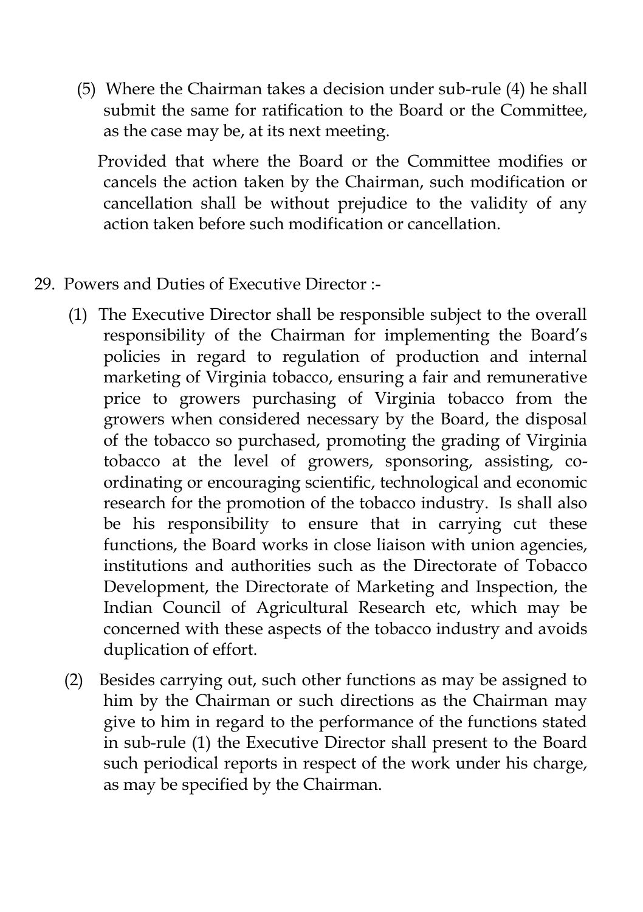(5) Where the Chairman takes a decision under sub-rule (4) he shall submit the same for ratification to the Board or the Committee, as the case may be, at its next meeting.

Provided that where the Board or the Committee modifies or cancels the action taken by the Chairman, such modification or cancellation shall be without prejudice to the validity of any action taken before such modification or cancellation.

29. Powers and Duties of Executive Director :-

(1) The Executive Director shall be responsible subject to the overall responsibility of the Chairman for implementing the Board's policies in regard to regulation of production and internal marketing of Virginia tobacco, ensuring a fair and remunerative price to growers purchasing of Virginia tobacco from the growers when considered necessary by the Board, the disposal of the tobacco so purchased, promoting the grading of Virginia tobacco at the level of growers, sponsoring, assisting, co-ordinating or encouraging scientific, technological and economic research for the promotion of the tobacco industry. Is shall also be his responsibility to ensure that in carrying cut these functions, the Board works in close liaison with union agencies, institutions and authorities such as the Directorate of Tobacco Development, the Directorate of Marketing and Inspection, the Indian Council of Agricultural Research etc, which may be concerned with these aspects of the tobacco industry and avoids duplication of effort.

(2) Besides carrying out, such other functions as may be assigned to him by the Chairman or such directions as the Chairman may give to him in regard to the performance of the functions stated in sub-rule (1) the Executive Director shall present to the Board such periodical reports in respect of the work under his charge, as may be specified by the Chairman.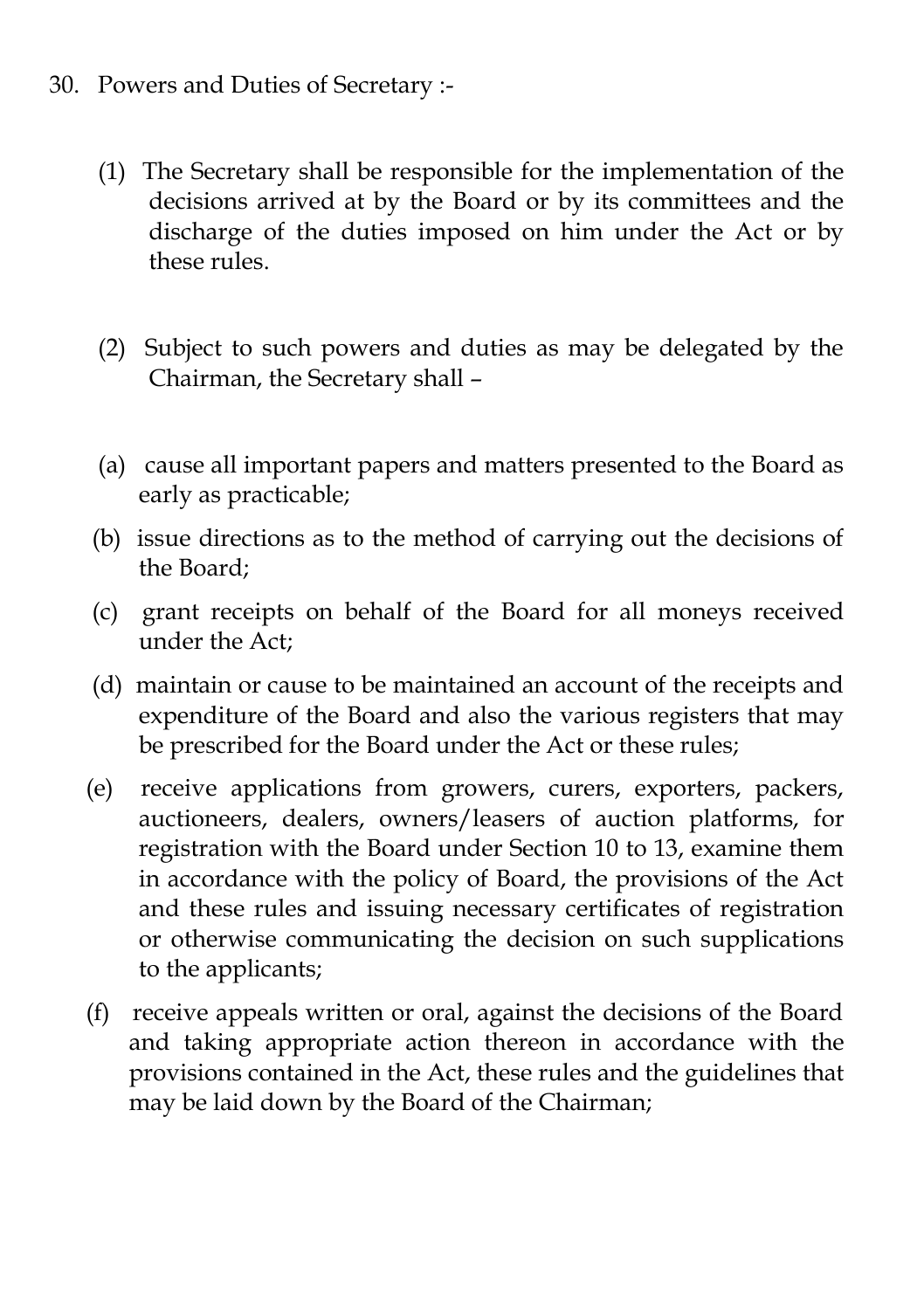30. Powers and Duties of Secretary :-

(1) The Secretary shall be responsible for the implementation of the decisions arrived at by the Board or by its committees and the discharge of the duties imposed on him under the Act or by these rules.

(2) Subject to such powers and duties as may be delegated by the Chairman, the Secretary shall –

(a) cause all important papers and matters presented to the Board as early as practicable;

(b) issue directions as to the method of carrying out the decisions of the Board;

(c) grant receipts on behalf of the Board for all moneys received under the Act;

(d) maintain or cause to be maintained an account of the receipts and expenditure of the Board and also the various registers that may be prescribed for the Board under the Act or these rules;

(e) receive applications from growers, curers, exporters, packers, auctioneers, dealers, owners/leasers of auction platforms, for registration with the Board under Section 10 to 13, examine them in accordance with the policy of Board, the provisions of the Act and these rules and issuing necessary certificates of registration or otherwise communicating the decision on such supplications to the applicants;

(f) receive appeals written or oral, against the decisions of the Board and taking appropriate action thereon in accordance with the provisions contained in the Act, these rules and the guidelines that may be laid down by the Board of the Chairman;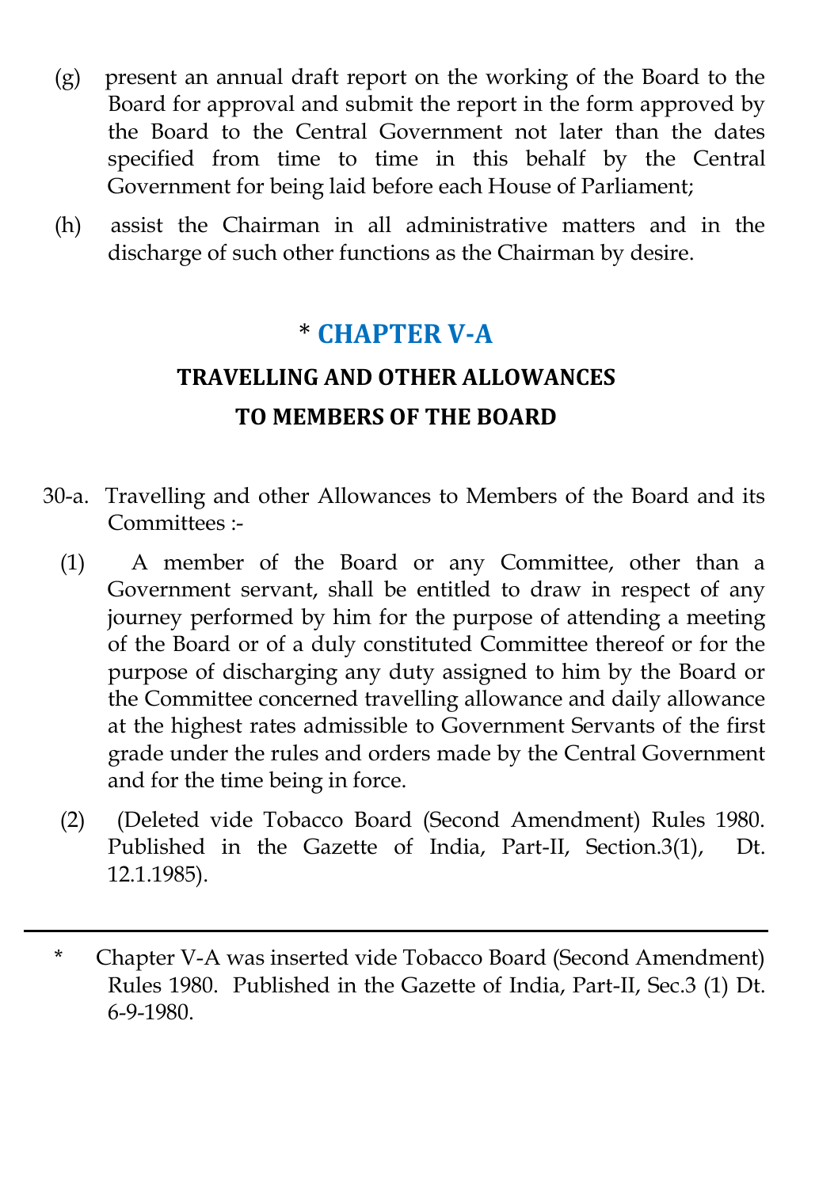(g) present an annual draft report on the working of the Board to the Board for approval and submit the report in the form approved by the Board to the Central Government not later than the dates specified from time to time in this behalf by the Central Government for being laid before each House of Parliament;

(h) assist the Chairman in all administrative matters and in the discharge of such other functions as the Chairman by desire.

## * CHAPTER V-A

### TRAVELLING AND OTHER ALLOWANCES TO MEMBERS OF THE BOARD

30-a. Travelling and other Allowances to Members of the Board and its Committees :-

(1) A member of the Board or any Committee, other than a Government servant, shall be entitled to draw in respect of any journey performed by him for the purpose of attending a meeting of the Board or of a duly constituted Committee thereof or for the purpose of discharging any duty assigned to him by the Board or the Committee concerned travelling allowance and daily allowance at the highest rates admissible to Government Servants of the first grade under the rules and orders made by the Central Government and for the time being in force.

(2) (Deleted vide Tobacco Board (Second Amendment) Rules 1980. Published in the Gazette of India, Part-II, Section.3(1), Dt. 12.1.1985).

---

\* Chapter V-A was inserted vide Tobacco Board (Second Amendment) Rules 1980. Published in the Gazette of India, Part-II, Sec.3 (1) Dt. 6-9-1980.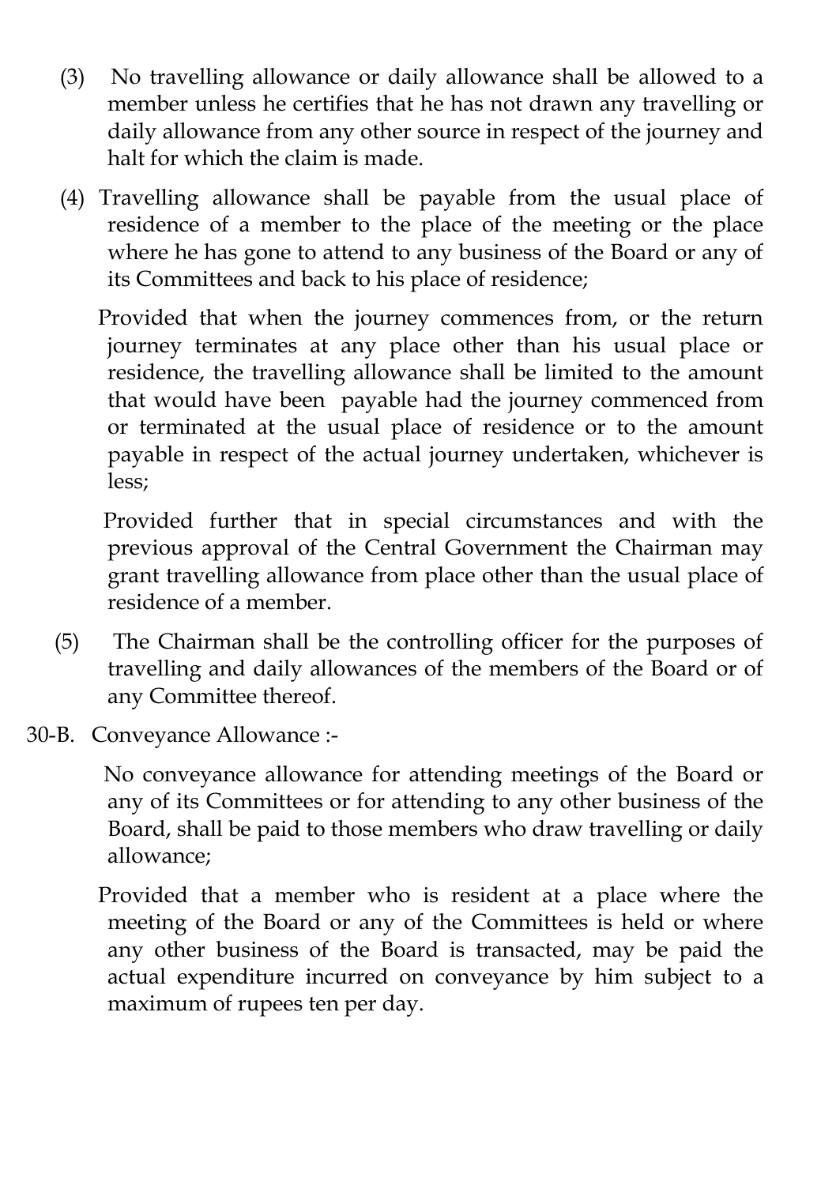(3) No travelling allowance or daily allowance shall be allowed to a member unless he certifies that he has not drawn any travelling or daily allowance from any other source in respect of the journey and halt for which the claim is made.

(4) Travelling allowance shall be payable from the usual place of residence of a member to the place of the meeting or the place where he has gone to attend to any business of the Board or any of its Committees and back to his place of residence;

Provided that when the journey commences from, or the return journey terminates at any place other than his usual place or residence, the travelling allowance shall be limited to the amount that would have been payable had the journey commenced from or terminated at the usual place of residence or to the amount payable in respect of the actual journey undertaken, whichever is less;

Provided further that in special circumstances and with the previous approval of the Central Government the Chairman may grant travelling allowance from place other than the usual place of residence of a member.

(5) The Chairman shall be the controlling officer for the purposes of travelling and daily allowances of the members of the Board or of any Committee thereof.

30-B. Conveyance Allowance :-

No conveyance allowance for attending meetings of the Board or any of its Committees or for attending to any other business of the Board, shall be paid to those members who draw travelling or daily allowance;

Provided that a member who is resident at a place where the meeting of the Board or any of the Committees is held or where any other business of the Board is transacted, may be paid the actual expenditure incurred on conveyance by him subject to a maximum of rupees ten per day.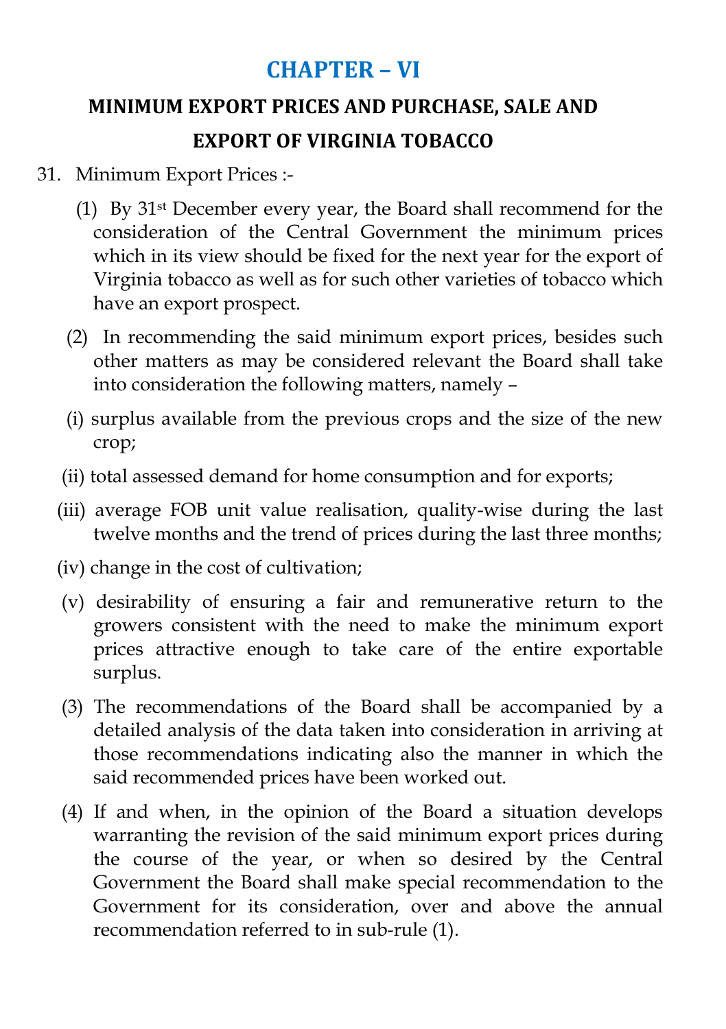# CHAPTER – VI

## MINIMUM EXPORT PRICES AND PURCHASE, SALE AND EXPORT OF VIRGINIA TOBACCO

31. Minimum Export Prices :-

(1) By 31st December every year, the Board shall recommend for the consideration of the Central Government the minimum prices which in its view should be fixed for the next year for the export of Virginia tobacco as well as for such other varieties of tobacco which have an export prospect.

(2) In recommending the said minimum export prices, besides such other matters as may be considered relevant the Board shall take into consideration the following matters, namely –

(i) surplus available from the previous crops and the size of the new crop;

(ii) total assessed demand for home consumption and for exports;

(iii) average FOB unit value realisation, quality-wise during the last twelve months and the trend of prices during the last three months;

(iv) change in the cost of cultivation;

(v) desirability of ensuring a fair and remunerative return to the growers consistent with the need to make the minimum export prices attractive enough to take care of the entire exportable surplus.

(3) The recommendations of the Board shall be accompanied by a detailed analysis of the data taken into consideration in arriving at those recommendations indicating also the manner in which the said recommended prices have been worked out.

(4) If and when, in the opinion of the Board a situation develops warranting the revision of the said minimum export prices during the course of the year, or when so desired by the Central Government the Board shall make special recommendation to the Government for its consideration, over and above the annual recommendation referred to in sub-rule (1).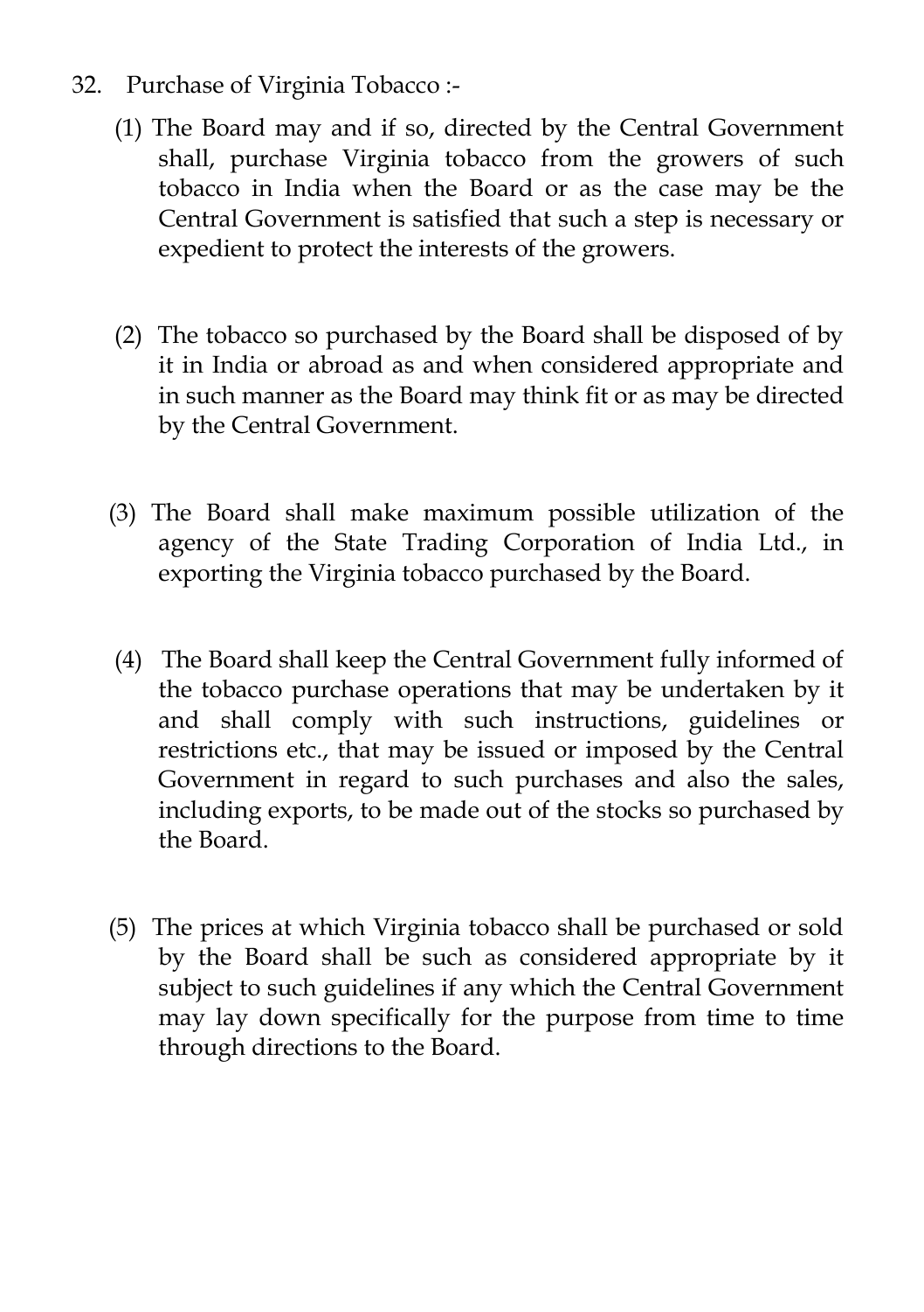32. Purchase of Virginia Tobacco :-

(1) The Board may and if so, directed by the Central Government shall, purchase Virginia tobacco from the growers of such tobacco in India when the Board or as the case may be the Central Government is satisfied that such a step is necessary or expedient to protect the interests of the growers.

(2) The tobacco so purchased by the Board shall be disposed of by it in India or abroad as and when considered appropriate and in such manner as the Board may think fit or as may be directed by the Central Government.

(3) The Board shall make maximum possible utilization of the agency of the State Trading Corporation of India Ltd., in exporting the Virginia tobacco purchased by the Board.

(4) The Board shall keep the Central Government fully informed of the tobacco purchase operations that may be undertaken by it and shall comply with such instructions, guidelines or restrictions etc., that may be issued or imposed by the Central Government in regard to such purchases and also the sales, including exports, to be made out of the stocks so purchased by the Board.

(5) The prices at which Virginia tobacco shall be purchased or sold by the Board shall be such as considered appropriate by it subject to such guidelines if any which the Central Government may lay down specifically for the purpose from time to time through directions to the Board.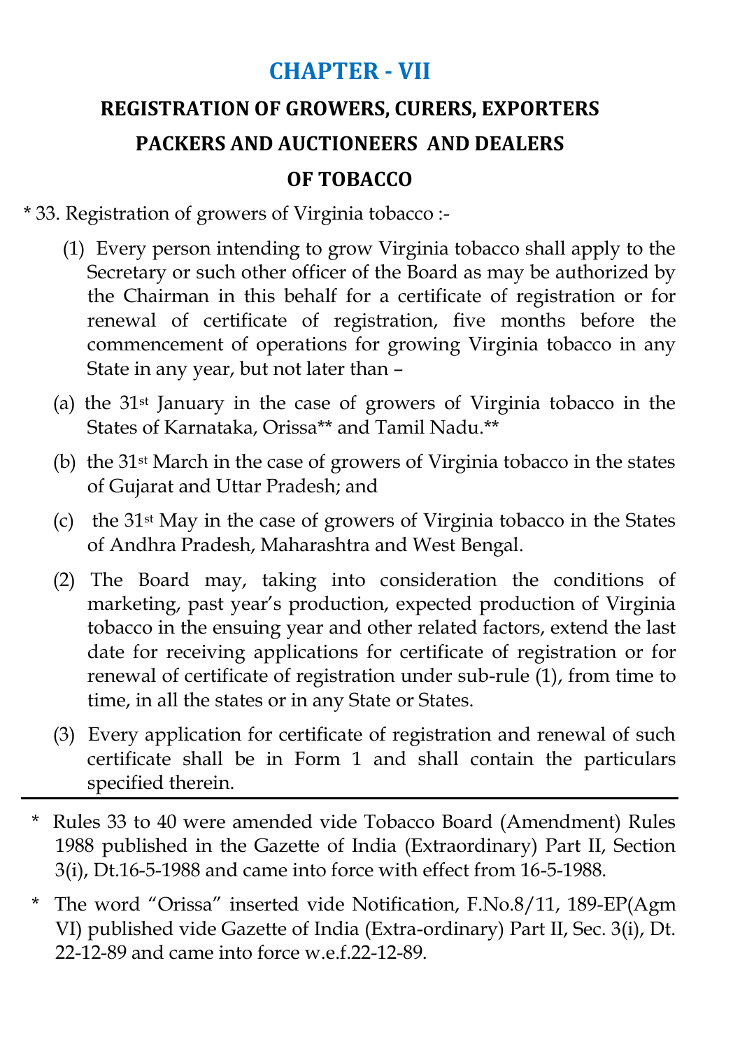# CHAPTER - VII

## REGISTRATION OF GROWERS, CURERS, EXPORTERS PACKERS AND AUCTIONEERS AND DEALERS OF TOBACCO

\* 33. Registration of growers of Virginia tobacco :-

(1) Every person intending to grow Virginia tobacco shall apply to the Secretary or such other officer of the Board as may be authorized by the Chairman in this behalf for a certificate of registration or for renewal of certificate of registration, five months before the commencement of operations for growing Virginia tobacco in any State in any year, but not later than –

(a) the 31st January in the case of growers of Virginia tobacco in the States of Karnataka, Orissa** and Tamil Nadu.**

(b) the 31st March in the case of growers of Virginia tobacco in the states of Gujarat and Uttar Pradesh; and

(c) the 31st May in the case of growers of Virginia tobacco in the States of Andhra Pradesh, Maharashtra and West Bengal.

(2) The Board may, taking into consideration the conditions of marketing, past year's production, expected production of Virginia tobacco in the ensuing year and other related factors, extend the last date for receiving applications for certificate of registration or for renewal of certificate of registration under sub-rule (1), from time to time, in all the states or in any State or States.

(3) Every application for certificate of registration and renewal of such certificate shall be in Form 1 and shall contain the particulars specified therein.

---

\* Rules 33 to 40 were amended vide Tobacco Board (Amendment) Rules 1988 published in the Gazette of India (Extraordinary) Part II, Section 3(i), Dt.16-5-1988 and came into force with effect from 16-5-1988.

\* The word "Orissa" inserted vide Notification, F.No.8/11, 189-EP(Agm VI) published vide Gazette of India (Extra-ordinary) Part II, Sec. 3(i), Dt. 22-12-89 and came into force w.e.f.22-12-89.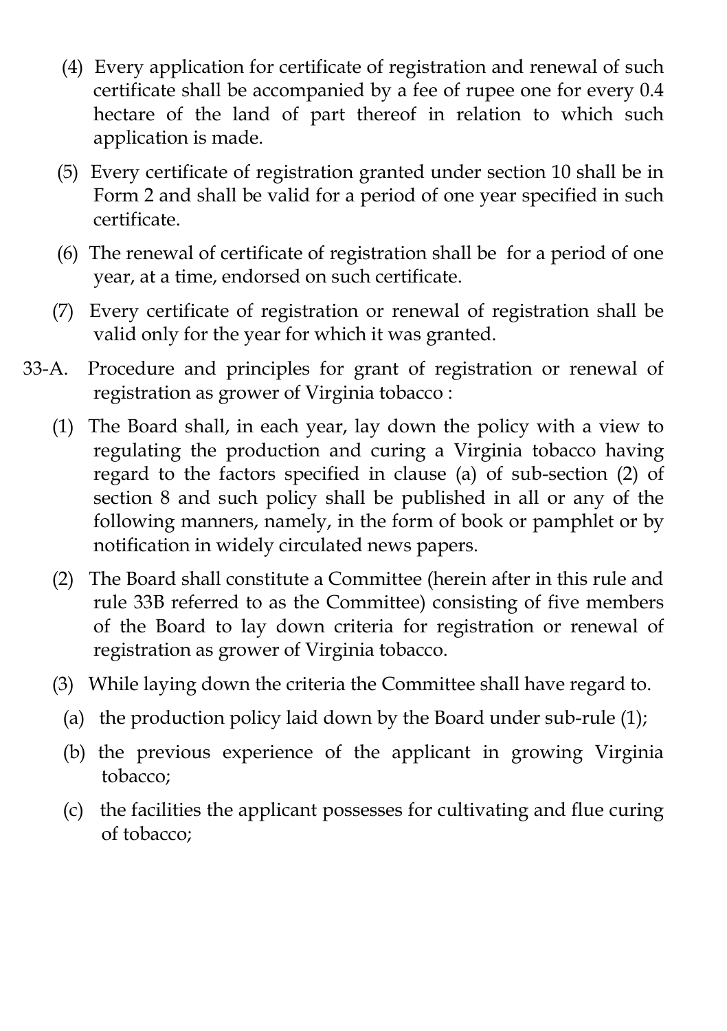(4) Every application for certificate of registration and renewal of such certificate shall be accompanied by a fee of rupee one for every 0.4 hectare of the land of part thereof in relation to which such application is made.

(5) Every certificate of registration granted under section 10 shall be in Form 2 and shall be valid for a period of one year specified in such certificate.

(6) The renewal of certificate of registration shall be for a period of one year, at a time, endorsed on such certificate.

(7) Every certificate of registration or renewal of registration shall be valid only for the year for which it was granted.

33-A. Procedure and principles for grant of registration or renewal of registration as grower of Virginia tobacco :

(1) The Board shall, in each year, lay down the policy with a view to regulating the production and curing a Virginia tobacco having regard to the factors specified in clause (a) of sub-section (2) of section 8 and such policy shall be published in all or any of the following manners, namely, in the form of book or pamphlet or by notification in widely circulated news papers.

(2) The Board shall constitute a Committee (herein after in this rule and rule 33B referred to as the Committee) consisting of five members of the Board to lay down criteria for registration or renewal of registration as grower of Virginia tobacco.

(3) While laying down the criteria the Committee shall have regard to.

(a) the production policy laid down by the Board under sub-rule (1);

(b) the previous experience of the applicant in growing Virginia tobacco;

(c) the facilities the applicant possesses for cultivating and flue curing of tobacco;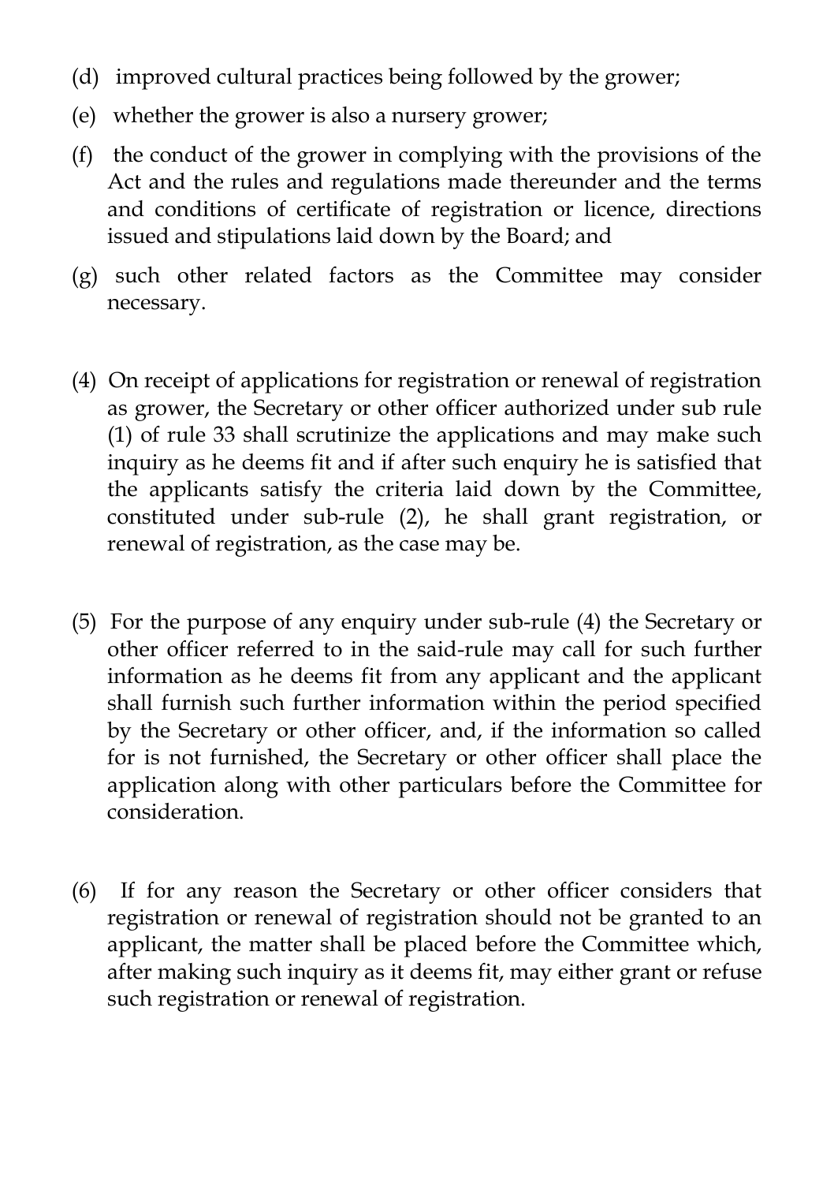(d) improved cultural practices being followed by the grower;

(e) whether the grower is also a nursery grower;

(f) the conduct of the grower in complying with the provisions of the Act and the rules and regulations made thereunder and the terms and conditions of certificate of registration or licence, directions issued and stipulations laid down by the Board; and

(g) such other related factors as the Committee may consider necessary.

(4) On receipt of applications for registration or renewal of registration as grower, the Secretary or other officer authorized under sub rule (1) of rule 33 shall scrutinize the applications and may make such inquiry as he deems fit and if after such enquiry he is satisfied that the applicants satisfy the criteria laid down by the Committee, constituted under sub-rule (2), he shall grant registration, or renewal of registration, as the case may be.

(5) For the purpose of any enquiry under sub-rule (4) the Secretary or other officer referred to in the said-rule may call for such further information as he deems fit from any applicant and the applicant shall furnish such further information within the period specified by the Secretary or other officer, and, if the information so called for is not furnished, the Secretary or other officer shall place the application along with other particulars before the Committee for consideration.

(6) If for any reason the Secretary or other officer considers that registration or renewal of registration should not be granted to an applicant, the matter shall be placed before the Committee which, after making such inquiry as it deems fit, may either grant or refuse such registration or renewal of registration.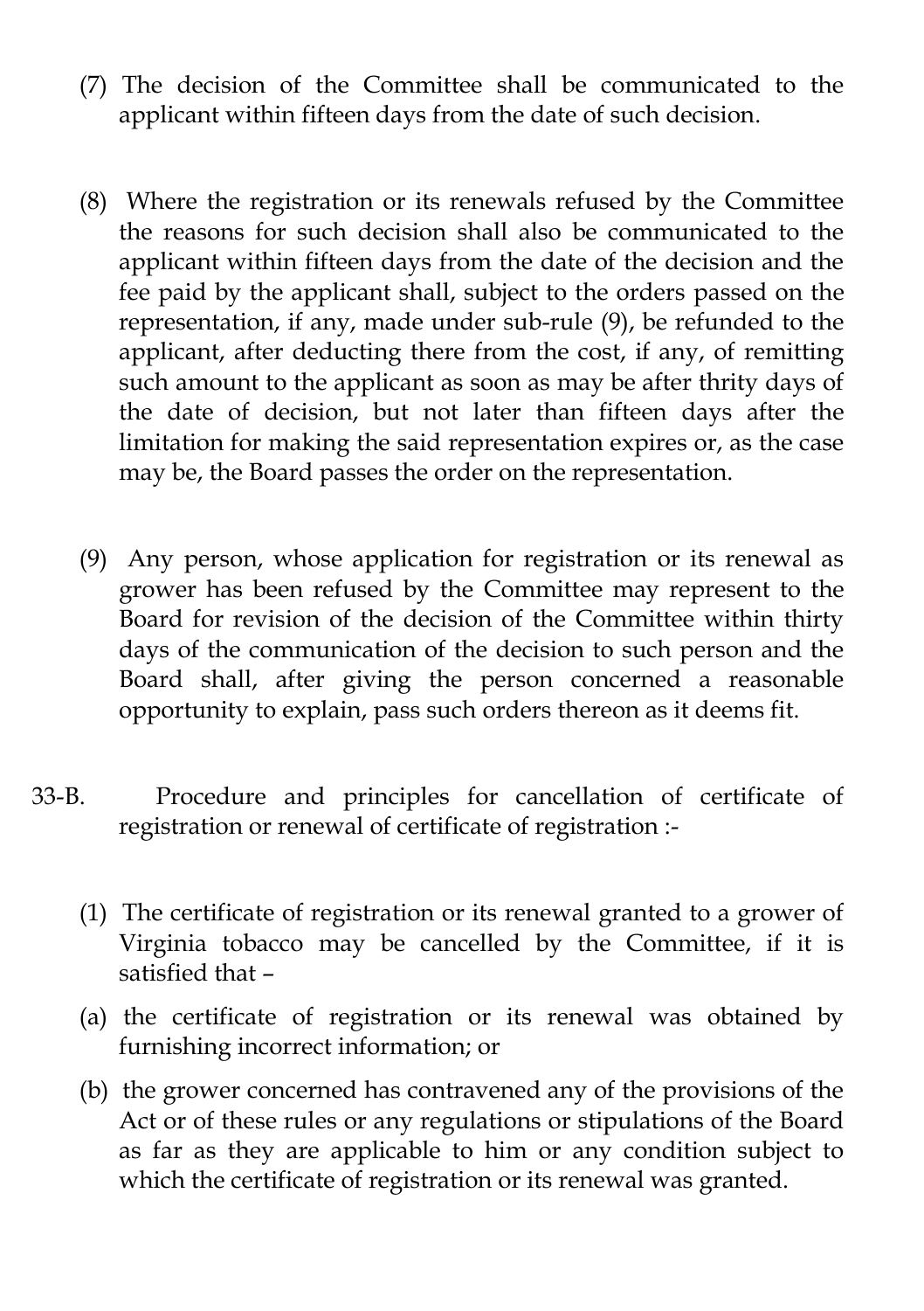(7) The decision of the Committee shall be communicated to the applicant within fifteen days from the date of such decision.

(8) Where the registration or its renewals refused by the Committee the reasons for such decision shall also be communicated to the applicant within fifteen days from the date of the decision and the fee paid by the applicant shall, subject to the orders passed on the representation, if any, made under sub-rule (9), be refunded to the applicant, after deducting there from the cost, if any, of remitting such amount to the applicant as soon as may be after thrity days of the date of decision, but not later than fifteen days after the limitation for making the said representation expires or, as the case may be, the Board passes the order on the representation.

(9) Any person, whose application for registration or its renewal as grower has been refused by the Committee may represent to the Board for revision of the decision of the Committee within thirty days of the communication of the decision to such person and the Board shall, after giving the person concerned a reasonable opportunity to explain, pass such orders thereon as it deems fit.

33-B. Procedure and principles for cancellation of certificate of registration or renewal of certificate of registration :-

(1) The certificate of registration or its renewal granted to a grower of Virginia tobacco may be cancelled by the Committee, if it is satisfied that –

(a) the certificate of registration or its renewal was obtained by furnishing incorrect information; or

(b) the grower concerned has contravened any of the provisions of the Act or of these rules or any regulations or stipulations of the Board as far as they are applicable to him or any condition subject to which the certificate of registration or its renewal was granted.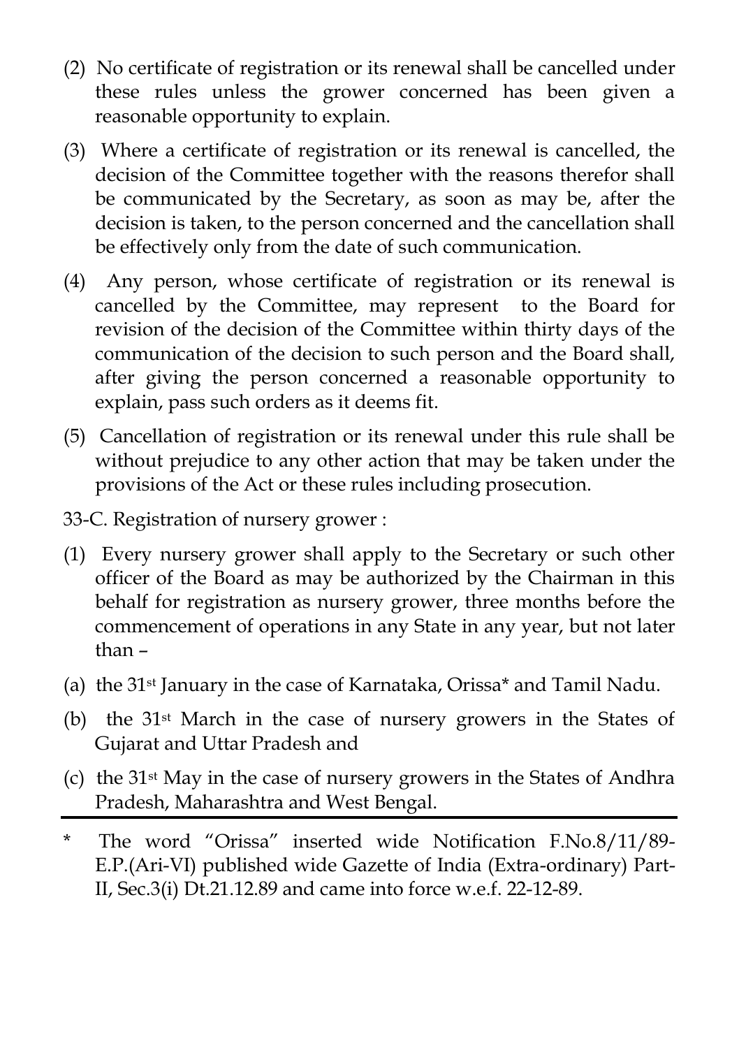(2) No certificate of registration or its renewal shall be cancelled under these rules unless the grower concerned has been given a reasonable opportunity to explain.

(3) Where a certificate of registration or its renewal is cancelled, the decision of the Committee together with the reasons therefor shall be communicated by the Secretary, as soon as may be, after the decision is taken, to the person concerned and the cancellation shall be effectively only from the date of such communication.

(4) Any person, whose certificate of registration or its renewal is cancelled by the Committee, may represent to the Board for revision of the decision of the Committee within thirty days of the communication of the decision to such person and the Board shall, after giving the person concerned a reasonable opportunity to explain, pass such orders as it deems fit.

(5) Cancellation of registration or its renewal under this rule shall be without prejudice to any other action that may be taken under the provisions of the Act or these rules including prosecution.

33-C. Registration of nursery grower :

(1) Every nursery grower shall apply to the Secretary or such other officer of the Board as may be authorized by the Chairman in this behalf for registration as nursery grower, three months before the commencement of operations in any State in any year, but not later than –

(a) the 31st January in the case of Karnataka, Orissa* and Tamil Nadu.

(b) the 31st March in the case of nursery growers in the States of Gujarat and Uttar Pradesh and

(c) the 31st May in the case of nursery growers in the States of Andhra Pradesh, Maharashtra and West Bengal.

---

\* The word "Orissa" inserted wide Notification F.No.8/11/89-E.P.(Ari-VI) published wide Gazette of India (Extra-ordinary) Part-II, Sec.3(i) Dt.21.12.89 and came into force w.e.f. 22-12-89.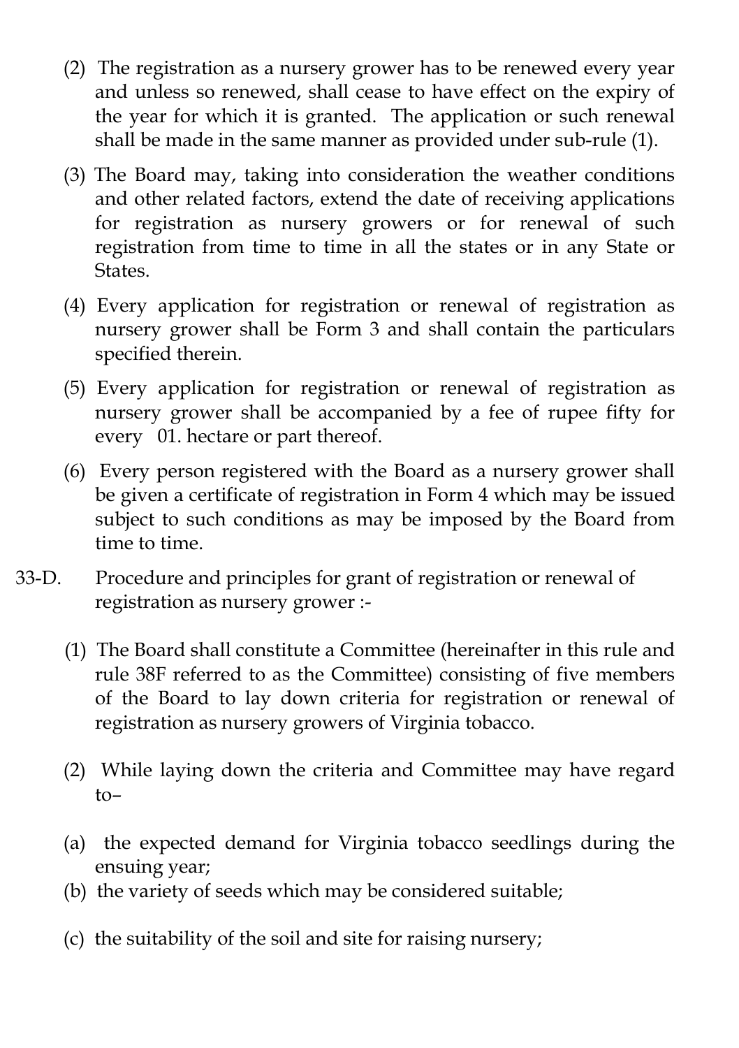(2) The registration as a nursery grower has to be renewed every year and unless so renewed, shall cease to have effect on the expiry of the year for which it is granted. The application or such renewal shall be made in the same manner as provided under sub-rule (1).

(3) The Board may, taking into consideration the weather conditions and other related factors, extend the date of receiving applications for registration as nursery growers or for renewal of such registration from time to time in all the states or in any State or States.

(4) Every application for registration or renewal of registration as nursery grower shall be Form 3 and shall contain the particulars specified therein.

(5) Every application for registration or renewal of registration as nursery grower shall be accompanied by a fee of rupee fifty for every 01. hectare or part thereof.

(6) Every person registered with the Board as a nursery grower shall be given a certificate of registration in Form 4 which may be issued subject to such conditions as may be imposed by the Board from time to time.

33-D. Procedure and principles for grant of registration or renewal of registration as nursery grower :-

(1) The Board shall constitute a Committee (hereinafter in this rule and rule 38F referred to as the Committee) consisting of five members of the Board to lay down criteria for registration or renewal of registration as nursery growers of Virginia tobacco.

(2) While laying down the criteria and Committee may have regard to–

(a) the expected demand for Virginia tobacco seedlings during the ensuing year;

(b) the variety of seeds which may be considered suitable;

(c) the suitability of the soil and site for raising nursery;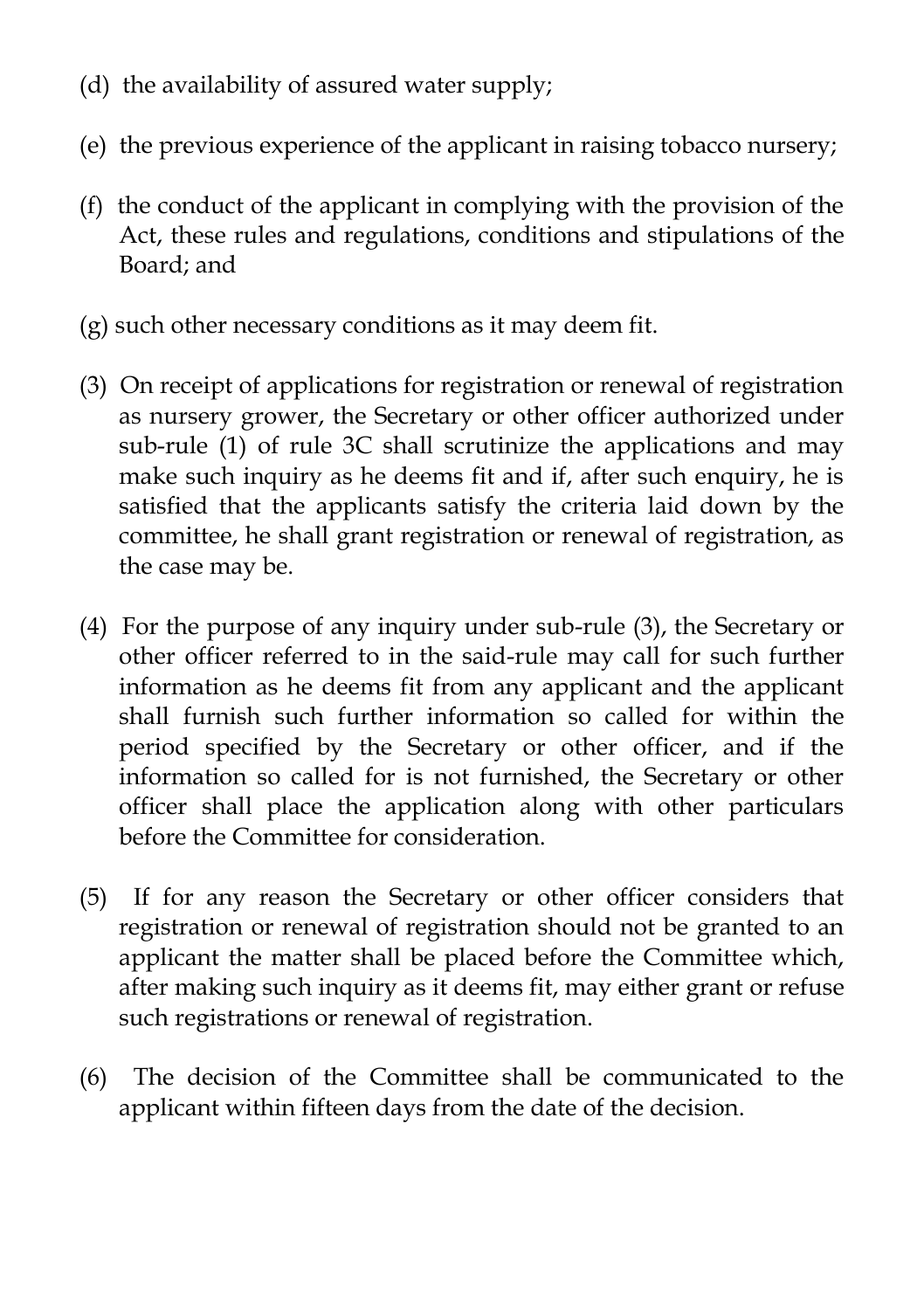(d) the availability of assured water supply;

(e) the previous experience of the applicant in raising tobacco nursery;

(f) the conduct of the applicant in complying with the provision of the Act, these rules and regulations, conditions and stipulations of the Board; and

(g) such other necessary conditions as it may deem fit.

(3) On receipt of applications for registration or renewal of registration as nursery grower, the Secretary or other officer authorized under sub-rule (1) of rule 3C shall scrutinize the applications and may make such inquiry as he deems fit and if, after such enquiry, he is satisfied that the applicants satisfy the criteria laid down by the committee, he shall grant registration or renewal of registration, as the case may be.

(4) For the purpose of any inquiry under sub-rule (3), the Secretary or other officer referred to in the said-rule may call for such further information as he deems fit from any applicant and the applicant shall furnish such further information so called for within the period specified by the Secretary or other officer, and if the information so called for is not furnished, the Secretary or other officer shall place the application along with other particulars before the Committee for consideration.

(5) If for any reason the Secretary or other officer considers that registration or renewal of registration should not be granted to an applicant the matter shall be placed before the Committee which, after making such inquiry as it deems fit, may either grant or refuse such registrations or renewal of registration.

(6) The decision of the Committee shall be communicated to the applicant within fifteen days from the date of the decision.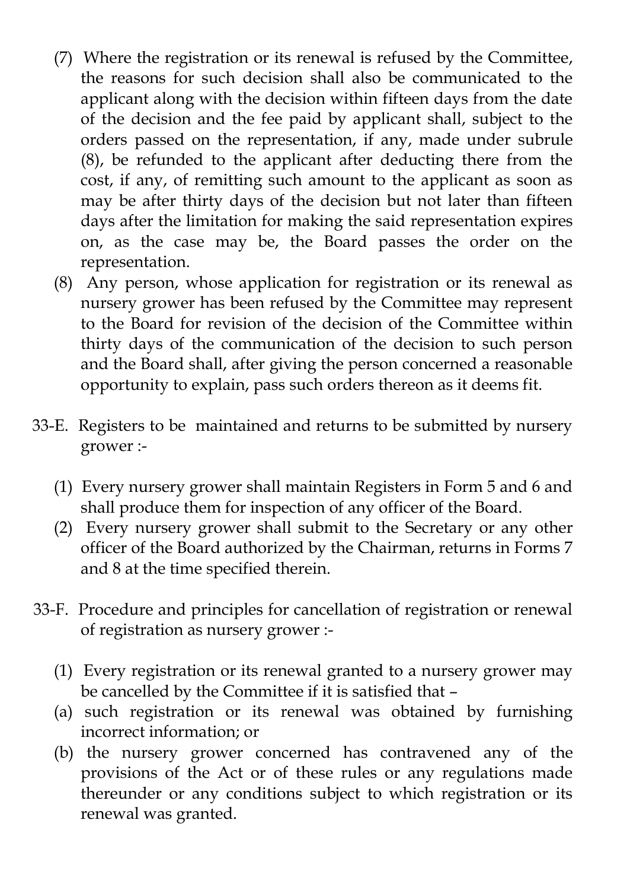(7) Where the registration or its renewal is refused by the Committee, the reasons for such decision shall also be communicated to the applicant along with the decision within fifteen days from the date of the decision and the fee paid by applicant shall, subject to the orders passed on the representation, if any, made under subrule (8), be refunded to the applicant after deducting there from the cost, if any, of remitting such amount to the applicant as soon as may be after thirty days of the decision but not later than fifteen days after the limitation for making the said representation expires on, as the case may be, the Board passes the order on the representation.

(8) Any person, whose application for registration or its renewal as nursery grower has been refused by the Committee may represent to the Board for revision of the decision of the Committee within thirty days of the communication of the decision to such person and the Board shall, after giving the person concerned a reasonable opportunity to explain, pass such orders thereon as it deems fit.

33-E. Registers to be maintained and returns to be submitted by nursery grower :-

(1) Every nursery grower shall maintain Registers in Form 5 and 6 and shall produce them for inspection of any officer of the Board.

(2) Every nursery grower shall submit to the Secretary or any other officer of the Board authorized by the Chairman, returns in Forms 7 and 8 at the time specified therein.

33-F. Procedure and principles for cancellation of registration or renewal of registration as nursery grower :-

(1) Every registration or its renewal granted to a nursery grower may be cancelled by the Committee if it is satisfied that –

(a) such registration or its renewal was obtained by furnishing incorrect information; or

(b) the nursery grower concerned has contravened any of the provisions of the Act or of these rules or any regulations made thereunder or any conditions subject to which registration or its renewal was granted.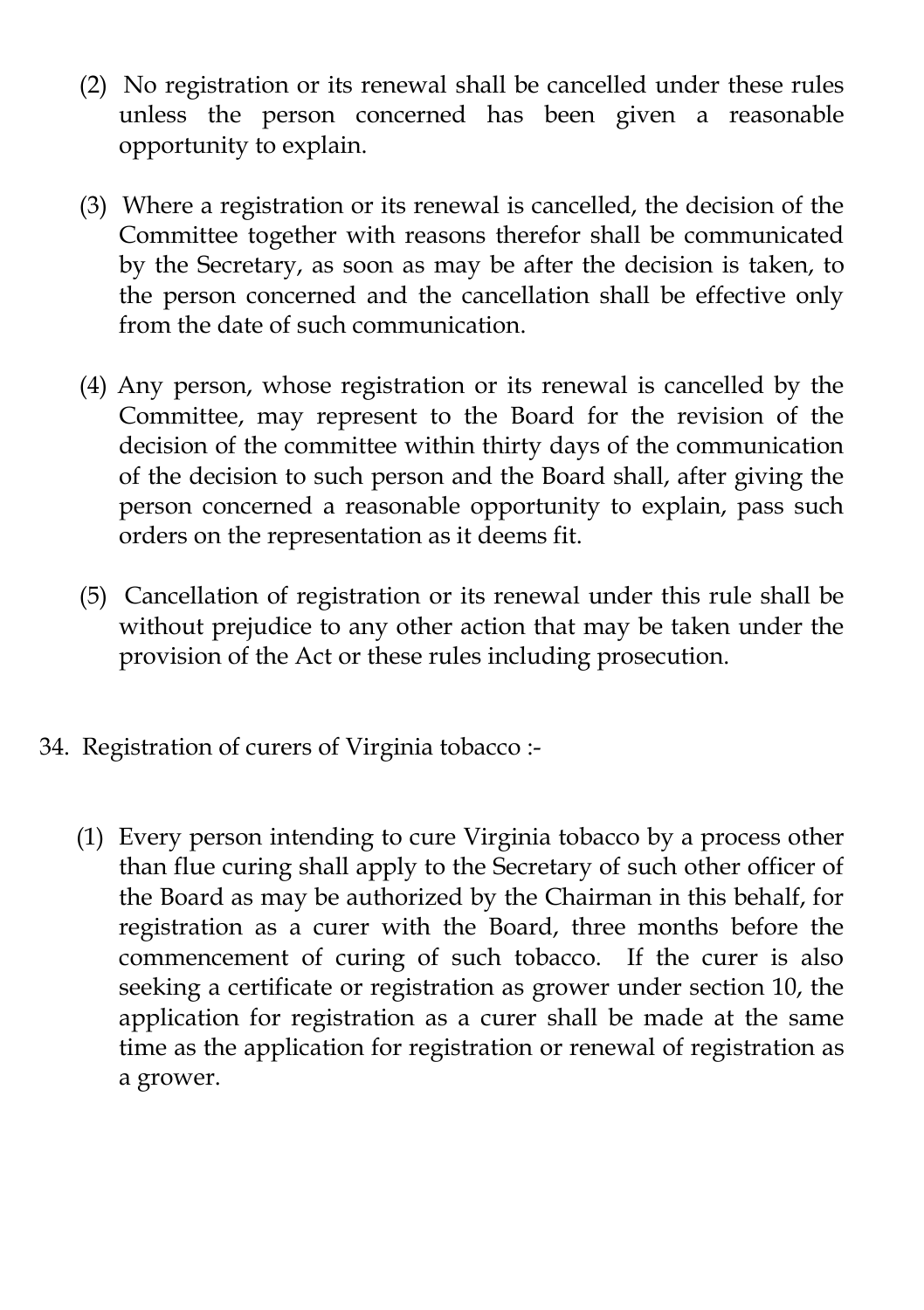(2) No registration or its renewal shall be cancelled under these rules unless the person concerned has been given a reasonable opportunity to explain.

(3) Where a registration or its renewal is cancelled, the decision of the Committee together with reasons therefor shall be communicated by the Secretary, as soon as may be after the decision is taken, to the person concerned and the cancellation shall be effective only from the date of such communication.

(4) Any person, whose registration or its renewal is cancelled by the Committee, may represent to the Board for the revision of the decision of the committee within thirty days of the communication of the decision to such person and the Board shall, after giving the person concerned a reasonable opportunity to explain, pass such orders on the representation as it deems fit.

(5) Cancellation of registration or its renewal under this rule shall be without prejudice to any other action that may be taken under the provision of the Act or these rules including prosecution.

34. Registration of curers of Virginia tobacco :-

(1) Every person intending to cure Virginia tobacco by a process other than flue curing shall apply to the Secretary of such other officer of the Board as may be authorized by the Chairman in this behalf, for registration as a curer with the Board, three months before the commencement of curing of such tobacco. If the curer is also seeking a certificate or registration as grower under section 10, the application for registration as a curer shall be made at the same time as the application for registration or renewal of registration as a grower.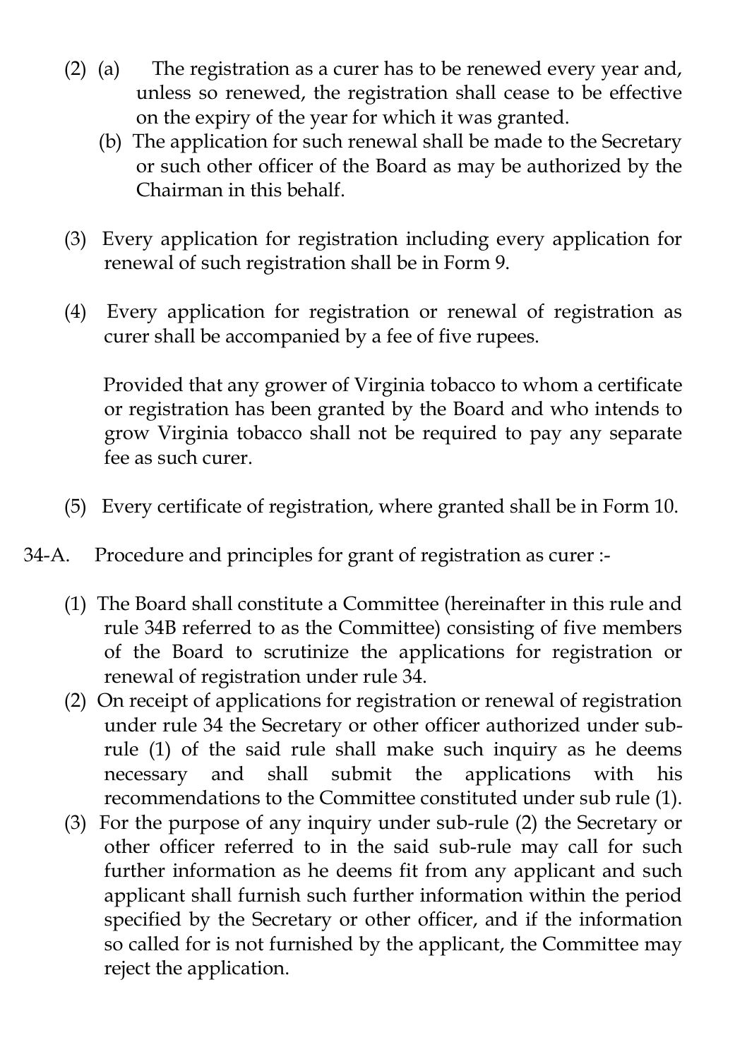(2) (a) The registration as a curer has to be renewed every year and, unless so renewed, the registration shall cease to be effective on the expiry of the year for which it was granted.

(b) The application for such renewal shall be made to the Secretary or such other officer of the Board as may be authorized by the Chairman in this behalf.

(3) Every application for registration including every application for renewal of such registration shall be in Form 9.

(4) Every application for registration or renewal of registration as curer shall be accompanied by a fee of five rupees.

Provided that any grower of Virginia tobacco to whom a certificate or registration has been granted by the Board and who intends to grow Virginia tobacco shall not be required to pay any separate fee as such curer.

(5) Every certificate of registration, where granted shall be in Form 10.

34-A. Procedure and principles for grant of registration as curer :-

(1) The Board shall constitute a Committee (hereinafter in this rule and rule 34B referred to as the Committee) consisting of five members of the Board to scrutinize the applications for registration or renewal of registration under rule 34.

(2) On receipt of applications for registration or renewal of registration under rule 34 the Secretary or other officer authorized under sub-rule (1) of the said rule shall make such inquiry as he deems necessary and shall submit the applications with his recommendations to the Committee constituted under sub rule (1).

(3) For the purpose of any inquiry under sub-rule (2) the Secretary or other officer referred to in the said sub-rule may call for such further information as he deems fit from any applicant and such applicant shall furnish such further information within the period specified by the Secretary or other officer, and if the information so called for is not furnished by the applicant, the Committee may reject the application.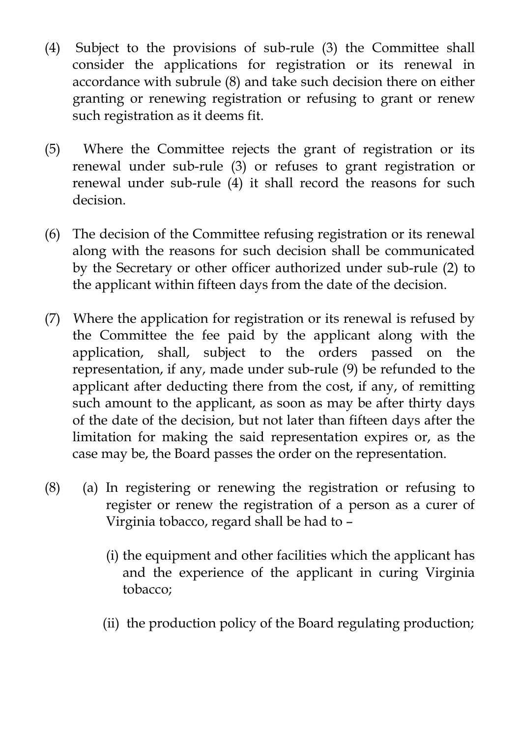(4) Subject to the provisions of sub-rule (3) the Committee shall consider the applications for registration or its renewal in accordance with subrule (8) and take such decision there on either granting or renewing registration or refusing to grant or renew such registration as it deems fit.

(5) Where the Committee rejects the grant of registration or its renewal under sub-rule (3) or refuses to grant registration or renewal under sub-rule (4) it shall record the reasons for such decision.

(6) The decision of the Committee refusing registration or its renewal along with the reasons for such decision shall be communicated by the Secretary or other officer authorized under sub-rule (2) to the applicant within fifteen days from the date of the decision.

(7) Where the application for registration or its renewal is refused by the Committee the fee paid by the applicant along with the application, shall, subject to the orders passed on the representation, if any, made under sub-rule (9) be refunded to the applicant after deducting there from the cost, if any, of remitting such amount to the applicant, as soon as may be after thirty days of the date of the decision, but not later than fifteen days after the limitation for making the said representation expires or, as the case may be, the Board passes the order on the representation.

(8) (a) In registering or renewing the registration or refusing to register or renew the registration of a person as a curer of Virginia tobacco, regard shall be had to –

(i) the equipment and other facilities which the applicant has and the experience of the applicant in curing Virginia tobacco;

(ii) the production policy of the Board regulating production;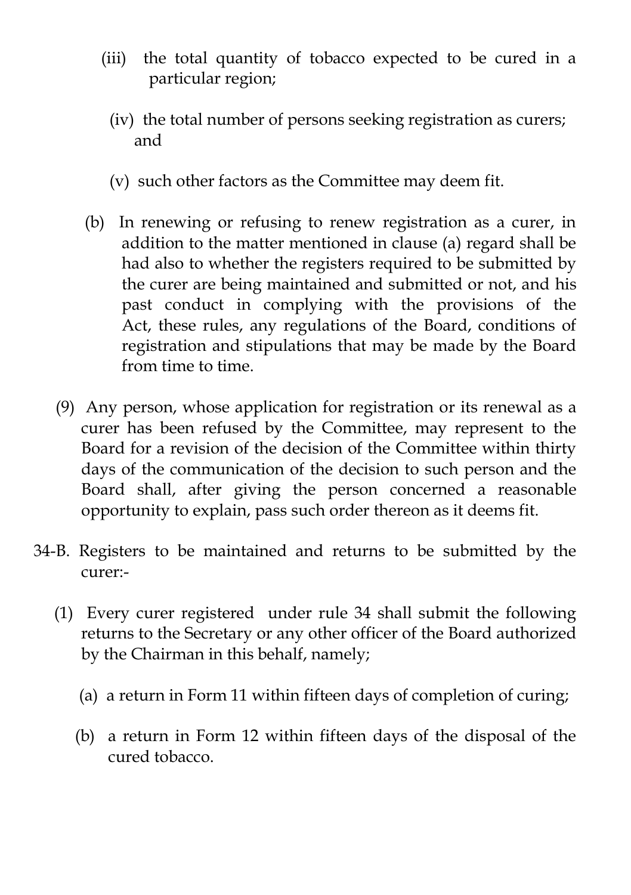(iii) the total quantity of tobacco expected to be cured in a particular region;

(iv) the total number of persons seeking registration as curers; and

(v) such other factors as the Committee may deem fit.

(b) In renewing or refusing to renew registration as a curer, in addition to the matter mentioned in clause (a) regard shall be had also to whether the registers required to be submitted by the curer are being maintained and submitted or not, and his past conduct in complying with the provisions of the Act, these rules, any regulations of the Board, conditions of registration and stipulations that may be made by the Board from time to time.

(9) Any person, whose application for registration or its renewal as a curer has been refused by the Committee, may represent to the Board for a revision of the decision of the Committee within thirty days of the communication of the decision to such person and the Board shall, after giving the person concerned a reasonable opportunity to explain, pass such order thereon as it deems fit.

34-B. Registers to be maintained and returns to be submitted by the curer:-

(1) Every curer registered under rule 34 shall submit the following returns to the Secretary or any other officer of the Board authorized by the Chairman in this behalf, namely;

(a) a return in Form 11 within fifteen days of completion of curing;

(b) a return in Form 12 within fifteen days of the disposal of the cured tobacco.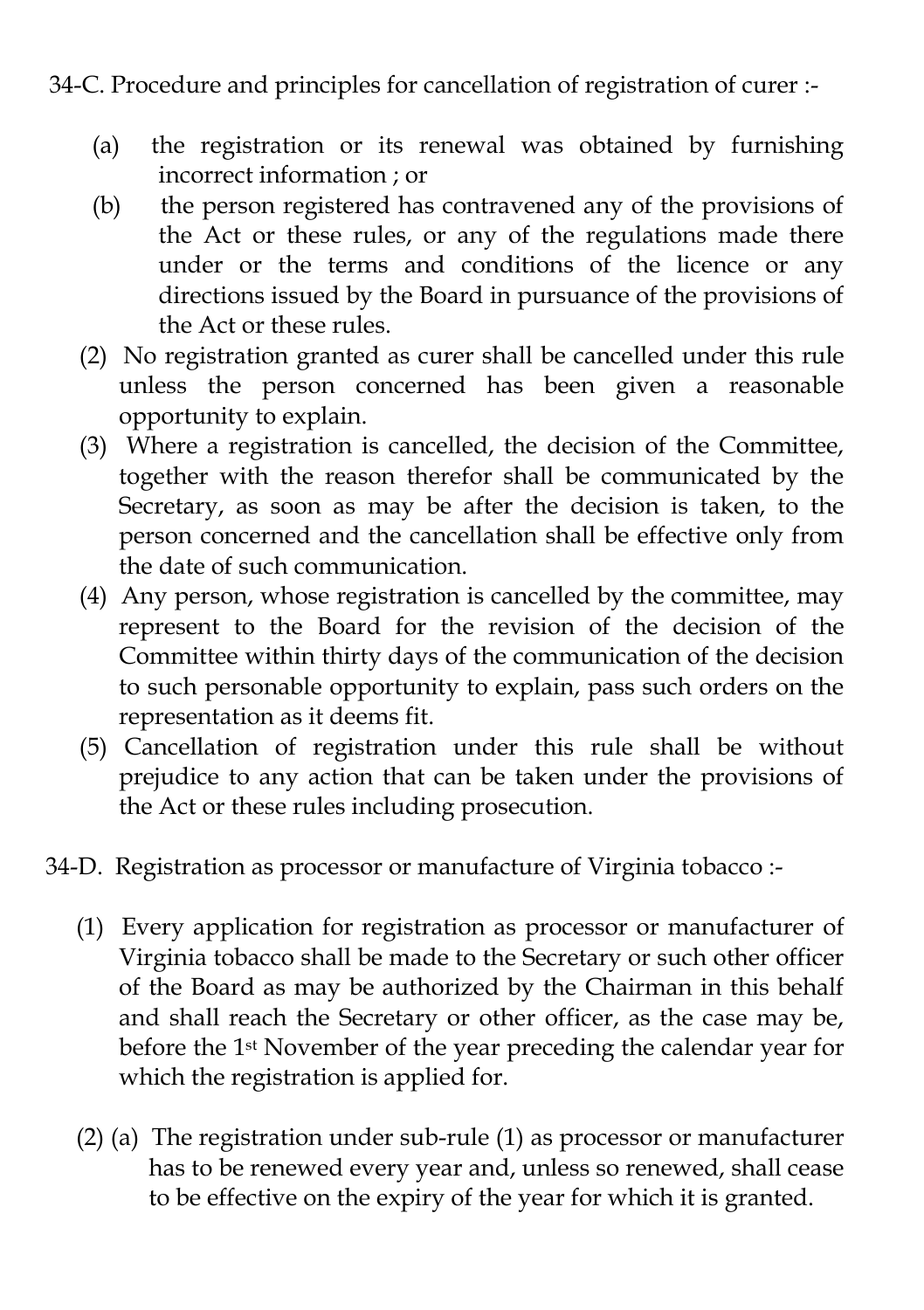34-C. Procedure and principles for cancellation of registration of curer :-

(a) the registration or its renewal was obtained by furnishing incorrect information ; or

(b) the person registered has contravened any of the provisions of the Act or these rules, or any of the regulations made there under or the terms and conditions of the licence or any directions issued by the Board in pursuance of the provisions of the Act or these rules.

(2) No registration granted as curer shall be cancelled under this rule unless the person concerned has been given a reasonable opportunity to explain.

(3) Where a registration is cancelled, the decision of the Committee, together with the reason therefor shall be communicated by the Secretary, as soon as may be after the decision is taken, to the person concerned and the cancellation shall be effective only from the date of such communication.

(4) Any person, whose registration is cancelled by the committee, may represent to the Board for the revision of the decision of the Committee within thirty days of the communication of the decision to such personable opportunity to explain, pass such orders on the representation as it deems fit.

(5) Cancellation of registration under this rule shall be without prejudice to any action that can be taken under the provisions of the Act or these rules including prosecution.

34-D. Registration as processor or manufacture of Virginia tobacco :-

(1) Every application for registration as processor or manufacturer of Virginia tobacco shall be made to the Secretary or such other officer of the Board as may be authorized by the Chairman in this behalf and shall reach the Secretary or other officer, as the case may be, before the 1st November of the year preceding the calendar year for which the registration is applied for.

(2) (a) The registration under sub-rule (1) as processor or manufacturer has to be renewed every year and, unless so renewed, shall cease to be effective on the expiry of the year for which it is granted.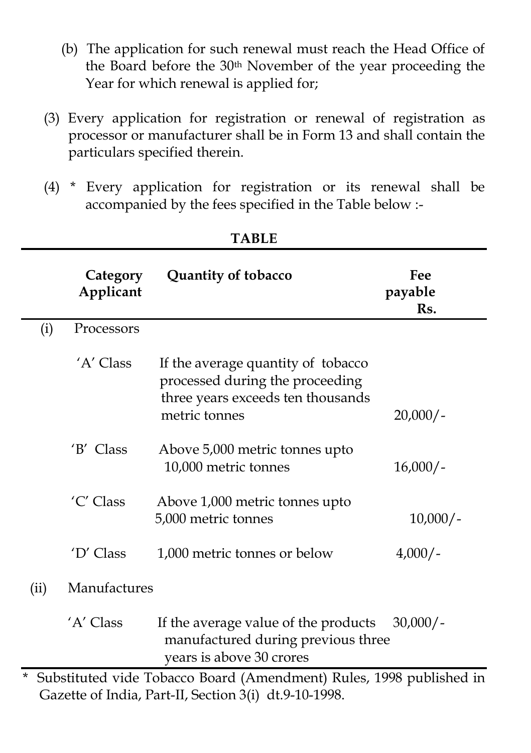(b) The application for such renewal must reach the Head Office of the Board before the 30th November of the year proceeding the Year for which renewal is applied for;

(3) Every application for registration or renewal of registration as processor or manufacturer shall be in Form 13 and shall contain the particulars specified therein.

(4) * Every application for registration or its renewal shall be accompanied by the fees specified in the Table below :-

**TABLE**

| | Category Applicant | Quantity of tobacco | Fee payable Rs. |
|---|---|---|---|
| (i) | Processors | | |
| | 'A' Class | If the average quantity of tobacco processed during the proceeding three years exceeds ten thousands metric tonnes | 20,000/- |
| | 'B' Class | Above 5,000 metric tonnes upto 10,000 metric tonnes | 16,000/- |
| | 'C' Class | Above 1,000 metric tonnes upto 5,000 metric tonnes | 10,000/- |
| | 'D' Class | 1,000 metric tonnes or below | 4,000/- |
| (ii) | Manufactures | | |
| | 'A' Class | If the average value of the products manufactured during previous three years is above 30 crores | 30,000/- |

* Substituted vide Tobacco Board (Amendment) Rules, 1998 published in Gazette of India, Part-II, Section 3(i) dt.9-10-1998.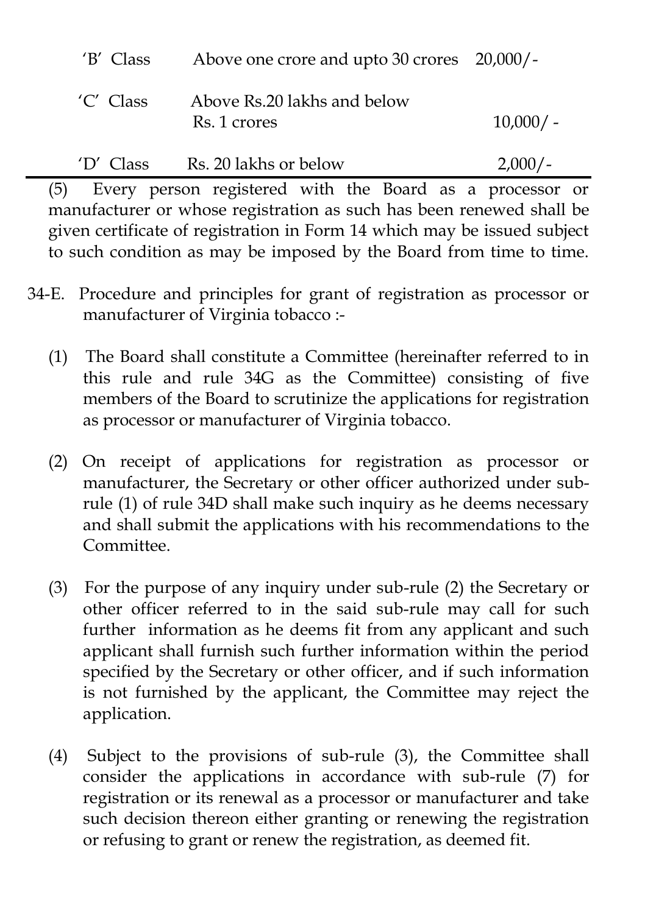| | | |
|---|---|---|
| 'B' Class | Above one crore and upto 30 crores | 20,000/- |
| 'C' Class | Above Rs.20 lakhs and below Rs. 1 crores | 10,000/ - |
| 'D' Class | Rs. 20 lakhs or below | 2,000/- |

(5) Every person registered with the Board as a processor or manufacturer or whose registration as such has been renewed shall be given certificate of registration in Form 14 which may be issued subject to such condition as may be imposed by the Board from time to time.

34-E. Procedure and principles for grant of registration as processor or manufacturer of Virginia tobacco :-

(1) The Board shall constitute a Committee (hereinafter referred to in this rule and rule 34G as the Committee) consisting of five members of the Board to scrutinize the applications for registration as processor or manufacturer of Virginia tobacco.

(2) On receipt of applications for registration as processor or manufacturer, the Secretary or other officer authorized under sub-rule (1) of rule 34D shall make such inquiry as he deems necessary and shall submit the applications with his recommendations to the Committee.

(3) For the purpose of any inquiry under sub-rule (2) the Secretary or other officer referred to in the said sub-rule may call for such further information as he deems fit from any applicant and such applicant shall furnish such further information within the period specified by the Secretary or other officer, and if such information is not furnished by the applicant, the Committee may reject the application.

(4) Subject to the provisions of sub-rule (3), the Committee shall consider the applications in accordance with sub-rule (7) for registration or its renewal as a processor or manufacturer and take such decision thereon either granting or renewing the registration or refusing to grant or renew the registration, as deemed fit.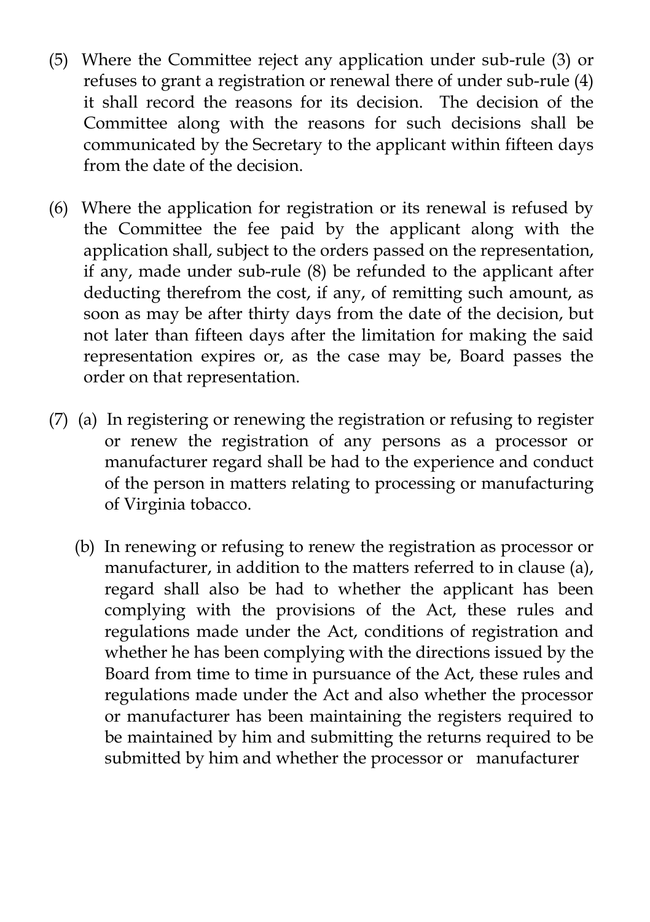(5) Where the Committee reject any application under sub-rule (3) or refuses to grant a registration or renewal there of under sub-rule (4) it shall record the reasons for its decision. The decision of the Committee along with the reasons for such decisions shall be communicated by the Secretary to the applicant within fifteen days from the date of the decision.

(6) Where the application for registration or its renewal is refused by the Committee the fee paid by the applicant along with the application shall, subject to the orders passed on the representation, if any, made under sub-rule (8) be refunded to the applicant after deducting therefrom the cost, if any, of remitting such amount, as soon as may be after thirty days from the date of the decision, but not later than fifteen days after the limitation for making the said representation expires or, as the case may be, Board passes the order on that representation.

(7) (a) In registering or renewing the registration or refusing to register or renew the registration of any persons as a processor or manufacturer regard shall be had to the experience and conduct of the person in matters relating to processing or manufacturing of Virginia tobacco.

(b) In renewing or refusing to renew the registration as processor or manufacturer, in addition to the matters referred to in clause (a), regard shall also be had to whether the applicant has been complying with the provisions of the Act, these rules and regulations made under the Act, conditions of registration and whether he has been complying with the directions issued by the Board from time to time in pursuance of the Act, these rules and regulations made under the Act and also whether the processor or manufacturer has been maintaining the registers required to be maintained by him and submitting the returns required to be submitted by him and whether the processor or manufacturer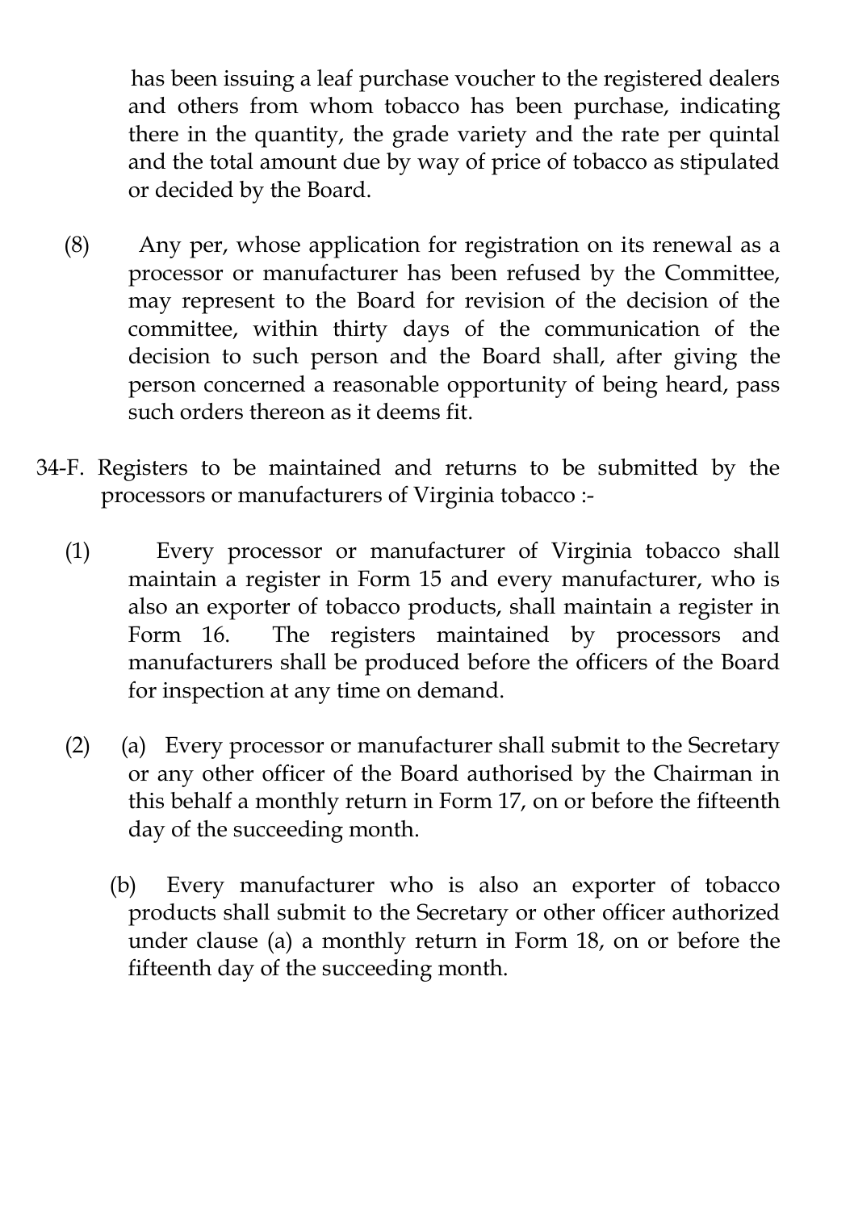has been issuing a leaf purchase voucher to the registered dealers and others from whom tobacco has been purchase, indicating there in the quantity, the grade variety and the rate per quintal and the total amount due by way of price of tobacco as stipulated or decided by the Board.

(8) Any per, whose application for registration on its renewal as a processor or manufacturer has been refused by the Committee, may represent to the Board for revision of the decision of the committee, within thirty days of the communication of the decision to such person and the Board shall, after giving the person concerned a reasonable opportunity of being heard, pass such orders thereon as it deems fit.

34-F. Registers to be maintained and returns to be submitted by the processors or manufacturers of Virginia tobacco :-

(1) Every processor or manufacturer of Virginia tobacco shall maintain a register in Form 15 and every manufacturer, who is also an exporter of tobacco products, shall maintain a register in Form 16. The registers maintained by processors and manufacturers shall be produced before the officers of the Board for inspection at any time on demand.

(2) (a) Every processor or manufacturer shall submit to the Secretary or any other officer of the Board authorised by the Chairman in this behalf a monthly return in Form 17, on or before the fifteenth day of the succeeding month.

(b) Every manufacturer who is also an exporter of tobacco products shall submit to the Secretary or other officer authorized under clause (a) a monthly return in Form 18, on or before the fifteenth day of the succeeding month.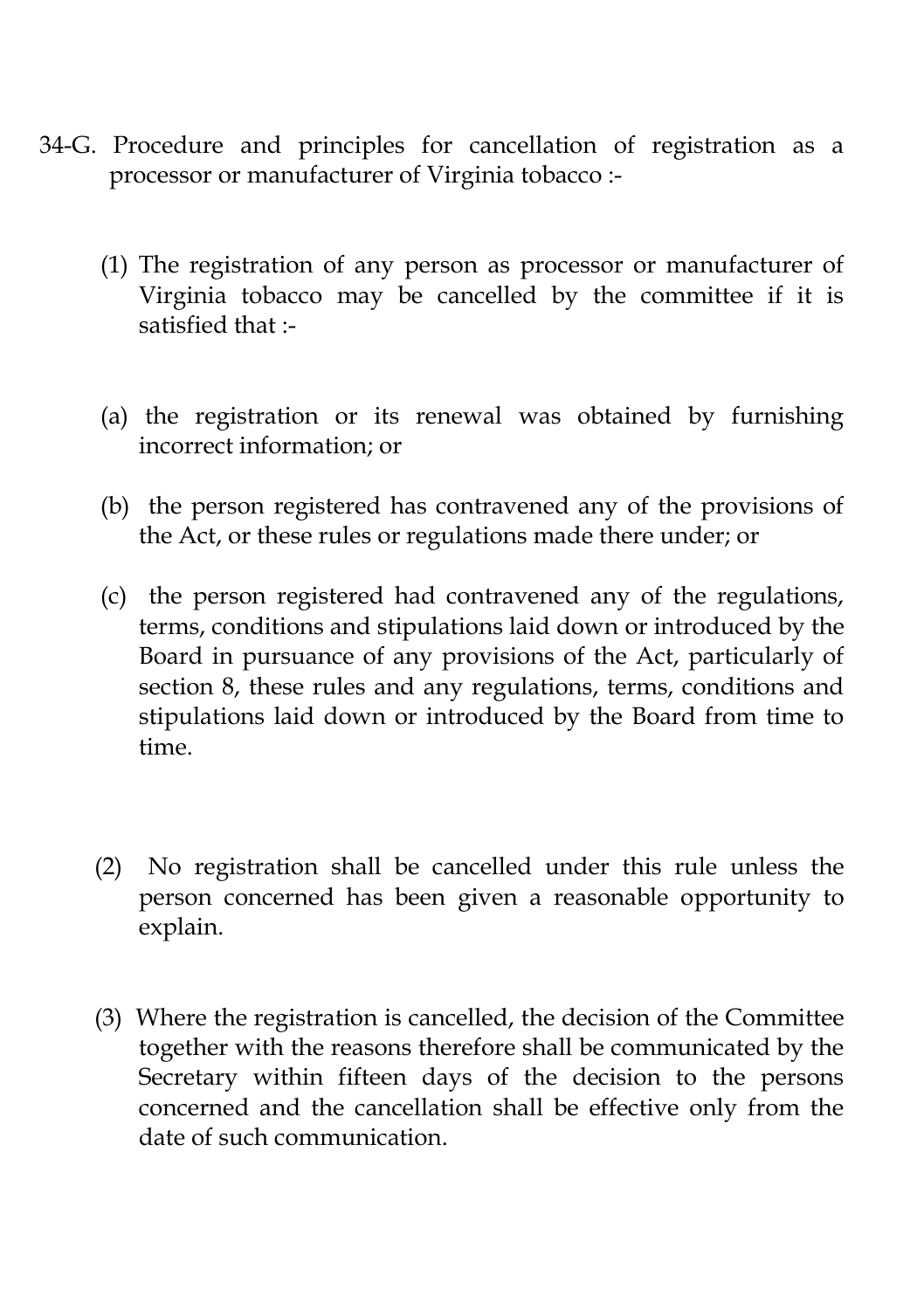34-G. Procedure and principles for cancellation of registration as a processor or manufacturer of Virginia tobacco :-

(1) The registration of any person as processor or manufacturer of Virginia tobacco may be cancelled by the committee if it is satisfied that :-

(a) the registration or its renewal was obtained by furnishing incorrect information; or

(b) the person registered has contravened any of the provisions of the Act, or these rules or regulations made there under; or

(c) the person registered had contravened any of the regulations, terms, conditions and stipulations laid down or introduced by the Board in pursuance of any provisions of the Act, particularly of section 8, these rules and any regulations, terms, conditions and stipulations laid down or introduced by the Board from time to time.

(2) No registration shall be cancelled under this rule unless the person concerned has been given a reasonable opportunity to explain.

(3) Where the registration is cancelled, the decision of the Committee together with the reasons therefore shall be communicated by the Secretary within fifteen days of the decision to the persons concerned and the cancellation shall be effective only from the date of such communication.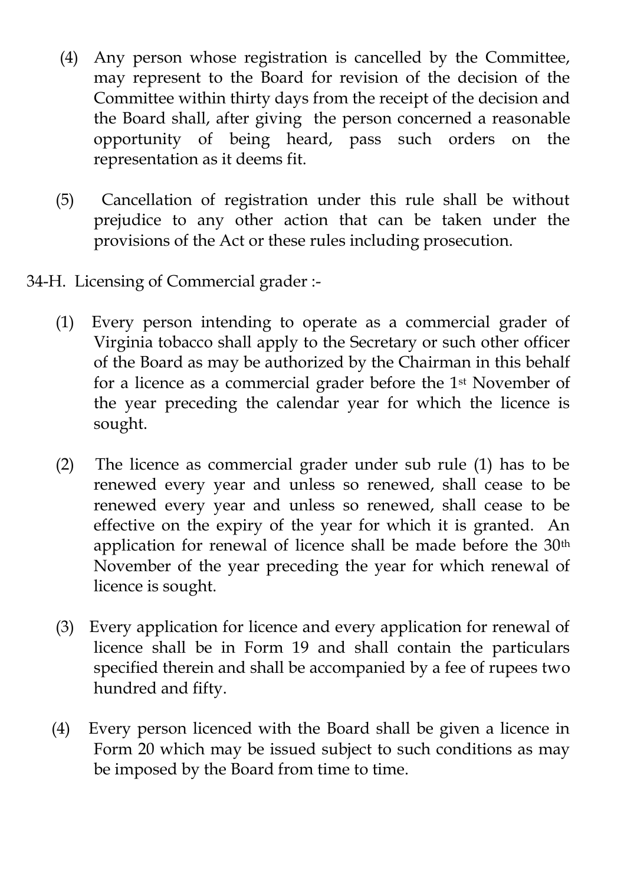(4) Any person whose registration is cancelled by the Committee, may represent to the Board for revision of the decision of the Committee within thirty days from the receipt of the decision and the Board shall, after giving the person concerned a reasonable opportunity of being heard, pass such orders on the representation as it deems fit.

(5) Cancellation of registration under this rule shall be without prejudice to any other action that can be taken under the provisions of the Act or these rules including prosecution.

34-H. Licensing of Commercial grader :-

(1) Every person intending to operate as a commercial grader of Virginia tobacco shall apply to the Secretary or such other officer of the Board as may be authorized by the Chairman in this behalf for a licence as a commercial grader before the 1st November of the year preceding the calendar year for which the licence is sought.

(2) The licence as commercial grader under sub rule (1) has to be renewed every year and unless so renewed, shall cease to be renewed every year and unless so renewed, shall cease to be effective on the expiry of the year for which it is granted. An application for renewal of licence shall be made before the 30th November of the year preceding the year for which renewal of licence is sought.

(3) Every application for licence and every application for renewal of licence shall be in Form 19 and shall contain the particulars specified therein and shall be accompanied by a fee of rupees two hundred and fifty.

(4) Every person licenced with the Board shall be given a licence in Form 20 which may be issued subject to such conditions as may be imposed by the Board from time to time.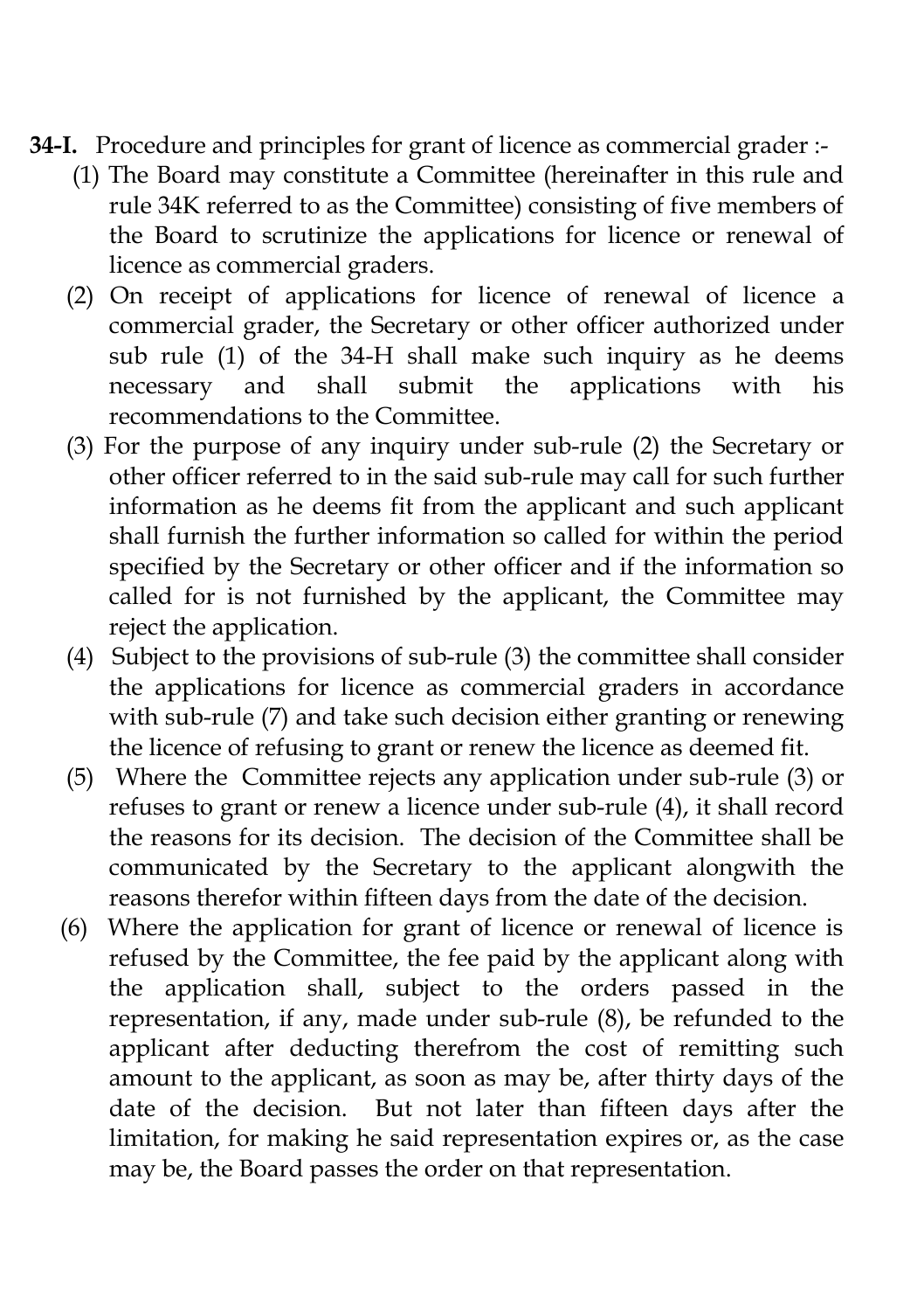**34-I.** Procedure and principles for grant of licence as commercial grader :-

(1) The Board may constitute a Committee (hereinafter in this rule and rule 34K referred to as the Committee) consisting of five members of the Board to scrutinize the applications for licence or renewal of licence as commercial graders.

(2) On receipt of applications for licence of renewal of licence a commercial grader, the Secretary or other officer authorized under sub rule (1) of the 34-H shall make such inquiry as he deems necessary and shall submit the applications with his recommendations to the Committee.

(3) For the purpose of any inquiry under sub-rule (2) the Secretary or other officer referred to in the said sub-rule may call for such further information as he deems fit from the applicant and such applicant shall furnish the further information so called for within the period specified by the Secretary or other officer and if the information so called for is not furnished by the applicant, the Committee may reject the application.

(4) Subject to the provisions of sub-rule (3) the committee shall consider the applications for licence as commercial graders in accordance with sub-rule (7) and take such decision either granting or renewing the licence of refusing to grant or renew the licence as deemed fit.

(5) Where the Committee rejects any application under sub-rule (3) or refuses to grant or renew a licence under sub-rule (4), it shall record the reasons for its decision. The decision of the Committee shall be communicated by the Secretary to the applicant alongwith the reasons therefor within fifteen days from the date of the decision.

(6) Where the application for grant of licence or renewal of licence is refused by the Committee, the fee paid by the applicant along with the application shall, subject to the orders passed in the representation, if any, made under sub-rule (8), be refunded to the applicant after deducting therefrom the cost of remitting such amount to the applicant, as soon as may be, after thirty days of the date of the decision. But not later than fifteen days after the limitation, for making he said representation expires or, as the case may be, the Board passes the order on that representation.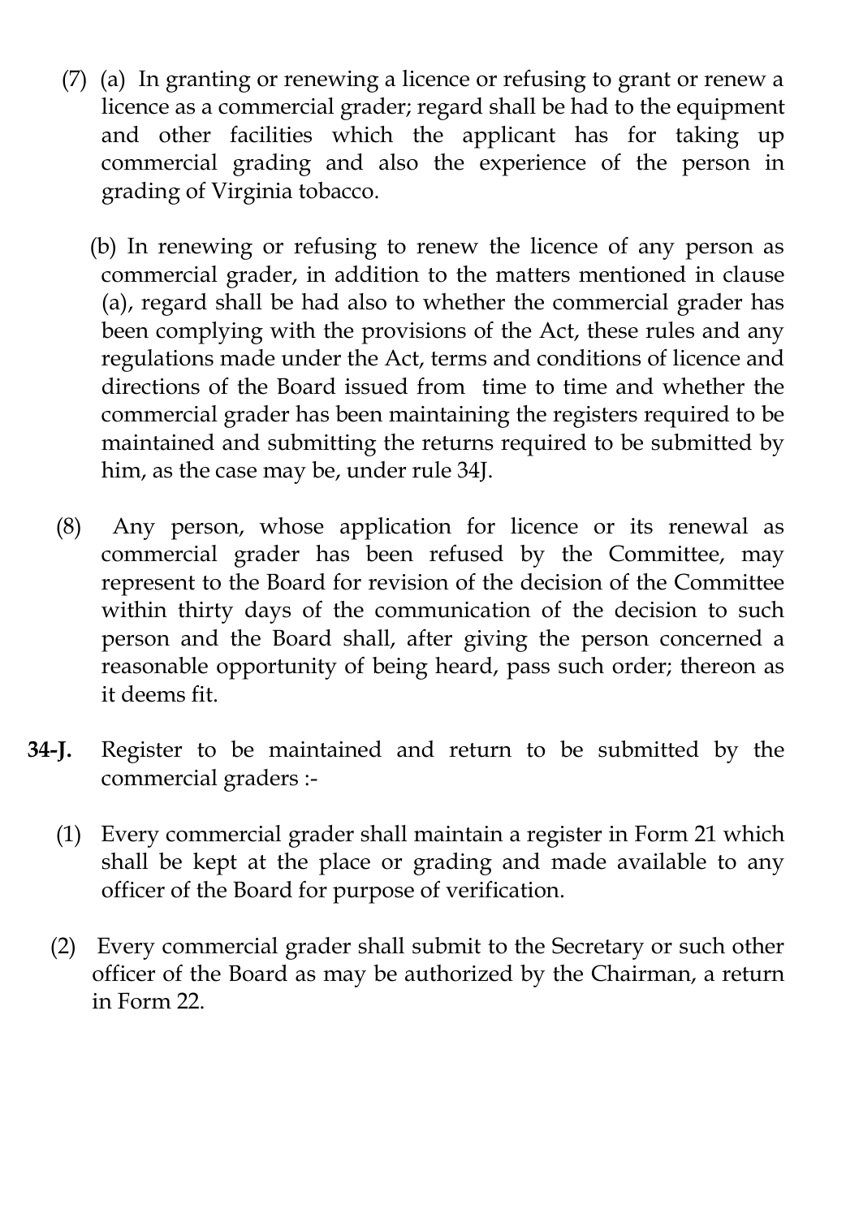(7) (a) In granting or renewing a licence or refusing to grant or renew a licence as a commercial grader; regard shall be had to the equipment and other facilities which the applicant has for taking up commercial grading and also the experience of the person in grading of Virginia tobacco.

(b) In renewing or refusing to renew the licence of any person as commercial grader, in addition to the matters mentioned in clause (a), regard shall be had also to whether the commercial grader has been complying with the provisions of the Act, these rules and any regulations made under the Act, terms and conditions of licence and directions of the Board issued from time to time and whether the commercial grader has been maintaining the registers required to be maintained and submitting the returns required to be submitted by him, as the case may be, under rule 34J.

(8) Any person, whose application for licence or its renewal as commercial grader has been refused by the Committee, may represent to the Board for revision of the decision of the Committee within thirty days of the communication of the decision to such person and the Board shall, after giving the person concerned a reasonable opportunity of being heard, pass such order; thereon as it deems fit.

**34-J.** Register to be maintained and return to be submitted by the commercial graders :-

(1) Every commercial grader shall maintain a register in Form 21 which shall be kept at the place or grading and made available to any officer of the Board for purpose of verification.

(2) Every commercial grader shall submit to the Secretary or such other officer of the Board as may be authorized by the Chairman, a return in Form 22.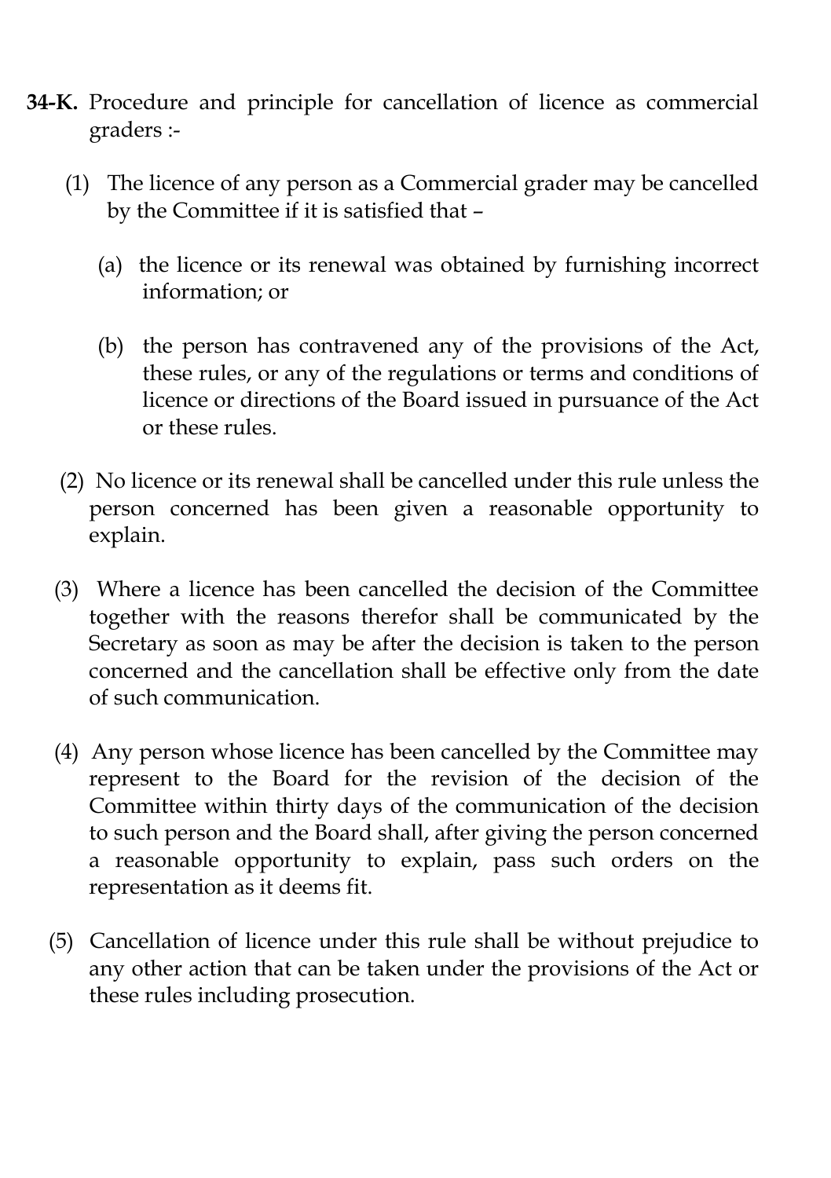**34-K.** Procedure and principle for cancellation of licence as commercial graders :-

(1) The licence of any person as a Commercial grader may be cancelled by the Committee if it is satisfied that –

(a) the licence or its renewal was obtained by furnishing incorrect information; or

(b) the person has contravened any of the provisions of the Act, these rules, or any of the regulations or terms and conditions of licence or directions of the Board issued in pursuance of the Act or these rules.

(2) No licence or its renewal shall be cancelled under this rule unless the person concerned has been given a reasonable opportunity to explain.

(3) Where a licence has been cancelled the decision of the Committee together with the reasons therefor shall be communicated by the Secretary as soon as may be after the decision is taken to the person concerned and the cancellation shall be effective only from the date of such communication.

(4) Any person whose licence has been cancelled by the Committee may represent to the Board for the revision of the decision of the Committee within thirty days of the communication of the decision to such person and the Board shall, after giving the person concerned a reasonable opportunity to explain, pass such orders on the representation as it deems fit.

(5) Cancellation of licence under this rule shall be without prejudice to any other action that can be taken under the provisions of the Act or these rules including prosecution.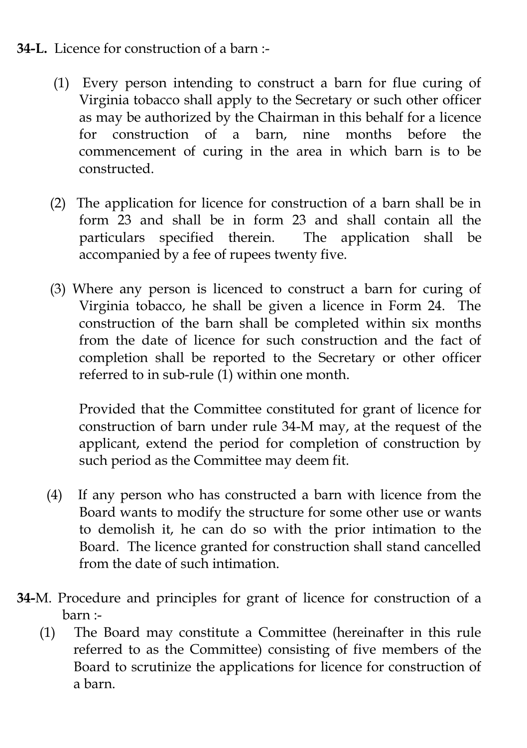**34-L.** Licence for construction of a barn :-

(1) Every person intending to construct a barn for flue curing of Virginia tobacco shall apply to the Secretary or such other officer as may be authorized by the Chairman in this behalf for a licence for construction of a barn, nine months before the commencement of curing in the area in which barn is to be constructed.

(2) The application for licence for construction of a barn shall be in form 23 and shall be in form 23 and shall contain all the particulars specified therein. The application shall be accompanied by a fee of rupees twenty five.

(3) Where any person is licenced to construct a barn for curing of Virginia tobacco, he shall be given a licence in Form 24. The construction of the barn shall be completed within six months from the date of licence for such construction and the fact of completion shall be reported to the Secretary or other officer referred to in sub-rule (1) within one month.

Provided that the Committee constituted for grant of licence for construction of barn under rule 34-M may, at the request of the applicant, extend the period for completion of construction by such period as the Committee may deem fit.

(4) If any person who has constructed a barn with licence from the Board wants to modify the structure for some other use or wants to demolish it, he can do so with the prior intimation to the Board. The licence granted for construction shall stand cancelled from the date of such intimation.

**34-**M. Procedure and principles for grant of licence for construction of a barn :-

(1) The Board may constitute a Committee (hereinafter in this rule referred to as the Committee) consisting of five members of the Board to scrutinize the applications for licence for construction of a barn.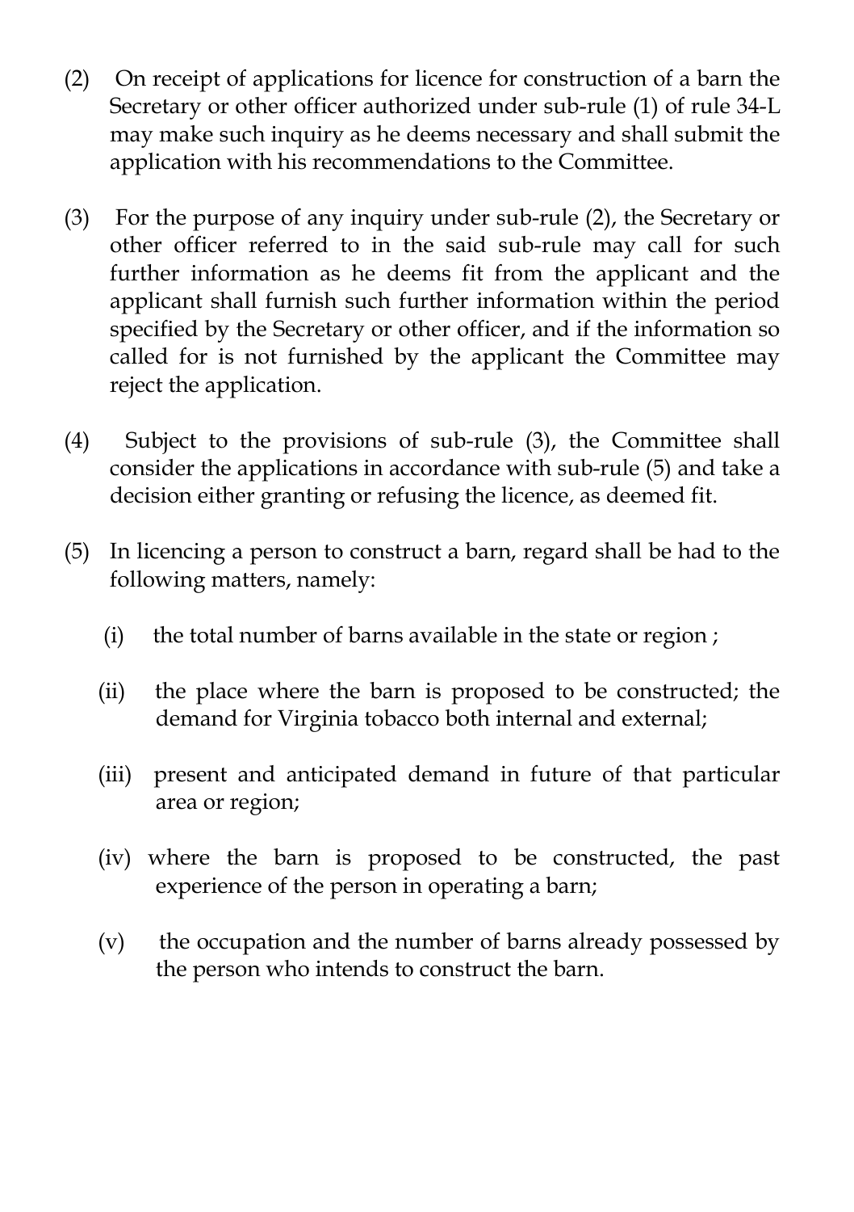(2) On receipt of applications for licence for construction of a barn the Secretary or other officer authorized under sub-rule (1) of rule 34-L may make such inquiry as he deems necessary and shall submit the application with his recommendations to the Committee.

(3) For the purpose of any inquiry under sub-rule (2), the Secretary or other officer referred to in the said sub-rule may call for such further information as he deems fit from the applicant and the applicant shall furnish such further information within the period specified by the Secretary or other officer, and if the information so called for is not furnished by the applicant the Committee may reject the application.

(4) Subject to the provisions of sub-rule (3), the Committee shall consider the applications in accordance with sub-rule (5) and take a decision either granting or refusing the licence, as deemed fit.

(5) In licencing a person to construct a barn, regard shall be had to the following matters, namely:

  (i) the total number of barns available in the state or region ;

  (ii) the place where the barn is proposed to be constructed; the demand for Virginia tobacco both internal and external;

  (iii) present and anticipated demand in future of that particular area or region;

  (iv) where the barn is proposed to be constructed, the past experience of the person in operating a barn;

  (v) the occupation and the number of barns already possessed by the person who intends to construct the barn.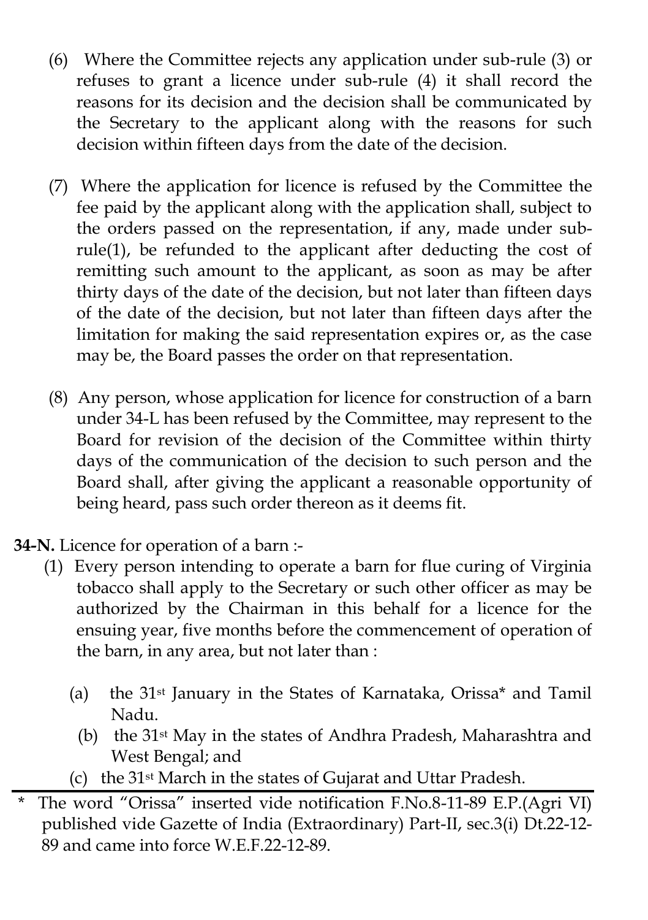(6) Where the Committee rejects any application under sub-rule (3) or refuses to grant a licence under sub-rule (4) it shall record the reasons for its decision and the decision shall be communicated by the Secretary to the applicant along with the reasons for such decision within fifteen days from the date of the decision.

(7) Where the application for licence is refused by the Committee the fee paid by the applicant along with the application shall, subject to the orders passed on the representation, if any, made under sub-rule(1), be refunded to the applicant after deducting the cost of remitting such amount to the applicant, as soon as may be after thirty days of the date of the decision, but not later than fifteen days of the date of the decision, but not later than fifteen days after the limitation for making the said representation expires or, as the case may be, the Board passes the order on that representation.

(8) Any person, whose application for licence for construction of a barn under 34-L has been refused by the Committee, may represent to the Board for revision of the decision of the Committee within thirty days of the communication of the decision to such person and the Board shall, after giving the applicant a reasonable opportunity of being heard, pass such order thereon as it deems fit.

**34-N.** Licence for operation of a barn :-

(1) Every person intending to operate a barn for flue curing of Virginia tobacco shall apply to the Secretary or such other officer as may be authorized by the Chairman in this behalf for a licence for the ensuing year, five months before the commencement of operation of the barn, in any area, but not later than :

(a) the 31st January in the States of Karnataka, Orissa* and Tamil Nadu.

(b) the 31st May in the states of Andhra Pradesh, Maharashtra and West Bengal; and

(c) the 31st March in the states of Gujarat and Uttar Pradesh.

---

* The word "Orissa" inserted vide notification F.No.8-11-89 E.P.(Agri VI) published vide Gazette of India (Extraordinary) Part-II, sec.3(i) Dt.22-12-89 and came into force W.E.F.22-12-89.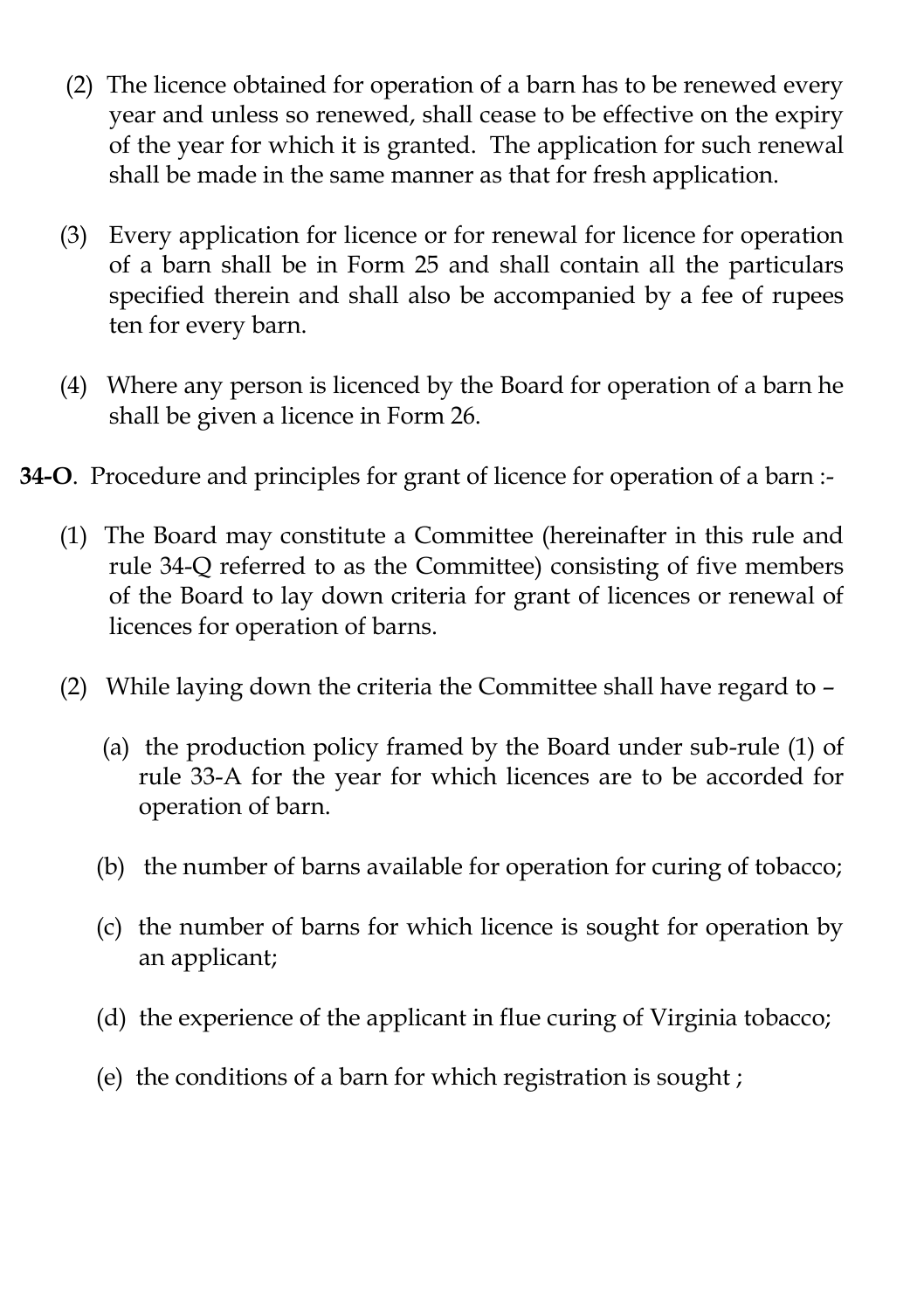(2) The licence obtained for operation of a barn has to be renewed every year and unless so renewed, shall cease to be effective on the expiry of the year for which it is granted. The application for such renewal shall be made in the same manner as that for fresh application.

(3) Every application for licence or for renewal for licence for operation of a barn shall be in Form 25 and shall contain all the particulars specified therein and shall also be accompanied by a fee of rupees ten for every barn.

(4) Where any person is licenced by the Board for operation of a barn he shall be given a licence in Form 26.

**34-O**. Procedure and principles for grant of licence for operation of a barn :-

(1) The Board may constitute a Committee (hereinafter in this rule and rule 34-Q referred to as the Committee) consisting of five members of the Board to lay down criteria for grant of licences or renewal of licences for operation of barns.

(2) While laying down the criteria the Committee shall have regard to –

(a) the production policy framed by the Board under sub-rule (1) of rule 33-A for the year for which licences are to be accorded for operation of barn.

(b) the number of barns available for operation for curing of tobacco;

(c) the number of barns for which licence is sought for operation by an applicant;

(d) the experience of the applicant in flue curing of Virginia tobacco;

(e) the conditions of a barn for which registration is sought ;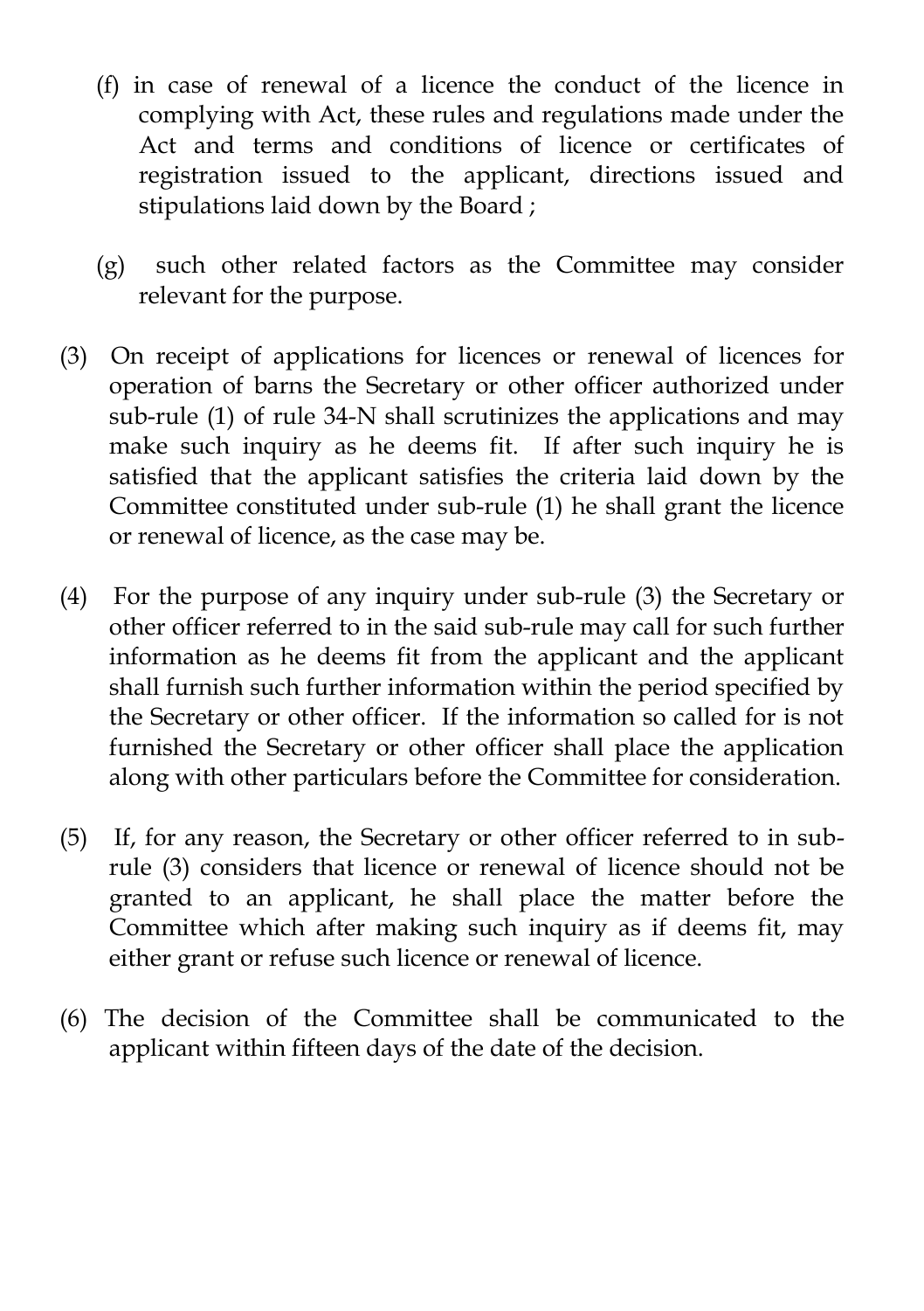(f) in case of renewal of a licence the conduct of the licence in complying with Act, these rules and regulations made under the Act and terms and conditions of licence or certificates of registration issued to the applicant, directions issued and stipulations laid down by the Board ;

(g) such other related factors as the Committee may consider relevant for the purpose.

(3) On receipt of applications for licences or renewal of licences for operation of barns the Secretary or other officer authorized under sub-rule (1) of rule 34-N shall scrutinizes the applications and may make such inquiry as he deems fit. If after such inquiry he is satisfied that the applicant satisfies the criteria laid down by the Committee constituted under sub-rule (1) he shall grant the licence or renewal of licence, as the case may be.

(4) For the purpose of any inquiry under sub-rule (3) the Secretary or other officer referred to in the said sub-rule may call for such further information as he deems fit from the applicant and the applicant shall furnish such further information within the period specified by the Secretary or other officer. If the information so called for is not furnished the Secretary or other officer shall place the application along with other particulars before the Committee for consideration.

(5) If, for any reason, the Secretary or other officer referred to in sub-rule (3) considers that licence or renewal of licence should not be granted to an applicant, he shall place the matter before the Committee which after making such inquiry as if deems fit, may either grant or refuse such licence or renewal of licence.

(6) The decision of the Committee shall be communicated to the applicant within fifteen days of the date of the decision.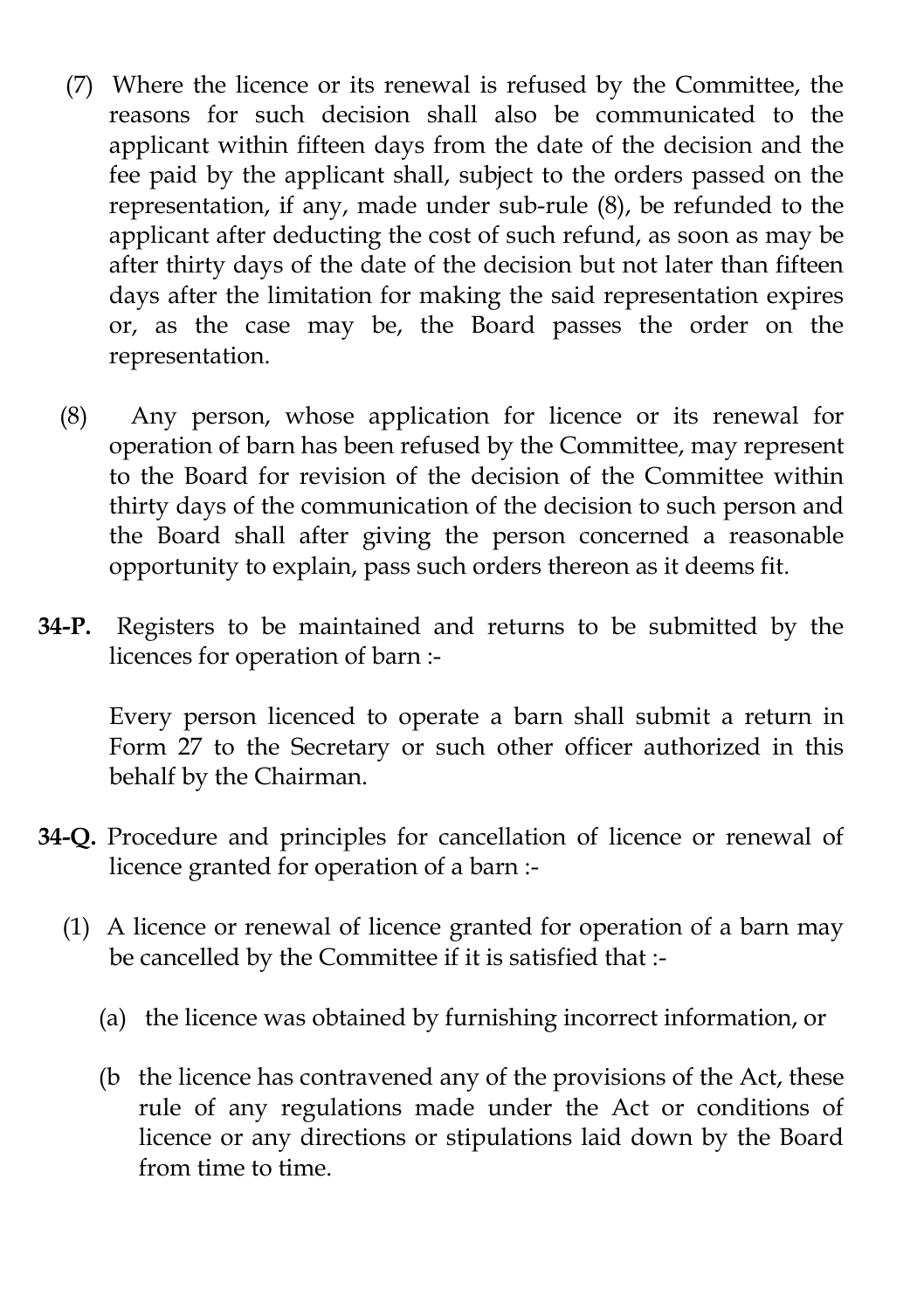(7) Where the licence or its renewal is refused by the Committee, the reasons for such decision shall also be communicated to the applicant within fifteen days from the date of the decision and the fee paid by the applicant shall, subject to the orders passed on the representation, if any, made under sub-rule (8), be refunded to the applicant after deducting the cost of such refund, as soon as may be after thirty days of the date of the decision but not later than fifteen days after the limitation for making the said representation expires or, as the case may be, the Board passes the order on the representation.

(8) Any person, whose application for licence or its renewal for operation of barn has been refused by the Committee, may represent to the Board for revision of the decision of the Committee within thirty days of the communication of the decision to such person and the Board shall after giving the person concerned a reasonable opportunity to explain, pass such orders thereon as it deems fit.

**34-P.** Registers to be maintained and returns to be submitted by the licences for operation of barn :-

Every person licenced to operate a barn shall submit a return in Form 27 to the Secretary or such other officer authorized in this behalf by the Chairman.

**34-Q.** Procedure and principles for cancellation of licence or renewal of licence granted for operation of a barn :-

(1) A licence or renewal of licence granted for operation of a barn may be cancelled by the Committee if it is satisfied that :-

(a) the licence was obtained by furnishing incorrect information, or

(b the licence has contravened any of the provisions of the Act, these rule of any regulations made under the Act or conditions of licence or any directions or stipulations laid down by the Board from time to time.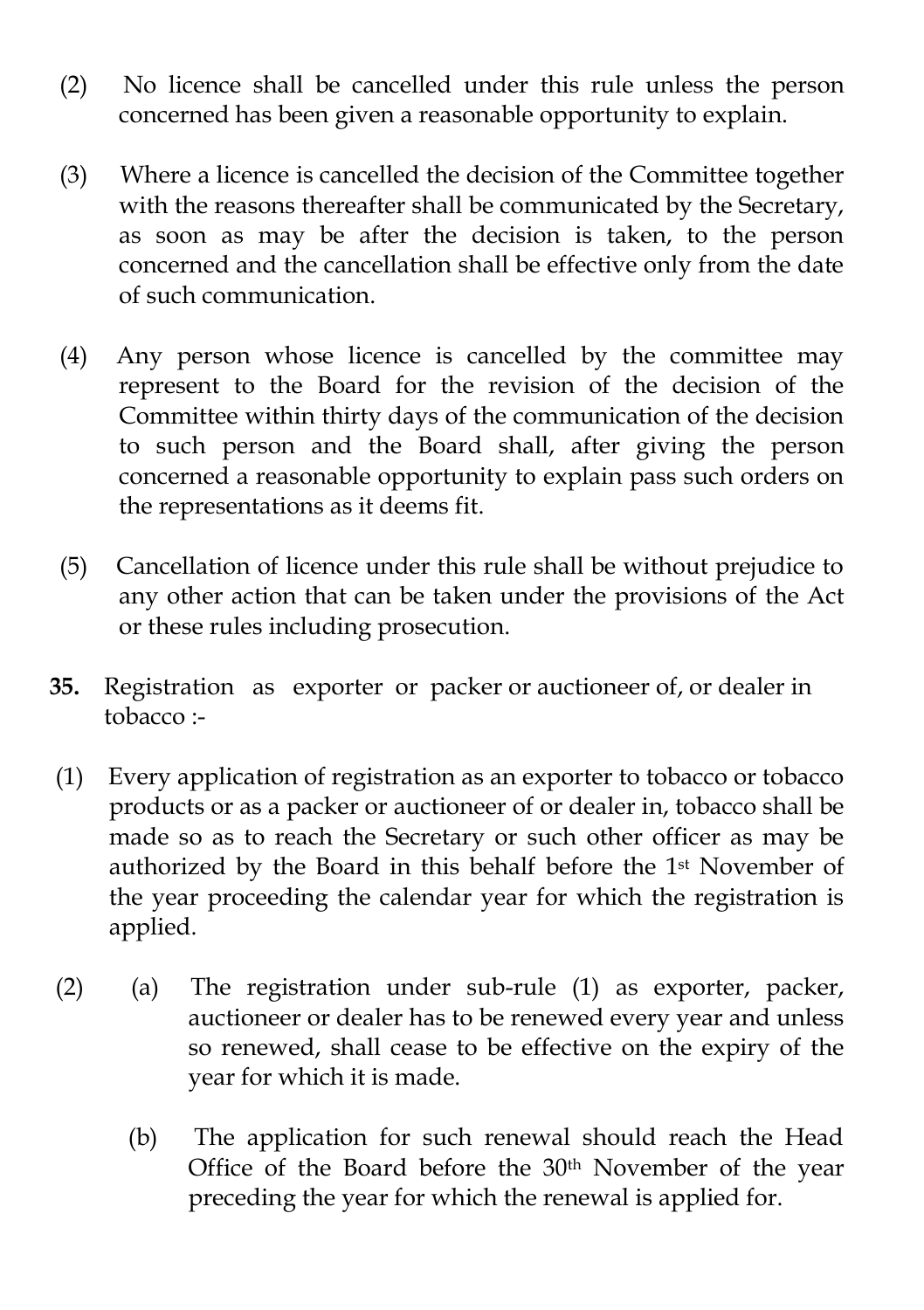(2) No licence shall be cancelled under this rule unless the person concerned has been given a reasonable opportunity to explain.

(3) Where a licence is cancelled the decision of the Committee together with the reasons thereafter shall be communicated by the Secretary, as soon as may be after the decision is taken, to the person concerned and the cancellation shall be effective only from the date of such communication.

(4) Any person whose licence is cancelled by the committee may represent to the Board for the revision of the decision of the Committee within thirty days of the communication of the decision to such person and the Board shall, after giving the person concerned a reasonable opportunity to explain pass such orders on the representations as it deems fit.

(5) Cancellation of licence under this rule shall be without prejudice to any other action that can be taken under the provisions of the Act or these rules including prosecution.

**35.** Registration as exporter or packer or auctioneer of, or dealer in tobacco :-

(1) Every application of registration as an exporter to tobacco or tobacco products or as a packer or auctioneer of or dealer in, tobacco shall be made so as to reach the Secretary or such other officer as may be authorized by the Board in this behalf before the 1st November of the year proceeding the calendar year for which the registration is applied.

(2) (a) The registration under sub-rule (1) as exporter, packer, auctioneer or dealer has to be renewed every year and unless so renewed, shall cease to be effective on the expiry of the year for which it is made.

(b) The application for such renewal should reach the Head Office of the Board before the 30th November of the year preceding the year for which the renewal is applied for.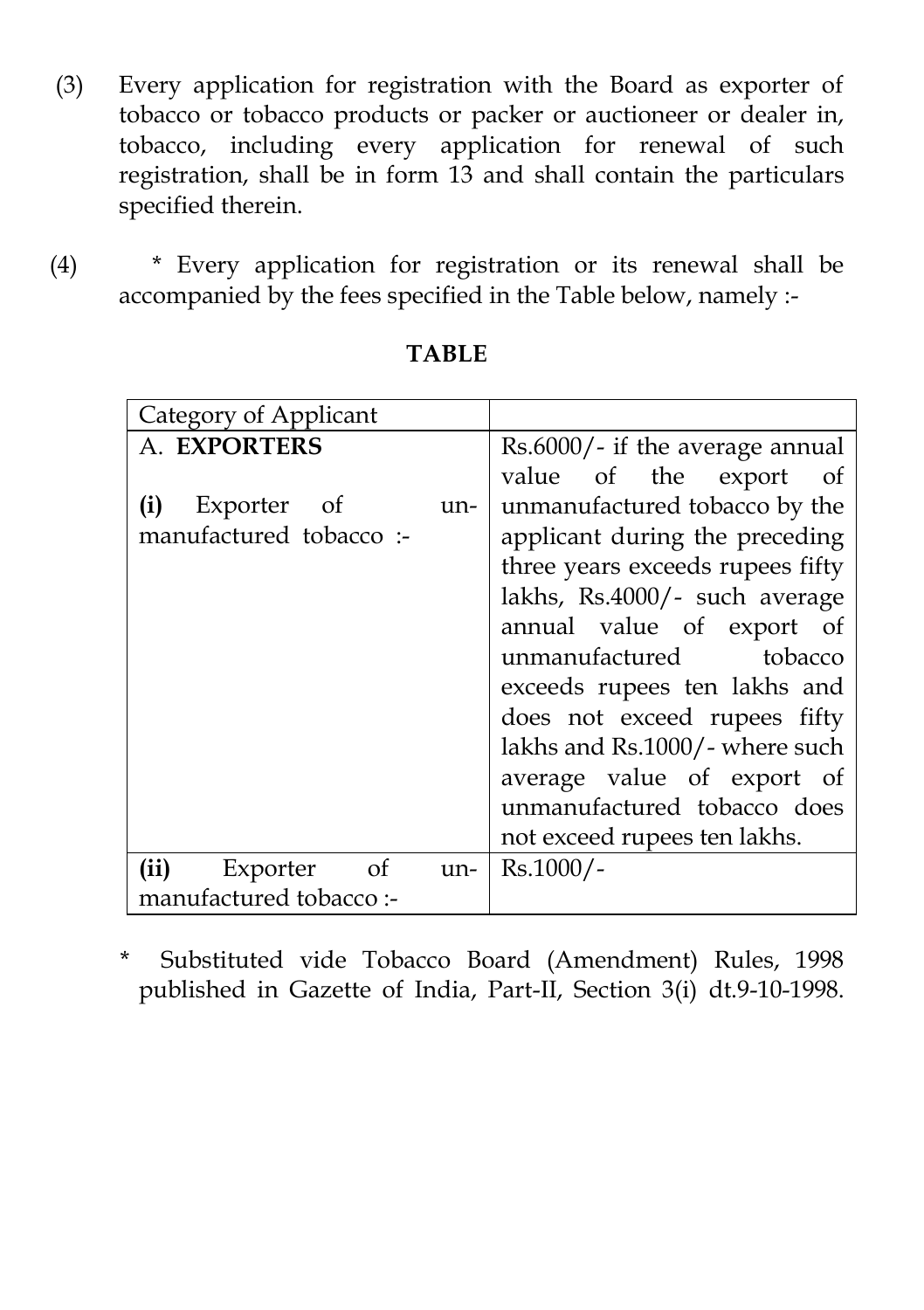(3) Every application for registration with the Board as exporter of tobacco or tobacco products or packer or auctioneer or dealer in, tobacco, including every application for renewal of such registration, shall be in form 13 and shall contain the particulars specified therein.

(4) * Every application for registration or its renewal shall be accompanied by the fees specified in the Table below, namely :-

**TABLE**

| Category of Applicant | |
|---|---|
| A. **EXPORTERS**<br><br>**(i)** Exporter of un-manufactured tobacco :- | Rs.6000/- if the average annual value of the export of unmanufactured tobacco by the applicant during the preceding three years exceeds rupees fifty lakhs, Rs.4000/- such average annual value of export of unmanufactured tobacco exceeds rupees ten lakhs and does not exceed rupees fifty lakhs and Rs.1000/- where such average value of export of unmanufactured tobacco does not exceed rupees ten lakhs. |
| **(ii)** Exporter of un-manufactured tobacco :- | Rs.1000/- |

* Substituted vide Tobacco Board (Amendment) Rules, 1998 published in Gazette of India, Part-II, Section 3(i) dt.9-10-1998.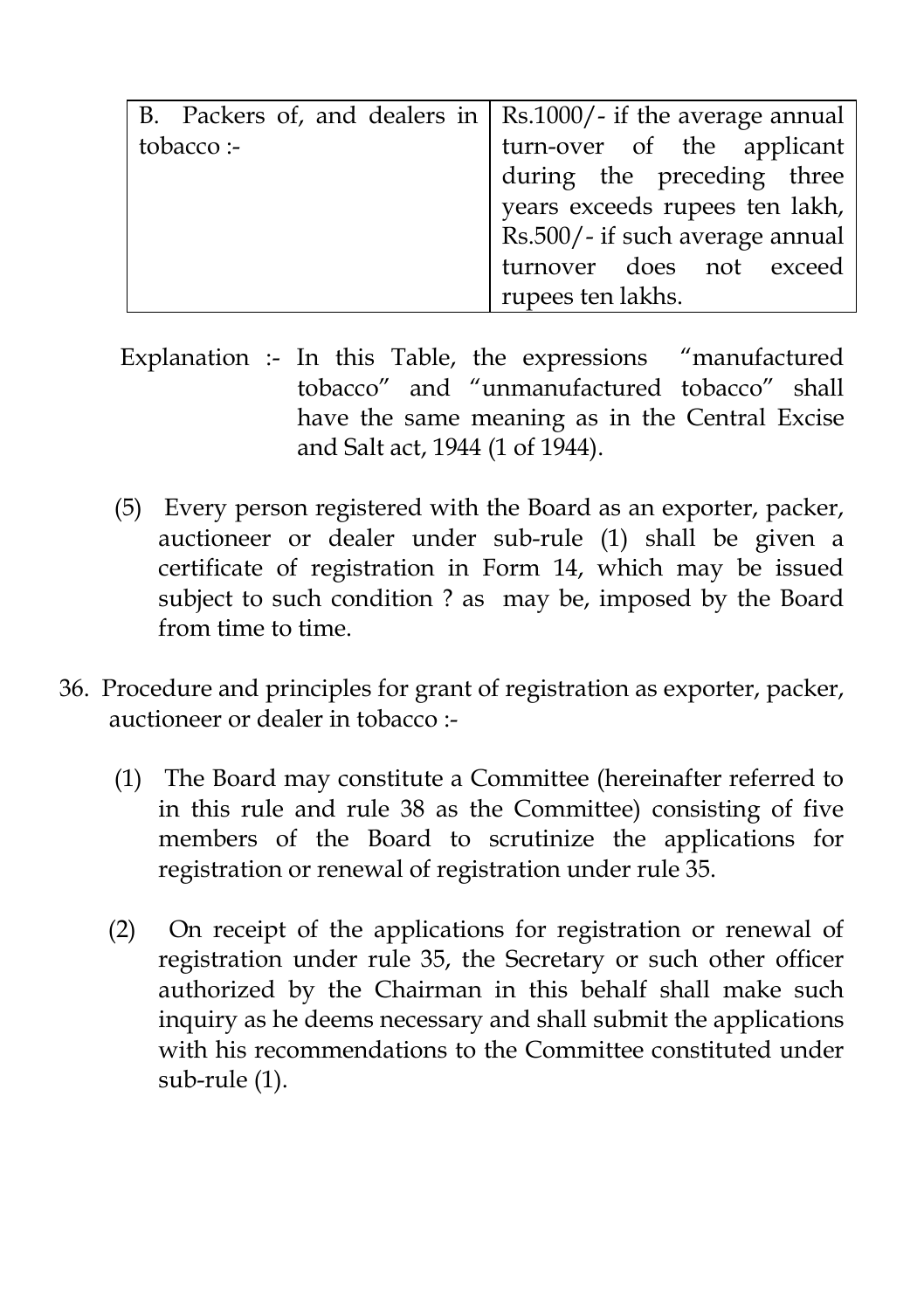| | |
|---|---|
| B. Packers of, and dealers in tobacco :- | Rs.1000/- if the average annual turn-over of the applicant during the preceding three years exceeds rupees ten lakh, Rs.500/- if such average annual turnover does not exceed rupees ten lakhs. |

Explanation :- In this Table, the expressions "manufactured tobacco" and "unmanufactured tobacco" shall have the same meaning as in the Central Excise and Salt act, 1944 (1 of 1944).

(5) Every person registered with the Board as an exporter, packer, auctioneer or dealer under sub-rule (1) shall be given a certificate of registration in Form 14, which may be issued subject to such condition ? as may be, imposed by the Board from time to time.

36. Procedure and principles for grant of registration as exporter, packer, auctioneer or dealer in tobacco :-

(1) The Board may constitute a Committee (hereinafter referred to in this rule and rule 38 as the Committee) consisting of five members of the Board to scrutinize the applications for registration or renewal of registration under rule 35.

(2) On receipt of the applications for registration or renewal of registration under rule 35, the Secretary or such other officer authorized by the Chairman in this behalf shall make such inquiry as he deems necessary and shall submit the applications with his recommendations to the Committee constituted under sub-rule (1).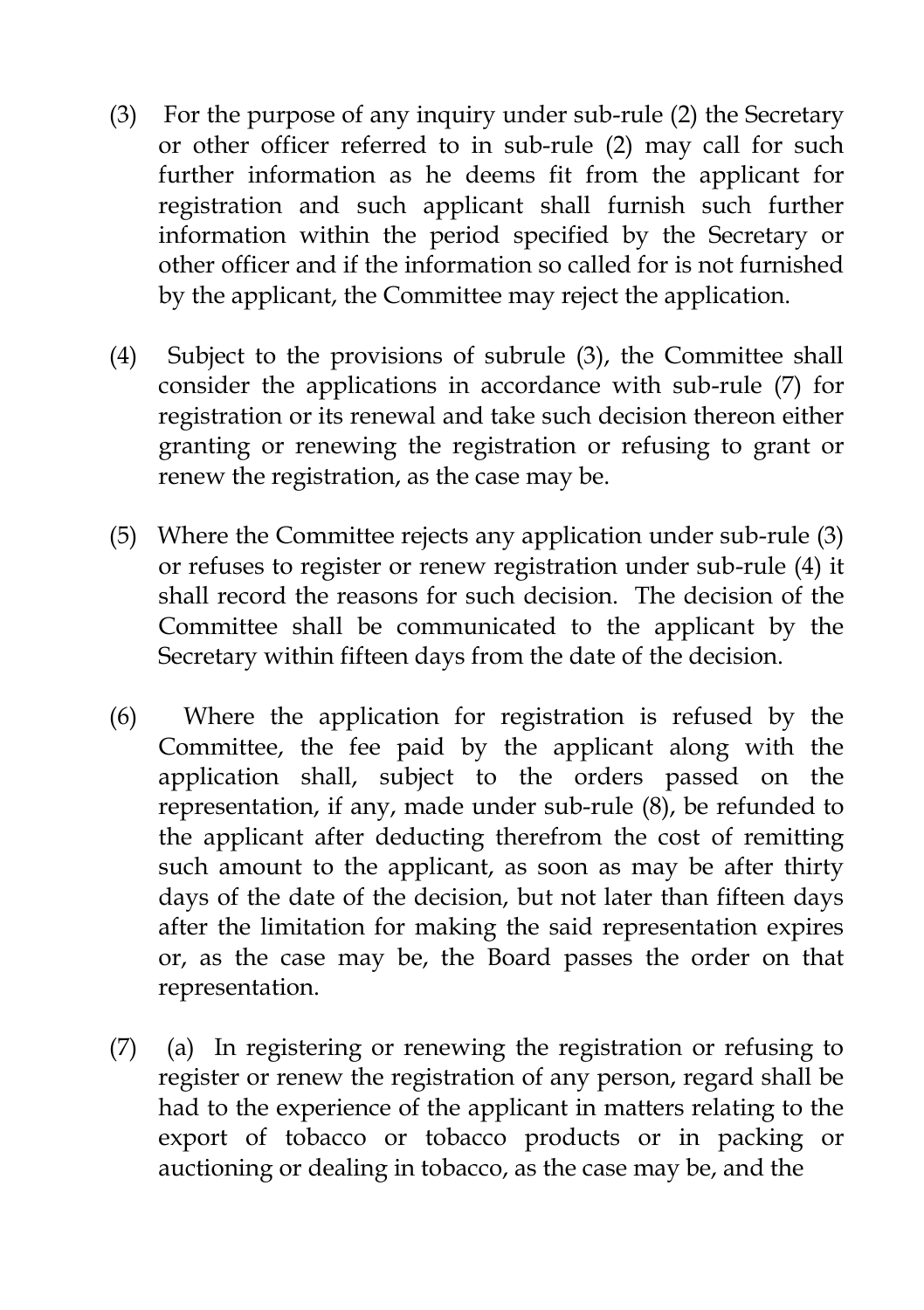(3) For the purpose of any inquiry under sub-rule (2) the Secretary or other officer referred to in sub-rule (2) may call for such further information as he deems fit from the applicant for registration and such applicant shall furnish such further information within the period specified by the Secretary or other officer and if the information so called for is not furnished by the applicant, the Committee may reject the application.

(4) Subject to the provisions of subrule (3), the Committee shall consider the applications in accordance with sub-rule (7) for registration or its renewal and take such decision thereon either granting or renewing the registration or refusing to grant or renew the registration, as the case may be.

(5) Where the Committee rejects any application under sub-rule (3) or refuses to register or renew registration under sub-rule (4) it shall record the reasons for such decision. The decision of the Committee shall be communicated to the applicant by the Secretary within fifteen days from the date of the decision.

(6) Where the application for registration is refused by the Committee, the fee paid by the applicant along with the application shall, subject to the orders passed on the representation, if any, made under sub-rule (8), be refunded to the applicant after deducting therefrom the cost of remitting such amount to the applicant, as soon as may be after thirty days of the date of the decision, but not later than fifteen days after the limitation for making the said representation expires or, as the case may be, the Board passes the order on that representation.

(7) (a) In registering or renewing the registration or refusing to register or renew the registration of any person, regard shall be had to the experience of the applicant in matters relating to the export of tobacco or tobacco products or in packing or auctioning or dealing in tobacco, as the case may be, and the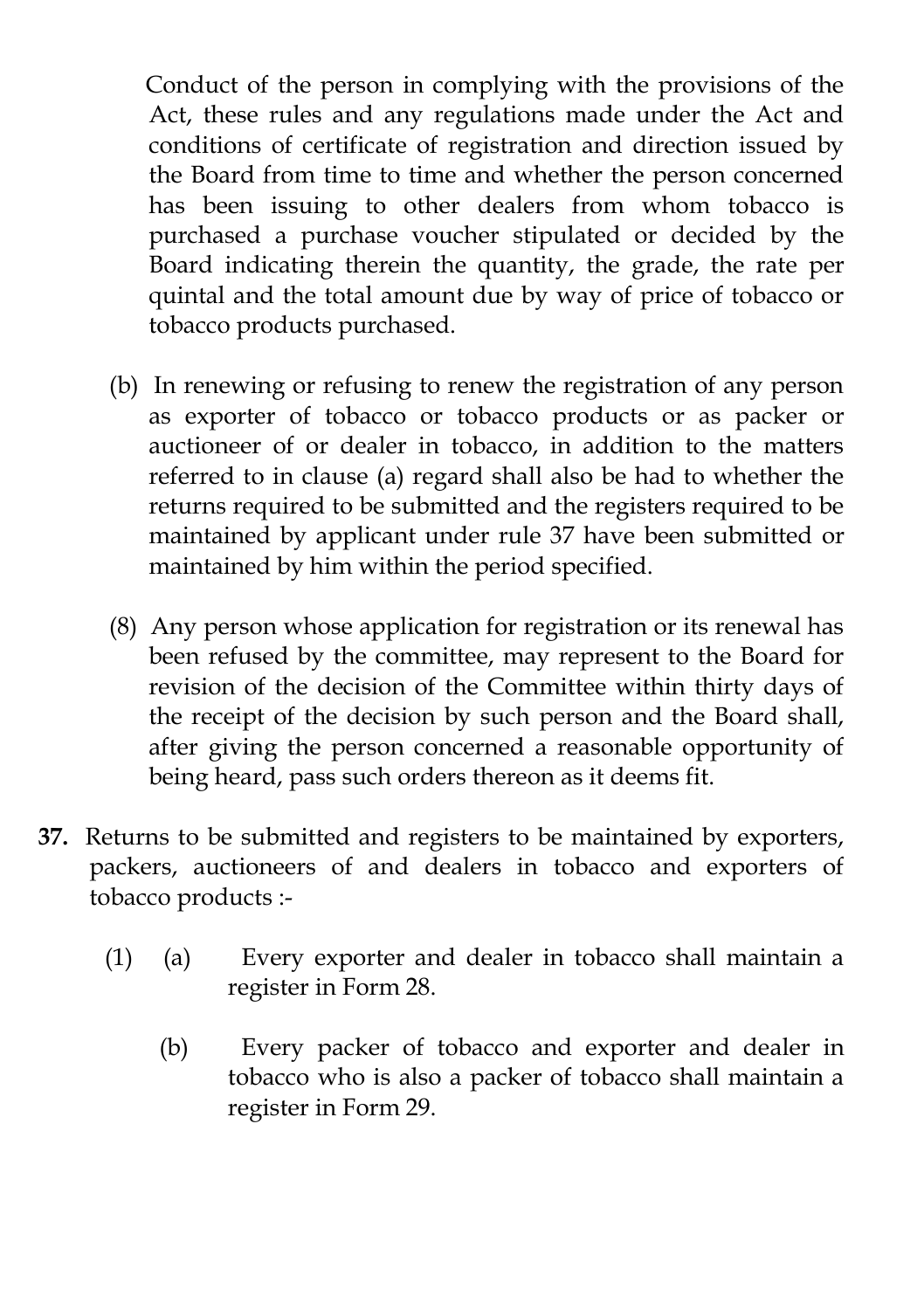Conduct of the person in complying with the provisions of the Act, these rules and any regulations made under the Act and conditions of certificate of registration and direction issued by the Board from time to time and whether the person concerned has been issuing to other dealers from whom tobacco is purchased a purchase voucher stipulated or decided by the Board indicating therein the quantity, the grade, the rate per quintal and the total amount due by way of price of tobacco or tobacco products purchased.

(b) In renewing or refusing to renew the registration of any person as exporter of tobacco or tobacco products or as packer or auctioneer of or dealer in tobacco, in addition to the matters referred to in clause (a) regard shall also be had to whether the returns required to be submitted and the registers required to be maintained by applicant under rule 37 have been submitted or maintained by him within the period specified.

(8) Any person whose application for registration or its renewal has been refused by the committee, may represent to the Board for revision of the decision of the Committee within thirty days of the receipt of the decision by such person and the Board shall, after giving the person concerned a reasonable opportunity of being heard, pass such orders thereon as it deems fit.

**37.** Returns to be submitted and registers to be maintained by exporters, packers, auctioneers of and dealers in tobacco and exporters of tobacco products :-

(1) (a) Every exporter and dealer in tobacco shall maintain a register in Form 28.

(b) Every packer of tobacco and exporter and dealer in tobacco who is also a packer of tobacco shall maintain a register in Form 29.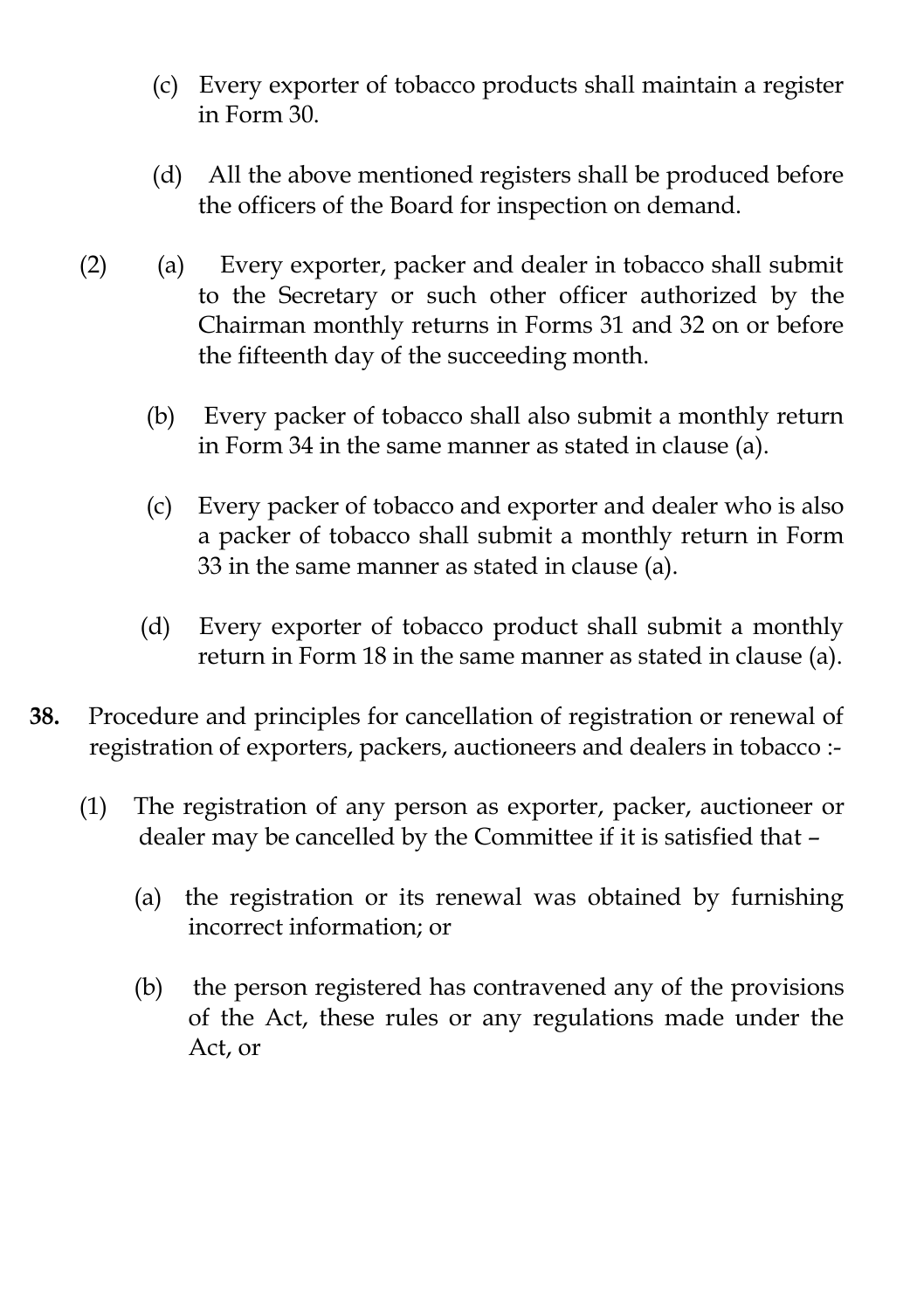(c) Every exporter of tobacco products shall maintain a register in Form 30.

(d) All the above mentioned registers shall be produced before the officers of the Board for inspection on demand.

(2) (a) Every exporter, packer and dealer in tobacco shall submit to the Secretary or such other officer authorized by the Chairman monthly returns in Forms 31 and 32 on or before the fifteenth day of the succeeding month.

(b) Every packer of tobacco shall also submit a monthly return in Form 34 in the same manner as stated in clause (a).

(c) Every packer of tobacco and exporter and dealer who is also a packer of tobacco shall submit a monthly return in Form 33 in the same manner as stated in clause (a).

(d) Every exporter of tobacco product shall submit a monthly return in Form 18 in the same manner as stated in clause (a).

**38.** Procedure and principles for cancellation of registration or renewal of registration of exporters, packers, auctioneers and dealers in tobacco :-

(1) The registration of any person as exporter, packer, auctioneer or dealer may be cancelled by the Committee if it is satisfied that –

(a) the registration or its renewal was obtained by furnishing incorrect information; or

(b) the person registered has contravened any of the provisions of the Act, these rules or any regulations made under the Act, or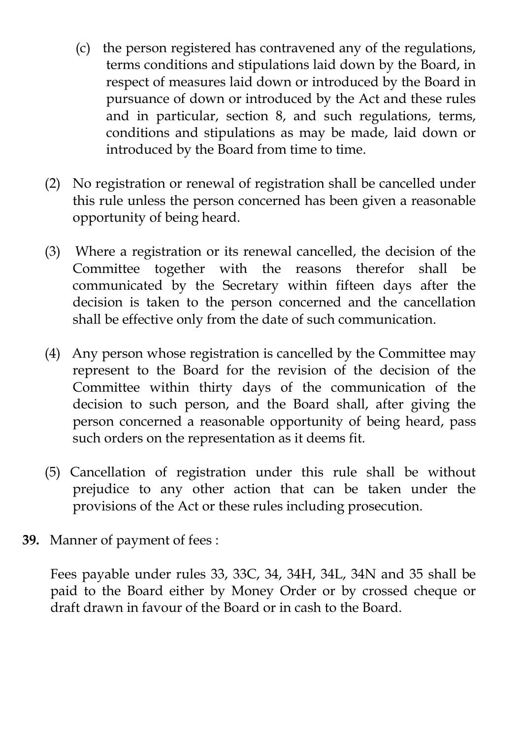(c) the person registered has contravened any of the regulations, terms conditions and stipulations laid down by the Board, in respect of measures laid down or introduced by the Board in pursuance of down or introduced by the Act and these rules and in particular, section 8, and such regulations, terms, conditions and stipulations as may be made, laid down or introduced by the Board from time to time.

(2) No registration or renewal of registration shall be cancelled under this rule unless the person concerned has been given a reasonable opportunity of being heard.

(3) Where a registration or its renewal cancelled, the decision of the Committee together with the reasons therefor shall be communicated by the Secretary within fifteen days after the decision is taken to the person concerned and the cancellation shall be effective only from the date of such communication.

(4) Any person whose registration is cancelled by the Committee may represent to the Board for the revision of the decision of the Committee within thirty days of the communication of the decision to such person, and the Board shall, after giving the person concerned a reasonable opportunity of being heard, pass such orders on the representation as it deems fit.

(5) Cancellation of registration under this rule shall be without prejudice to any other action that can be taken under the provisions of the Act or these rules including prosecution.

**39.** Manner of payment of fees :

Fees payable under rules 33, 33C, 34, 34H, 34L, 34N and 35 shall be paid to the Board either by Money Order or by crossed cheque or draft drawn in favour of the Board or in cash to the Board.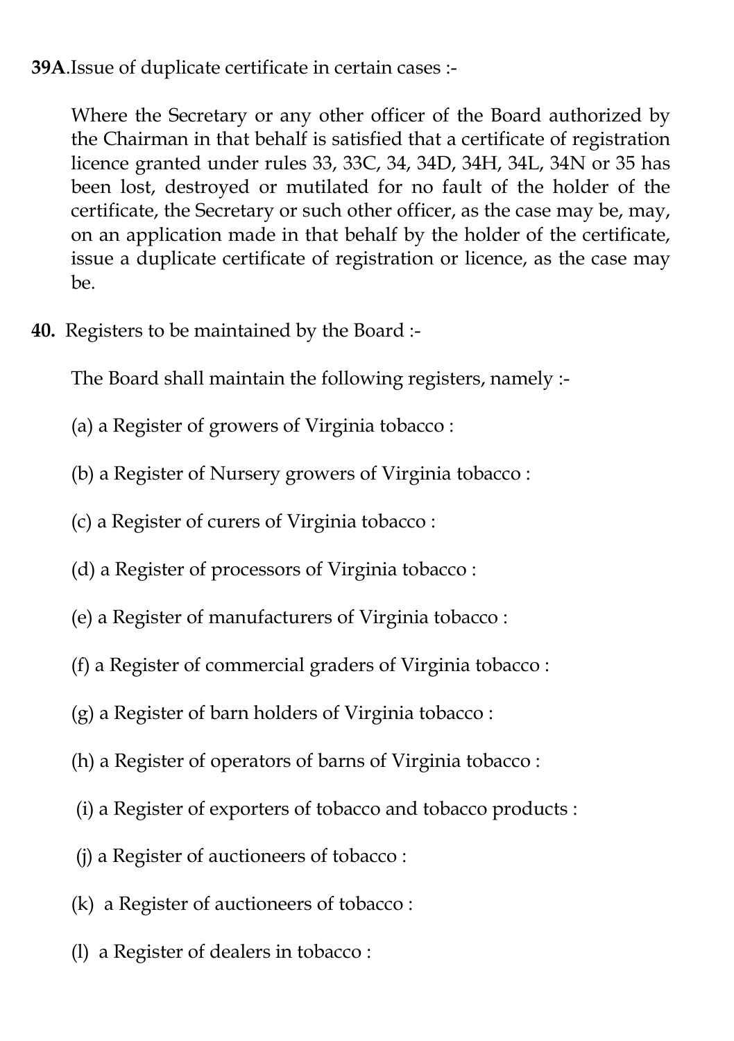**39A**.Issue of duplicate certificate in certain cases :-

Where the Secretary or any other officer of the Board authorized by the Chairman in that behalf is satisfied that a certificate of registration licence granted under rules 33, 33C, 34, 34D, 34H, 34L, 34N or 35 has been lost, destroyed or mutilated for no fault of the holder of the certificate, the Secretary or such other officer, as the case may be, may, on an application made in that behalf by the holder of the certificate, issue a duplicate certificate of registration or licence, as the case may be.

**40.** Registers to be maintained by the Board :-

The Board shall maintain the following registers, namely :-

(a) a Register of growers of Virginia tobacco :

(b) a Register of Nursery growers of Virginia tobacco :

(c) a Register of curers of Virginia tobacco :

(d) a Register of processors of Virginia tobacco :

(e) a Register of manufacturers of Virginia tobacco :

(f) a Register of commercial graders of Virginia tobacco :

(g) a Register of barn holders of Virginia tobacco :

(h) a Register of operators of barns of Virginia tobacco :

(i) a Register of exporters of tobacco and tobacco products :

(j) a Register of auctioneers of tobacco :

(k) a Register of auctioneers of tobacco :

(l) a Register of dealers in tobacco :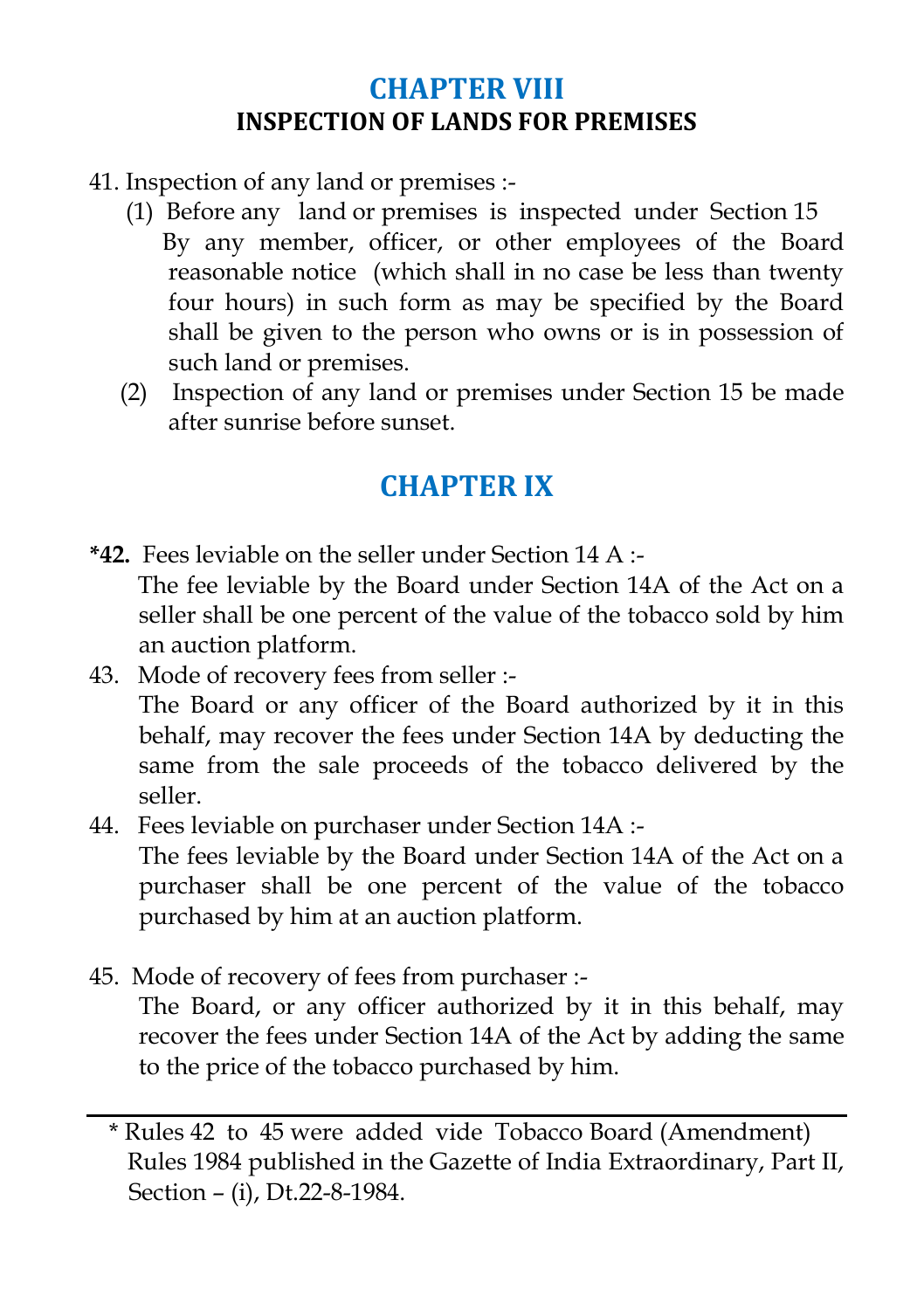# CHAPTER VIII

## INSPECTION OF LANDS FOR PREMISES

41. Inspection of any land or premises :-

    (1) Before any land or premises is inspected under Section 15 By any member, officer, or other employees of the Board reasonable notice (which shall in no case be less than twenty four hours) in such form as may be specified by the Board shall be given to the person who owns or is in possession of such land or premises.

    (2) Inspection of any land or premises under Section 15 be made after sunrise before sunset.

# CHAPTER IX

**\*42.** Fees leviable on the seller under Section 14 A :-

The fee leviable by the Board under Section 14A of the Act on a seller shall be one percent of the value of the tobacco sold by him an auction platform.

43. Mode of recovery fees from seller :-

The Board or any officer of the Board authorized by it in this behalf, may recover the fees under Section 14A by deducting the same from the sale proceeds of the tobacco delivered by the seller.

44. Fees leviable on purchaser under Section 14A :-

The fees leviable by the Board under Section 14A of the Act on a purchaser shall be one percent of the value of the tobacco purchased by him at an auction platform.

45. Mode of recovery of fees from purchaser :-

The Board, or any officer authorized by it in this behalf, may recover the fees under Section 14A of the Act by adding the same to the price of the tobacco purchased by him.

---

\* Rules 42 to 45 were added vide Tobacco Board (Amendment) Rules 1984 published in the Gazette of India Extraordinary, Part II, Section – (i), Dt.22-8-1984.